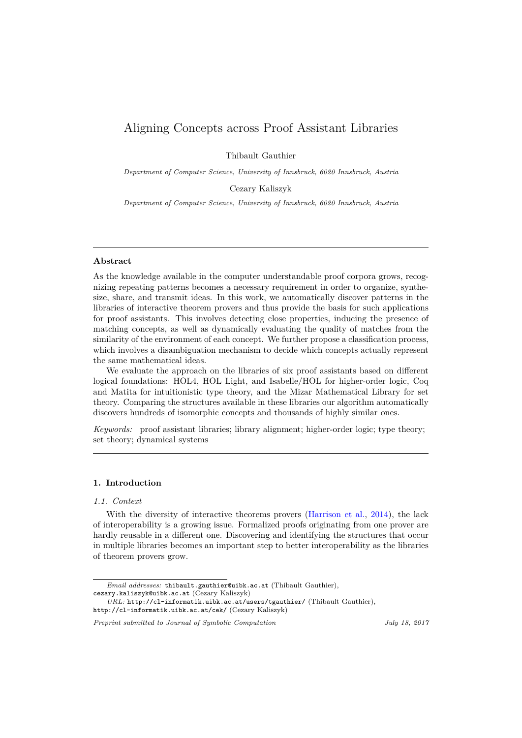# Aligning Concepts across Proof Assistant Libraries

Thibault Gauthier

*Department of Computer Science, University of Innsbruck, 6020 Innsbruck, Austria*

Cezary Kaliszyk

*Department of Computer Science, University of Innsbruck, 6020 Innsbruck, Austria*

---

## Abstract

As the knowledge available in the computer understandable proof corpora grows, recognizing repeating patterns becomes a necessary requirement in order to organize, synthesize, share, and transmit ideas. In this work, we automatically discover patterns in the libraries of interactive theorem provers and thus provide the basis for such applications for proof assistants. This involves detecting close properties, inducing the presence of matching concepts, as well as dynamically evaluating the quality of matches from the similarity of the environment of each concept. We further propose a classification process, which involves a disambiguation mechanism to decide which concepts actually represent the same mathematical ideas.

We evaluate the approach on the libraries of six proof assistants based on different logical foundations: HOL4, HOL Light, and Isabelle/HOL for higher-order logic, Coq and Matita for intuitionistic type theory, and the Mizar Mathematical Library for set theory. Comparing the structures available in these libraries our algorithm automatically discovers hundreds of isomorphic concepts and thousands of highly similar ones.

*Keywords:* proof assistant libraries; library alignment; higher-order logic; type theory; set theory; dynamical systems

---

## 1. Introduction

### 1.1. Context

With the diversity of interactive theorems provers (Harrison et al., 2014), the lack of interoperability is a growing issue. Formalized proofs originating from one prover are hardly reusable in a different one. Discovering and identifying the structures that occur in multiple libraries becomes an important step to better interoperability as the libraries of theorem provers grow.

---

*Email addresses:* thibault.gauthier@uibk.ac.at (Thibault Gauthier), cezary.kaliszyk@uibk.ac.at (Cezary Kaliszyk)

*URL:* http://cl-informatik.uibk.ac.at/users/tgauthier/ (Thibault Gauthier), http://cl-informatik.uibk.ac.at/cek/ (Cezary Kaliszyk)

*Preprint submitted to Journal of Symbolic Computation* July 18, 2017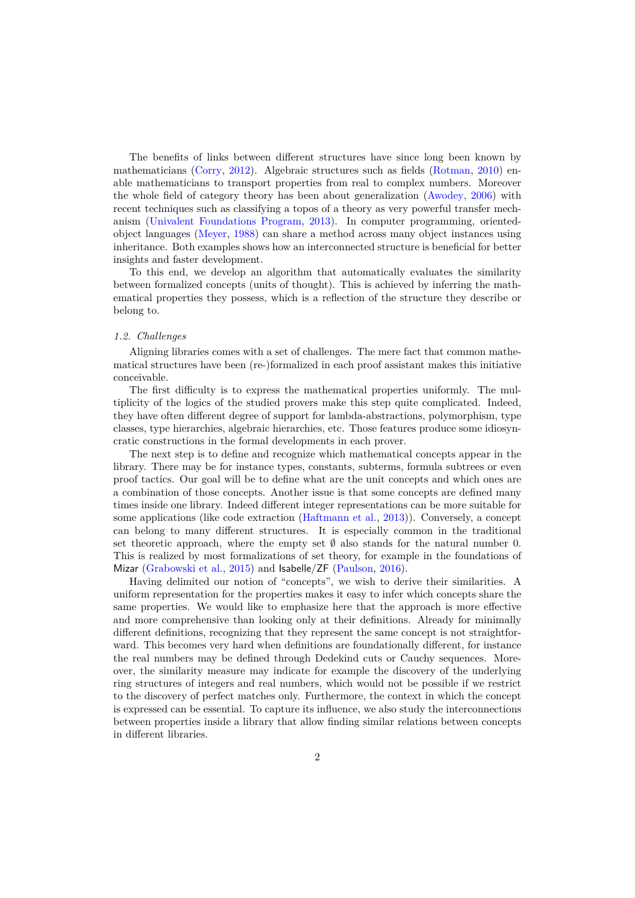The benefits of links between different structures have since long been known by mathematicians (Corry, 2012). Algebraic structures such as fields (Rotman, 2010) enable mathematicians to transport properties from real to complex numbers. Moreover the whole field of category theory has been about generalization (Awodey, 2006) with recent techniques such as classifying a topos of a theory as very powerful transfer mechanism (Univalent Foundations Program, 2013). In computer programming, oriented-object languages (Meyer, 1988) can share a method across many object instances using inheritance. Both examples shows how an interconnected structure is beneficial for better insights and faster development.

To this end, we develop an algorithm that automatically evaluates the similarity between formalized concepts (units of thought). This is achieved by inferring the mathematical properties they possess, which is a reflection of the structure they describe or belong to.

### *1.2. Challenges*

Aligning libraries comes with a set of challenges. The mere fact that common mathematical structures have been (re-)formalized in each proof assistant makes this initiative conceivable.

The first difficulty is to express the mathematical properties uniformly. The multiplicity of the logics of the studied provers make this step quite complicated. Indeed, they have often different degree of support for lambda-abstractions, polymorphism, type classes, type hierarchies, algebraic hierarchies, etc. Those features produce some idiosyncratic constructions in the formal developments in each prover.

The next step is to define and recognize which mathematical concepts appear in the library. There may be for instance types, constants, subterms, formula subtrees or even proof tactics. Our goal will be to define what are the unit concepts and which ones are a combination of those concepts. Another issue is that some concepts are defined many times inside one library. Indeed different integer representations can be more suitable for some applications (like code extraction (Haftmann et al., 2013)). Conversely, a concept can belong to many different structures. It is especially common in the traditional set theoretic approach, where the empty set $\emptyset$ also stands for the natural number 0. This is realized by most formalizations of set theory, for example in the foundations of Mizar (Grabowski et al., 2015) and Isabelle/ZF (Paulson, 2016).

Having delimited our notion of "concepts", we wish to derive their similarities. A uniform representation for the properties makes it easy to infer which concepts share the same properties. We would like to emphasize here that the approach is more effective and more comprehensive than looking only at their definitions. Already for minimally different definitions, recognizing that they represent the same concept is not straightforward. This becomes very hard when definitions are foundationally different, for instance the real numbers may be defined through Dedekind cuts or Cauchy sequences. Moreover, the similarity measure may indicate for example the discovery of the underlying ring structures of integers and real numbers, which would not be possible if we restrict to the discovery of perfect matches only. Furthermore, the context in which the concept is expressed can be essential. To capture its influence, we also study the interconnections between properties inside a library that allow finding similar relations between concepts in different libraries.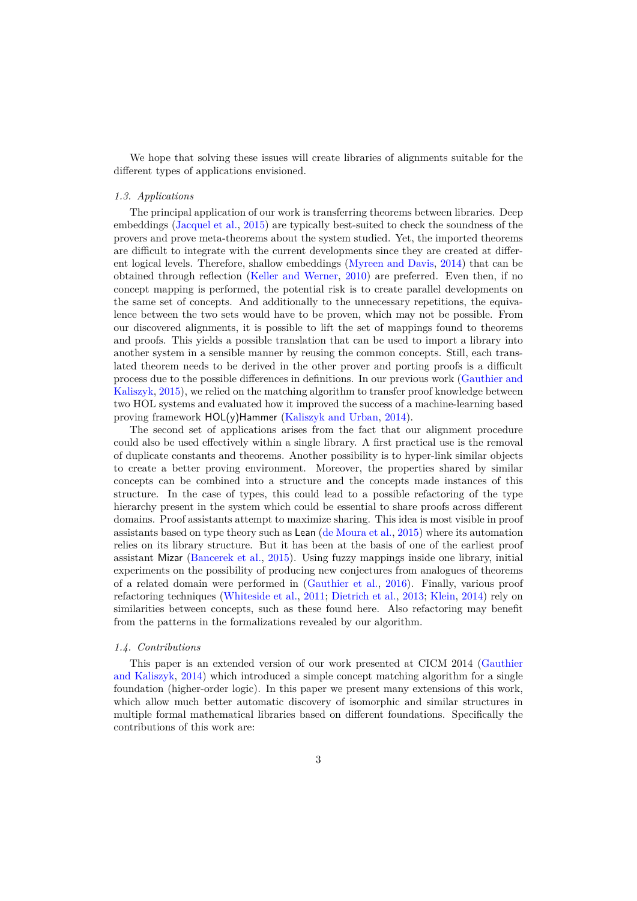We hope that solving these issues will create libraries of alignments suitable for the different types of applications envisioned.

### *1.3. Applications*

The principal application of our work is transferring theorems between libraries. Deep embeddings (Jacquel et al., 2015) are typically best-suited to check the soundness of the provers and prove meta-theorems about the system studied. Yet, the imported theorems are difficult to integrate with the current developments since they are created at different logical levels. Therefore, shallow embeddings (Myreen and Davis, 2014) that can be obtained through reflection (Keller and Werner, 2010) are preferred. Even then, if no concept mapping is performed, the potential risk is to create parallel developments on the same set of concepts. And additionally to the unnecessary repetitions, the equivalence between the two sets would have to be proven, which may not be possible. From our discovered alignments, it is possible to lift the set of mappings found to theorems and proofs. This yields a possible translation that can be used to import a library into another system in a sensible manner by reusing the common concepts. Still, each translated theorem needs to be derived in the other prover and porting proofs is a difficult process due to the possible differences in definitions. In our previous work (Gauthier and Kaliszyk, 2015), we relied on the matching algorithm to transfer proof knowledge between two HOL systems and evaluated how it improved the success of a machine-learning based proving framework HOL(y)Hammer (Kaliszyk and Urban, 2014).

The second set of applications arises from the fact that our alignment procedure could also be used effectively within a single library. A first practical use is the removal of duplicate constants and theorems. Another possibility is to hyper-link similar objects to create a better proving environment. Moreover, the properties shared by similar concepts can be combined into a structure and the concepts made instances of this structure. In the case of types, this could lead to a possible refactoring of the type hierarchy present in the system which could be essential to share proofs across different domains. Proof assistants attempt to maximize sharing. This idea is most visible in proof assistants based on type theory such as Lean (de Moura et al., 2015) where its automation relies on its library structure. But it has been at the basis of one of the earliest proof assistant Mizar (Bancerek et al., 2015). Using fuzzy mappings inside one library, initial experiments on the possibility of producing new conjectures from analogues of theorems of a related domain were performed in (Gauthier et al., 2016). Finally, various proof refactoring techniques (Whiteside et al., 2011; Dietrich et al., 2013; Klein, 2014) rely on similarities between concepts, such as these found here. Also refactoring may benefit from the patterns in the formalizations revealed by our algorithm.

### *1.4. Contributions*

This paper is an extended version of our work presented at CICM 2014 (Gauthier and Kaliszyk, 2014) which introduced a simple concept matching algorithm for a single foundation (higher-order logic). In this paper we present many extensions of this work, which allow much better automatic discovery of isomorphic and similar structures in multiple formal mathematical libraries based on different foundations. Specifically the contributions of this work are: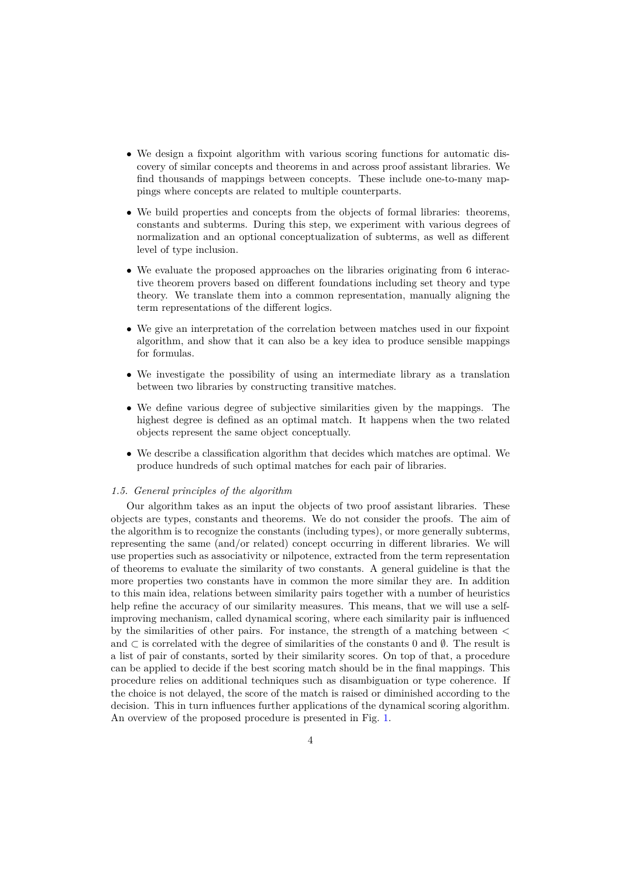- We design a fixpoint algorithm with various scoring functions for automatic discovery of similar concepts and theorems in and across proof assistant libraries. We find thousands of mappings between concepts. These include one-to-many mappings where concepts are related to multiple counterparts.
- We build properties and concepts from the objects of formal libraries: theorems, constants and subterms. During this step, we experiment with various degrees of normalization and an optional conceptualization of subterms, as well as different level of type inclusion.
- We evaluate the proposed approaches on the libraries originating from 6 interactive theorem provers based on different foundations including set theory and type theory. We translate them into a common representation, manually aligning the term representations of the different logics.
- We give an interpretation of the correlation between matches used in our fixpoint algorithm, and show that it can also be a key idea to produce sensible mappings for formulas.
- We investigate the possibility of using an intermediate library as a translation between two libraries by constructing transitive matches.
- We define various degree of subjective similarities given by the mappings. The highest degree is defined as an optimal match. It happens when the two related objects represent the same object conceptually.
- We describe a classification algorithm that decides which matches are optimal. We produce hundreds of such optimal matches for each pair of libraries.

### *1.5. General principles of the algorithm*

Our algorithm takes as an input the objects of two proof assistant libraries. These objects are types, constants and theorems. We do not consider the proofs. The aim of the algorithm is to recognize the constants (including types), or more generally subterms, representing the same (and/or related) concept occurring in different libraries. We will use properties such as associativity or nilpotence, extracted from the term representation of theorems to evaluate the similarity of two constants. A general guideline is that the more properties two constants have in common the more similar they are. In addition to this main idea, relations between similarity pairs together with a number of heuristics help refine the accuracy of our similarity measures. This means, that we will use a self-improving mechanism, called dynamical scoring, where each similarity pair is influenced by the similarities of other pairs. For instance, the strength of a matching between $<$ and $\subset$ is correlated with the degree of similarities of the constants 0 and $\emptyset$. The result is a list of pair of constants, sorted by their similarity scores. On top of that, a procedure can be applied to decide if the best scoring match should be in the final mappings. This procedure relies on additional techniques such as disambiguation or type coherence. If the choice is not delayed, the score of the match is raised or diminished according to the decision. This in turn influences further applications of the dynamical scoring algorithm. An overview of the proposed procedure is presented in Fig. 1.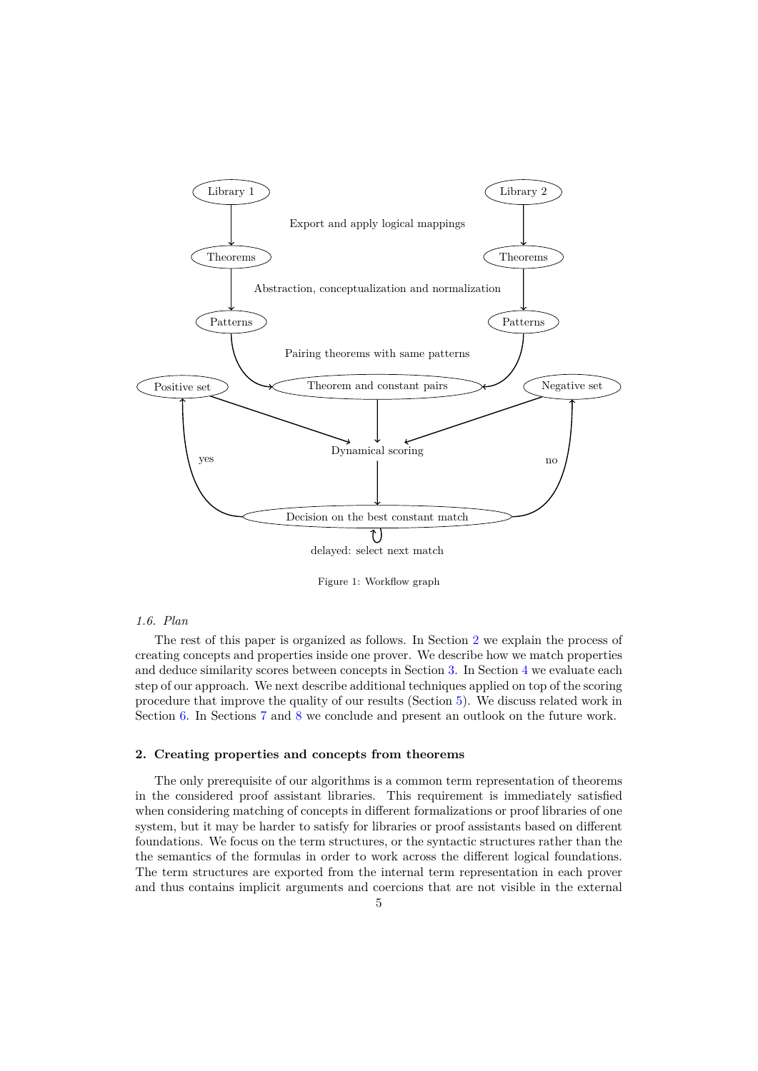Figure 1: Workflow graph

*1.6. Plan*

The rest of this paper is organized as follows. In Section 2 we explain the process of creating concepts and properties inside one prover. We describe how we match properties and deduce similarity scores between concepts in Section 3. In Section 4 we evaluate each step of our approach. We next describe additional techniques applied on top of the scoring procedure that improve the quality of our results (Section 5). We discuss related work in Section 6. In Sections 7 and 8 we conclude and present an outlook on the future work.

## 2. Creating properties and concepts from theorems

The only prerequisite of our algorithms is a common term representation of theorems in the considered proof assistant libraries. This requirement is immediately satisfied when considering matching of concepts in different formalizations or proof libraries of one system, but it may be harder to satisfy for libraries or proof assistants based on different foundations. We focus on the term structures, or the syntactic structures rather than the the semantics of the formulas in order to work across the different logical foundations. The term structures are exported from the internal term representation in each prover and thus contains implicit arguments and coercions that are not visible in the external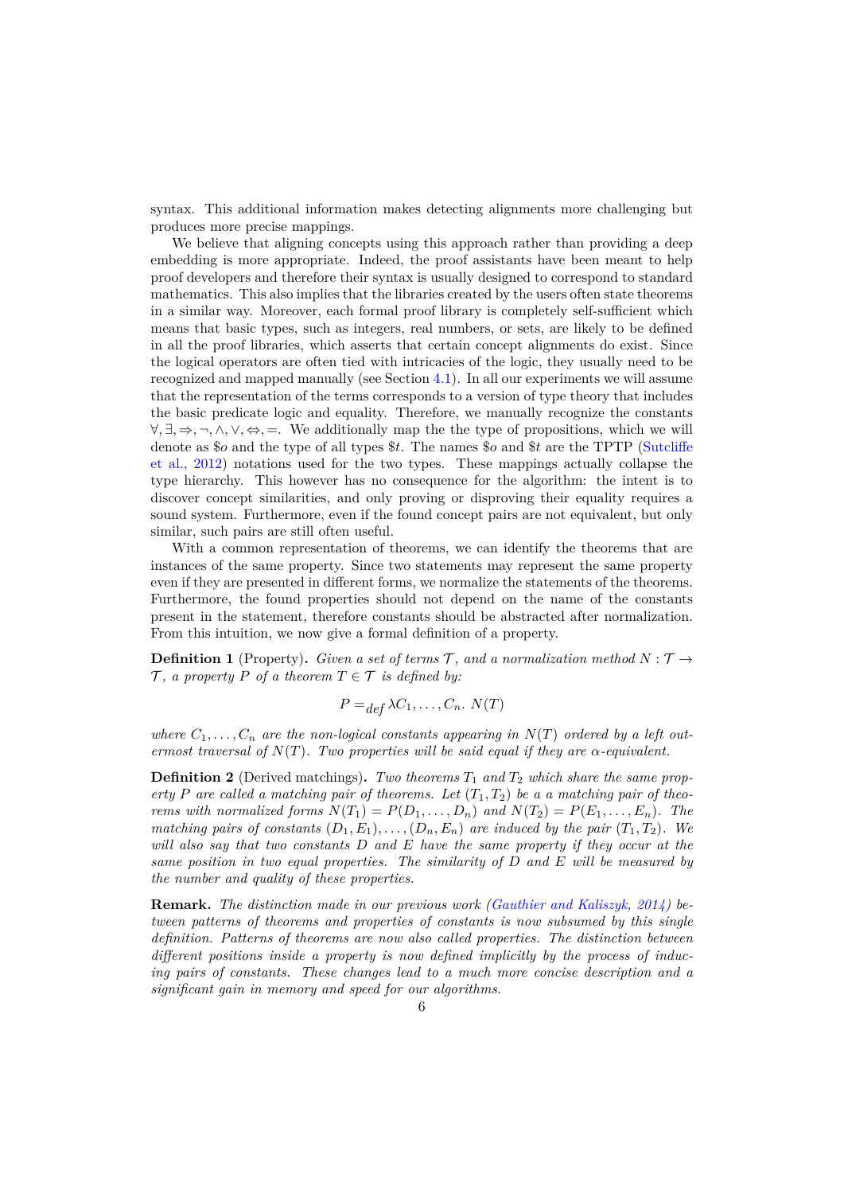syntax. This additional information makes detecting alignments more challenging but produces more precise mappings.

We believe that aligning concepts using this approach rather than providing a deep embedding is more appropriate. Indeed, the proof assistants have been meant to help proof developers and therefore their syntax is usually designed to correspond to standard mathematics. This also implies that the libraries created by the users often state theorems in a similar way. Moreover, each formal proof library is completely self-sufficient which means that basic types, such as integers, real numbers, or sets, are likely to be defined in all the proof libraries, which asserts that certain concept alignments do exist. Since the logical operators are often tied with intricacies of the logic, they usually need to be recognized and mapped manually (see Section 4.1). In all our experiments we will assume that the representation of the terms corresponds to a version of type theory that includes the basic predicate logic and equality. Therefore, we manually recognize the constants $\forall, \exists, \Rightarrow, \neg, \wedge, \vee, \Leftrightarrow, =$. We additionally map the the type of propositions, which we will denote as $\$o$ and the type of all types $\$t$. The names $\$o$ and $\$t$ are the TPTP (Sutcliffe et al., 2012) notations used for the two types. These mappings actually collapse the type hierarchy. This however has no consequence for the algorithm: the intent is to discover concept similarities, and only proving or disproving their equality requires a sound system. Furthermore, even if the found concept pairs are not equivalent, but only similar, such pairs are still often useful.

With a common representation of theorems, we can identify the theorems that are instances of the same property. Since two statements may represent the same property even if they are presented in different forms, we normalize the statements of the theorems. Furthermore, the found properties should not depend on the name of the constants present in the statement, therefore constants should be abstracted after normalization. From this intuition, we now give a formal definition of a property.

**Definition 1** (Property)**.** *Given a set of terms $\mathcal{T}$, and a normalization method $N : \mathcal{T} \to \mathcal{T}$, a property $P$ of a theorem $T \in \mathcal{T}$ is defined by:*

$$P =_{def} \lambda C_1, \ldots, C_n.\ N(T)$$

*where $C_1, \ldots, C_n$ are the non-logical constants appearing in $N(T)$ ordered by a left outermost traversal of $N(T)$. Two properties will be said equal if they are $\alpha$-equivalent.*

**Definition 2** (Derived matchings)**.** *Two theorems $T_1$ and $T_2$ which share the same property $P$ are called a matching pair of theorems. Let $(T_1, T_2)$ be a a matching pair of theorems with normalized forms $N(T_1) = P(D_1, \ldots, D_n)$ and $N(T_2) = P(E_1, \ldots, E_n)$. The matching pairs of constants $(D_1, E_1), \ldots, (D_n, E_n)$ are induced by the pair $(T_1, T_2)$. We will also say that two constants $D$ and $E$ have the same property if they occur at the same position in two equal properties. The similarity of $D$ and $E$ will be measured by the number and quality of these properties.*

**Remark.** *The distinction made in our previous work (Gauthier and Kaliszyk, 2014) between patterns of theorems and properties of constants is now subsumed by this single definition. Patterns of theorems are now also called properties. The distinction between different positions inside a property is now defined implicitly by the process of inducing pairs of constants. These changes lead to a much more concise description and a significant gain in memory and speed for our algorithms.*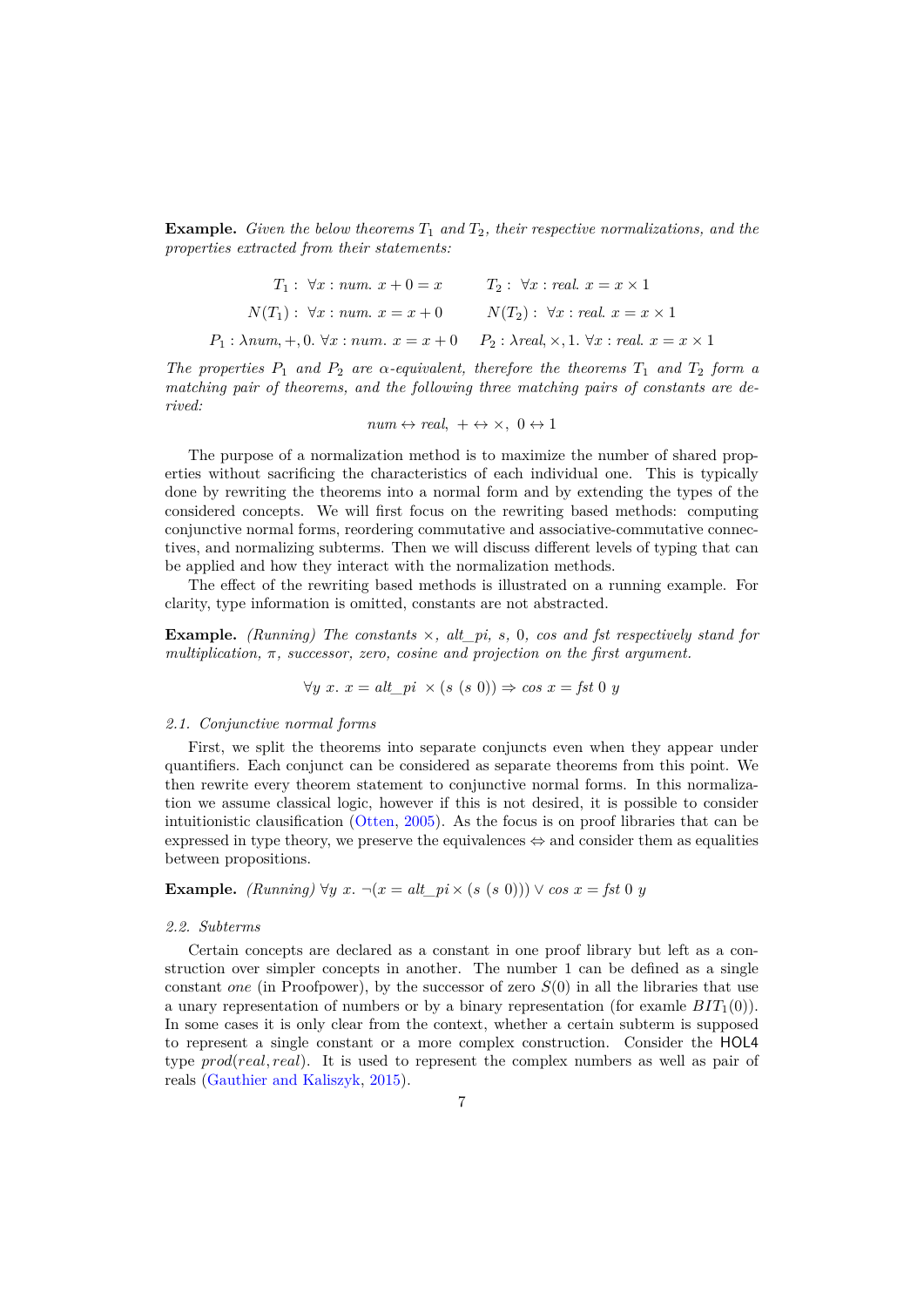**Example.** *Given the below theorems $T_1$ and $T_2$, their respective normalizations, and the properties extracted from their statements:*

$$T_1: \ \forall x : num.\ x + 0 = x \qquad T_2: \ \forall x : real.\ x = x \times 1$$

$$N(T_1): \ \forall x : num.\ x = x + 0 \qquad N(T_2): \ \forall x : real.\ x = x \times 1$$

$$P_1 : \lambda num, +, 0.\ \forall x : num.\ x = x + 0 \qquad P_2 : \lambda real, \times, 1.\ \forall x : real.\ x = x \times 1$$

*The properties $P_1$ and $P_2$ are $\alpha$-equivalent, therefore the theorems $T_1$ and $T_2$ form a matching pair of theorems, and the following three matching pairs of constants are derived:*

$$num \leftrightarrow real,\ + \leftrightarrow \times,\ 0 \leftrightarrow 1$$

The purpose of a normalization method is to maximize the number of shared properties without sacrificing the characteristics of each individual one. This is typically done by rewriting the theorems into a normal form and by extending the types of the considered concepts. We will first focus on the rewriting based methods: computing conjunctive normal forms, reordering commutative and associative-commutative connectives, and normalizing subterms. Then we will discuss different levels of typing that can be applied and how they interact with the normalization methods.

The effect of the rewriting based methods is illustrated on a running example. For clarity, type information is omitted, constants are not abstracted.

**Example.** *(Running) The constants $\times$, alt_pi, s, 0, cos and fst respectively stand for multiplication, $\pi$, successor, zero, cosine and projection on the first argument.*

$$\forall y\ x.\ x = alt\_pi\ \times (s\ (s\ 0)) \Rightarrow cos\ x = fst\ 0\ y$$

### 2.1. Conjunctive normal forms

First, we split the theorems into separate conjuncts even when they appear under quantifiers. Each conjunct can be considered as separate theorems from this point. We then rewrite every theorem statement to conjunctive normal forms. In this normalization we assume classical logic, however if this is not desired, it is possible to consider intuitionistic clausification (Otten, 2005). As the focus is on proof libraries that can be expressed in type theory, we preserve the equivalences $\Leftrightarrow$ and consider them as equalities between propositions.

**Example.** *(Running)* $\forall y\ x.\ \neg(x = alt\_pi \times (s\ (s\ 0))) \lor cos\ x = fst\ 0\ y$

### 2.2. Subterms

Certain concepts are declared as a constant in one proof library but left as a construction over simpler concepts in another. The number 1 can be defined as a single constant *one* (in Proofpower), by the successor of zero $S(0)$ in all the libraries that use a unary representation of numbers or by a binary representation (for examle $BIT_1(0)$). In some cases it is only clear from the context, whether a certain subterm is supposed to represent a single constant or a more complex construction. Consider the HOL4 type $prod(real, real)$. It is used to represent the complex numbers as well as pair of reals (Gauthier and Kaliszyk, 2015).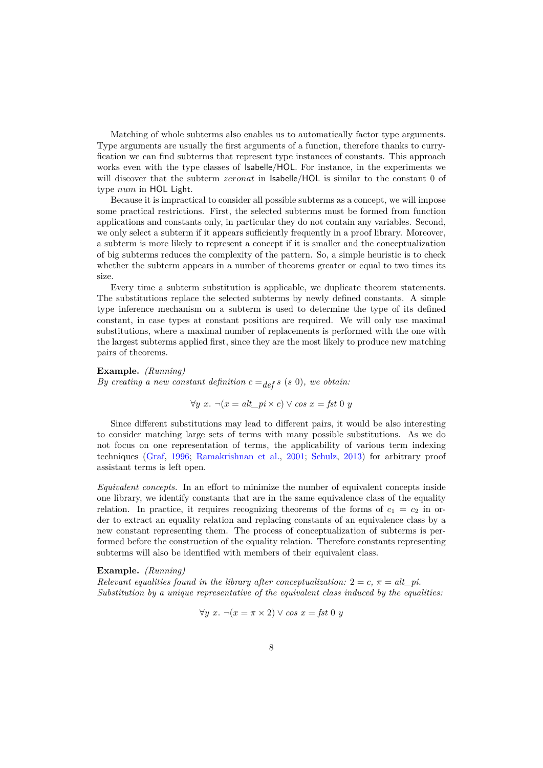Matching of whole subterms also enables us to automatically factor type arguments. Type arguments are usually the first arguments of a function, therefore thanks to curryfication we can find subterms that represent type instances of constants. This approach works even with the type classes of Isabelle/HOL. For instance, in the experiments we will discover that the subterm *zeronat* in Isabelle/HOL is similar to the constant 0 of type *num* in HOL Light.

Because it is impractical to consider all possible subterms as a concept, we will impose some practical restrictions. First, the selected subterms must be formed from function applications and constants only, in particular they do not contain any variables. Second, we only select a subterm if it appears sufficiently frequently in a proof library. Moreover, a subterm is more likely to represent a concept if it is smaller and the conceptualization of big subterms reduces the complexity of the pattern. So, a simple heuristic is to check whether the subterm appears in a number of theorems greater or equal to two times its size.

Every time a subterm substitution is applicable, we duplicate theorem statements. The substitutions replace the selected subterms by newly defined constants. A simple type inference mechanism on a subterm is used to determine the type of its defined constant, in case types at constant positions are required. We will only use maximal substitutions, where a maximal number of replacements is performed with the one with the largest subterms applied first, since they are the most likely to produce new matching pairs of theorems.

**Example.** *(Running)*
*By creating a new constant definition $c =_{def} s\ (s\ 0)$, we obtain:*

$$\forall y\ x.\ \neg(x = alt\_pi \times c) \vee cos\ x = fst\ 0\ y$$

Since different substitutions may lead to different pairs, it would be also interesting to consider matching large sets of terms with many possible substitutions. As we do not focus on one representation of terms, the applicability of various term indexing techniques (Graf, 1996; Ramakrishnan et al., 2001; Schulz, 2013) for arbitrary proof assistant terms is left open.

*Equivalent concepts.* In an effort to minimize the number of equivalent concepts inside one library, we identify constants that are in the same equivalence class of the equality relation. In practice, it requires recognizing theorems of the forms of $c_1 = c_2$ in order to extract an equality relation and replacing constants of an equivalence class by a new constant representing them. The process of conceptualization of subterms is performed before the construction of the equality relation. Therefore constants representing subterms will also be identified with members of their equivalent class.

**Example.** *(Running)*
*Relevant equalities found in the library after conceptualization: $2 = c$, $\pi = alt\_pi$.*
*Substitution by a unique representative of the equivalent class induced by the equalities:*

$$\forall y\ x.\ \neg(x = \pi \times 2) \vee cos\ x = fst\ 0\ y$$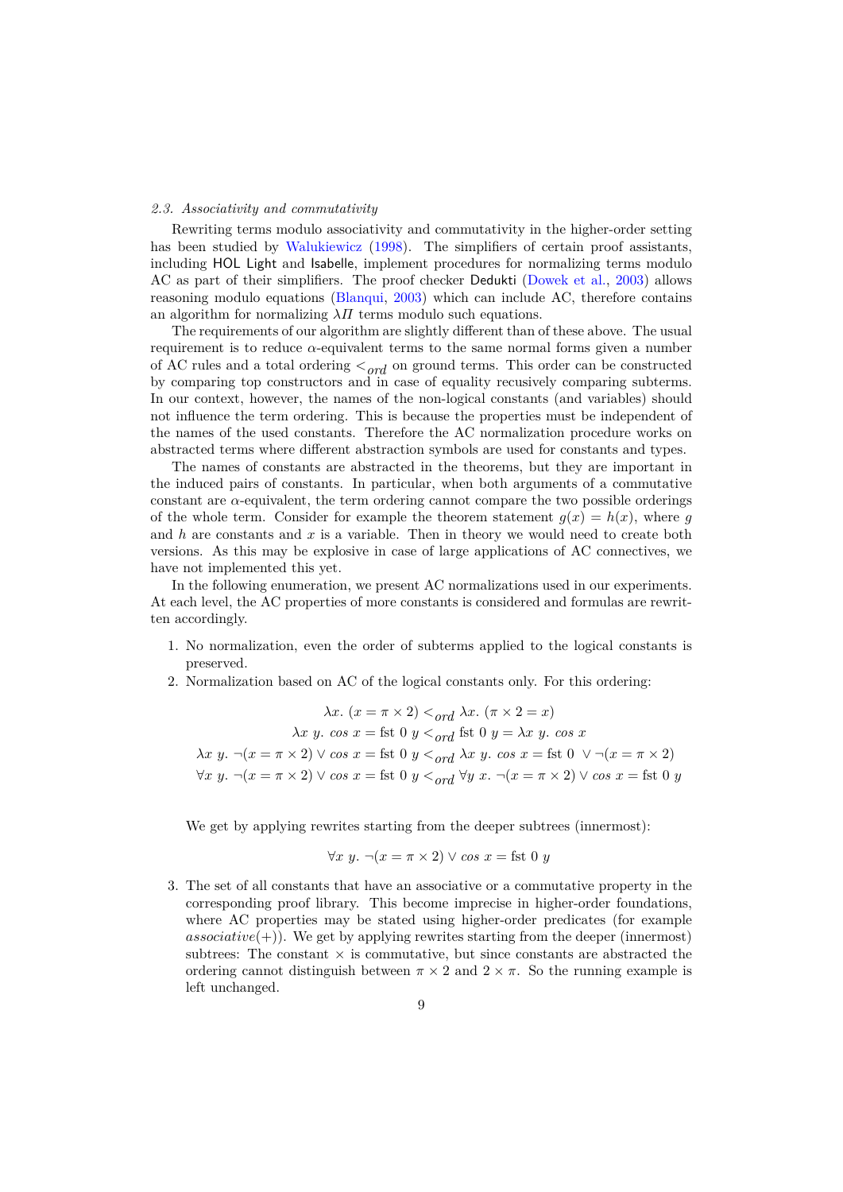### 2.3. Associativity and commutativity

Rewriting terms modulo associativity and commutativity in the higher-order setting has been studied by Walukiewicz (1998). The simplifiers of certain proof assistants, including HOL Light and Isabelle, implement procedures for normalizing terms modulo AC as part of their simplifiers. The proof checker Dedukti (Dowek et al., 2003) allows reasoning modulo equations (Blanqui, 2003) which can include AC, therefore contains an algorithm for normalizing $\lambda\Pi$ terms modulo such equations.

The requirements of our algorithm are slightly different than of these above. The usual requirement is to reduce $\alpha$-equivalent terms to the same normal forms given a number of AC rules and a total ordering $<_{ord}$ on ground terms. This order can be constructed by comparing top constructors and in case of equality recusively comparing subterms. In our context, however, the names of the non-logical constants (and variables) should not influence the term ordering. This is because the properties must be independent of the names of the used constants. Therefore the AC normalization procedure works on abstracted terms where different abstraction symbols are used for constants and types.

The names of constants are abstracted in the theorems, but they are important in the induced pairs of constants. In particular, when both arguments of a commutative constant are $\alpha$-equivalent, the term ordering cannot compare the two possible orderings of the whole term. Consider for example the theorem statement $g(x) = h(x)$, where $g$ and $h$ are constants and $x$ is a variable. Then in theory we would need to create both versions. As this may be explosive in case of large applications of AC connectives, we have not implemented this yet.

In the following enumeration, we present AC normalizations used in our experiments. At each level, the AC properties of more constants is considered and formulas are rewritten accordingly.

1. No normalization, even the order of subterms applied to the logical constants is preserved.
2. Normalization based on AC of the logical constants only. For this ordering:

$$\lambda x.\ (x = \pi \times 2) <_{ord} \lambda x.\ (\pi \times 2 = x)$$
$$\lambda x\ y.\ cos\ x = \text{fst}\ 0\ y <_{ord} \text{fst}\ 0\ y = \lambda x\ y.\ cos\ x$$
$$\lambda x\ y.\ \neg(x = \pi \times 2) \vee cos\ x = \text{fst}\ 0\ y <_{ord} \lambda x\ y.\ cos\ x = \text{fst}\ 0\ \ \vee \neg(x = \pi \times 2)$$
$$\forall x\ y.\ \neg(x = \pi \times 2) \vee cos\ x = \text{fst}\ 0\ y <_{ord} \forall y\ x.\ \neg(x = \pi \times 2) \vee cos\ x = \text{fst}\ 0\ y$$

   We get by applying rewrites starting from the deeper subtrees (innermost):

$$\forall x\ y.\ \neg(x = \pi \times 2) \vee cos\ x = \text{fst}\ 0\ y$$

3. The set of all constants that have an associative or a commutative property in the corresponding proof library. This become imprecise in higher-order foundations, where AC properties may be stated using higher-order predicates (for example $associative(+)$). We get by applying rewrites starting from the deeper (innermost) subtrees: The constant $\times$ is commutative, but since constants are abstracted the ordering cannot distinguish between $\pi \times 2$ and $2 \times \pi$. So the running example is left unchanged.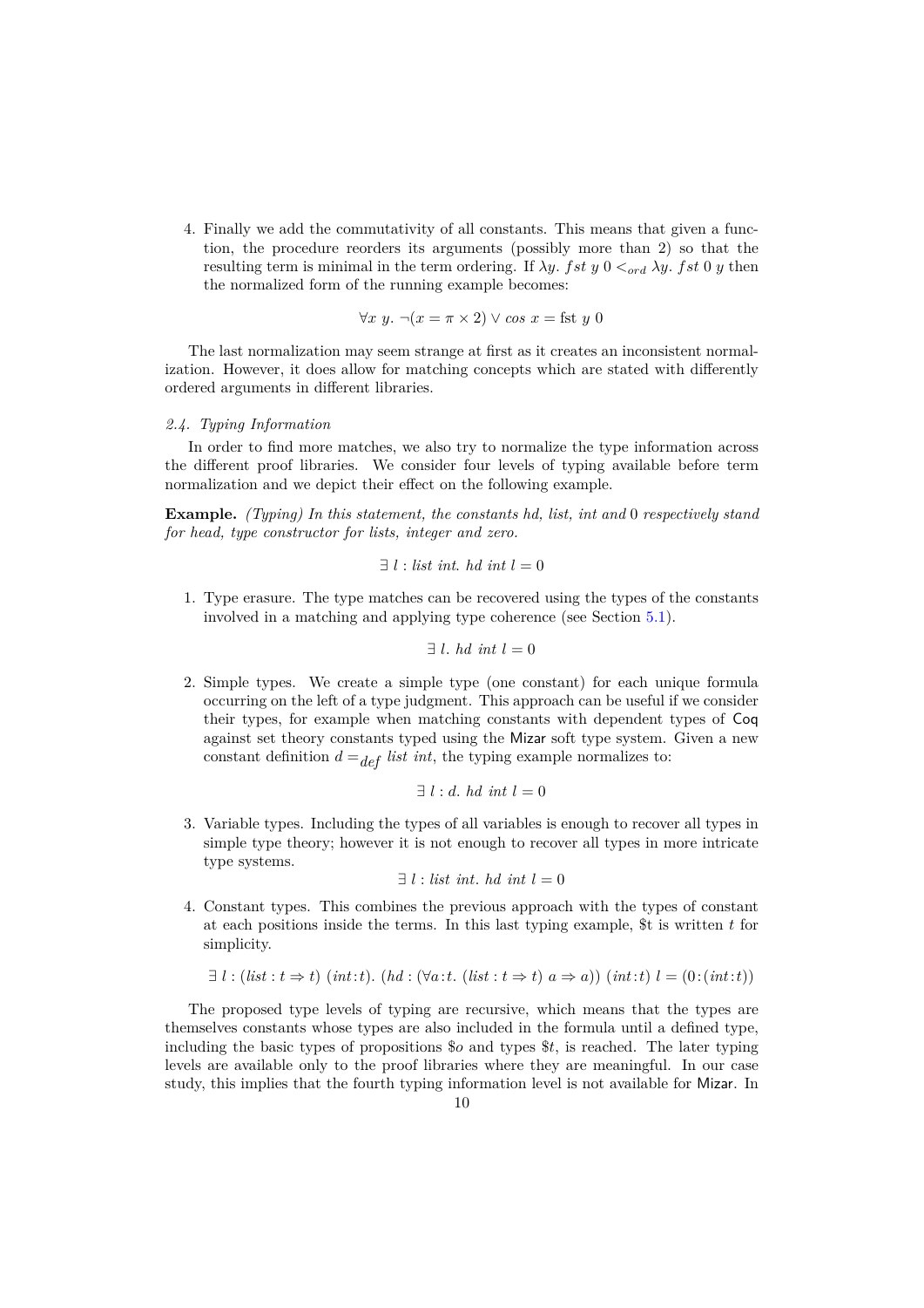4. Finally we add the commutativity of all constants. This means that given a function, the procedure reorders its arguments (possibly more than 2) so that the resulting term is minimal in the term ordering. If $\lambda y.\ fst\ y\ 0 <_{ord} \lambda y.\ fst\ 0\ y$ then the normalized form of the running example becomes:

$$\forall x\ y.\ \neg(x = \pi \times 2) \vee cos\ x = \text{fst}\ y\ 0$$

The last normalization may seem strange at first as it creates an inconsistent normalization. However, it does allow for matching concepts which are stated with differently ordered arguments in different libraries.

### 2.4. Typing Information

In order to find more matches, we also try to normalize the type information across the different proof libraries. We consider four levels of typing available before term normalization and we depict their effect on the following example.

**Example.** *(Typing) In this statement, the constants hd, list, int and* 0 *respectively stand for head, type constructor for lists, integer and zero.*

$$\exists\ l : list\ int.\ hd\ int\ l = 0$$

1. Type erasure. The type matches can be recovered using the types of the constants involved in a matching and applying type coherence (see Section 5.1).

$$\exists\ l.\ hd\ int\ l = 0$$

2. Simple types. We create a simple type (one constant) for each unique formula occurring on the left of a type judgment. This approach can be useful if we consider their types, for example when matching constants with dependent types of Coq against set theory constants typed using the Mizar soft type system. Given a new constant definition $d =_{def} list\ int$, the typing example normalizes to:

$$\exists\ l : d.\ hd\ int\ l = 0$$

3. Variable types. Including the types of all variables is enough to recover all types in simple type theory; however it is not enough to recover all types in more intricate type systems.

$$\exists\ l : list\ int.\ hd\ int\ l = 0$$

4. Constant types. This combines the previous approach with the types of constant at each positions inside the terms. In this last typing example, \$t is written $t$ for simplicity.

$$\exists\ l : (list : t \Rightarrow t)\ (int\!:\!t).\ (hd : (\forall a\!:\!t.\ (list : t \Rightarrow t)\ a \Rightarrow a))\ (int\!:\!t)\ l = (0\!:\!(int\!:\!t))$$

The proposed type levels of typing are recursive, which means that the types are themselves constants whose types are also included in the formula until a defined type, including the basic types of propositions \$$o$ and types \$$t$, is reached. The later typing levels are available only to the proof libraries where they are meaningful. In our case study, this implies that the fourth typing information level is not available for Mizar. In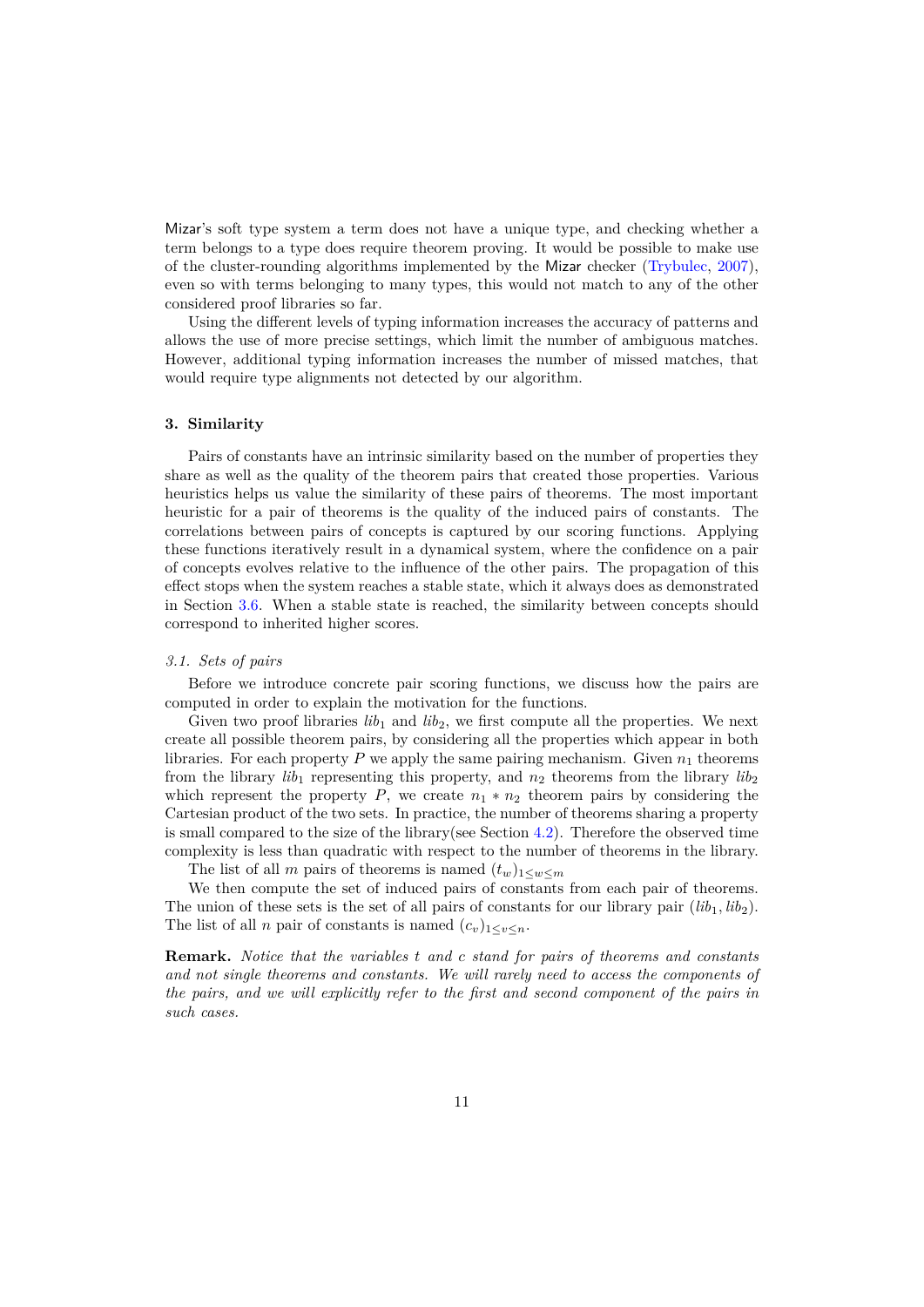Mizar's soft type system a term does not have a unique type, and checking whether a term belongs to a type does require theorem proving. It would be possible to make use of the cluster-rounding algorithms implemented by the Mizar checker (Trybulec, 2007), even so with terms belonging to many types, this would not match to any of the other considered proof libraries so far.

Using the different levels of typing information increases the accuracy of patterns and allows the use of more precise settings, which limit the number of ambiguous matches. However, additional typing information increases the number of missed matches, that would require type alignments not detected by our algorithm.

## 3. Similarity

Pairs of constants have an intrinsic similarity based on the number of properties they share as well as the quality of the theorem pairs that created those properties. Various heuristics helps us value the similarity of these pairs of theorems. The most important heuristic for a pair of theorems is the quality of the induced pairs of constants. The correlations between pairs of concepts is captured by our scoring functions. Applying these functions iteratively result in a dynamical system, where the confidence on a pair of concepts evolves relative to the influence of the other pairs. The propagation of this effect stops when the system reaches a stable state, which it always does as demonstrated in Section 3.6. When a stable state is reached, the similarity between concepts should correspond to inherited higher scores.

### *3.1. Sets of pairs*

Before we introduce concrete pair scoring functions, we discuss how the pairs are computed in order to explain the motivation for the functions.

Given two proof libraries $lib_1$ and $lib_2$, we first compute all the properties. We next create all possible theorem pairs, by considering all the properties which appear in both libraries. For each property $P$ we apply the same pairing mechanism. Given $n_1$ theorems from the library $lib_1$ representing this property, and $n_2$ theorems from the library $lib_2$ which represent the property $P$, we create $n_1 * n_2$ theorem pairs by considering the Cartesian product of the two sets. In practice, the number of theorems sharing a property is small compared to the size of the library(see Section 4.2). Therefore the observed time complexity is less than quadratic with respect to the number of theorems in the library.

The list of all $m$ pairs of theorems is named $(t_w)_{1 \leq w \leq m}$

We then compute the set of induced pairs of constants from each pair of theorems. The union of these sets is the set of all pairs of constants for our library pair $(lib_1, lib_2)$. The list of all $n$ pair of constants is named $(c_v)_{1 \leq v \leq n}$.

**Remark.** *Notice that the variables $t$ and $c$ stand for pairs of theorems and constants and not single theorems and constants. We will rarely need to access the components of the pairs, and we will explicitly refer to the first and second component of the pairs in such cases.*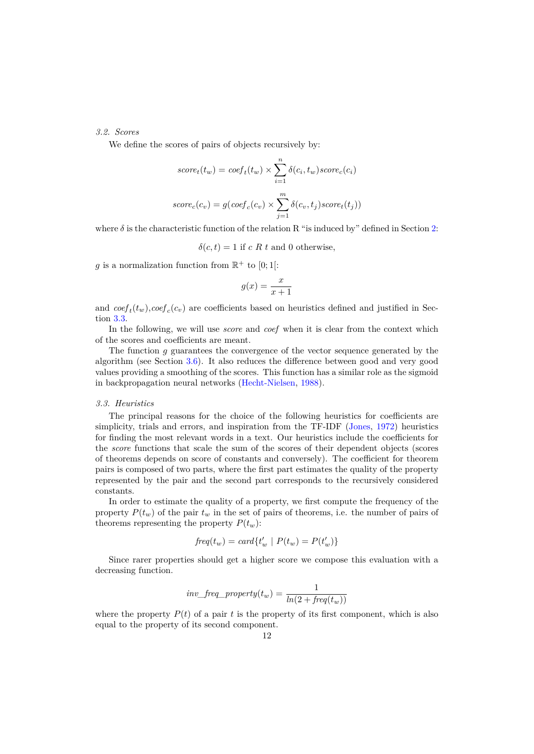### *3.2. Scores*

We define the scores of pairs of objects recursively by:

$$score_t(t_w) = coef_t(t_w) \times \sum_{i=1}^{n} \delta(c_i, t_w) score_c(c_i)$$

$$score_c(c_v) = g(coef_c(c_v) \times \sum_{j=1}^{m} \delta(c_v, t_j) score_t(t_j))$$

where $\delta$ is the characteristic function of the relation R "is induced by" defined in Section 2:

$$\delta(c, t) = 1 \text{ if } c \; R \; t \text{ and } 0 \text{ otherwise,}$$

$g$ is a normalization function from $\mathbb{R}^+$ to $[0; 1[$:

$$g(x) = \frac{x}{x+1}$$

and $coef_t(t_w)$,$coef_c(c_v)$ are coefficients based on heuristics defined and justified in Section 3.3.

In the following, we will use *score* and *coef* when it is clear from the context which of the scores and coefficients are meant.

The function $g$ guarantees the convergence of the vector sequence generated by the algorithm (see Section 3.6). It also reduces the difference between good and very good values providing a smoothing of the scores. This function has a similar role as the sigmoid in backpropagation neural networks (Hecht-Nielsen, 1988).

### *3.3. Heuristics*

The principal reasons for the choice of the following heuristics for coefficients are simplicity, trials and errors, and inspiration from the TF-IDF (Jones, 1972) heuristics for finding the most relevant words in a text. Our heuristics include the coefficients for the *score* functions that scale the sum of the scores of their dependent objects (scores of theorems depends on score of constants and conversely). The coefficient for theorem pairs is composed of two parts, where the first part estimates the quality of the property represented by the pair and the second part corresponds to the recursively considered constants.

In order to estimate the quality of a property, we first compute the frequency of the property $P(t_w)$ of the pair $t_w$ in the set of pairs of theorems, i.e. the number of pairs of theorems representing the property $P(t_w)$:

$$freq(t_w) = card\{t'_w \mid P(t_w) = P(t'_w)\}$$

Since rarer properties should get a higher score we compose this evaluation with a decreasing function.

$$inv\_freq\_property(t_w) = \frac{1}{ln(2 + freq(t_w))}$$

where the property $P(t)$ of a pair $t$ is the property of its first component, which is also equal to the property of its second component.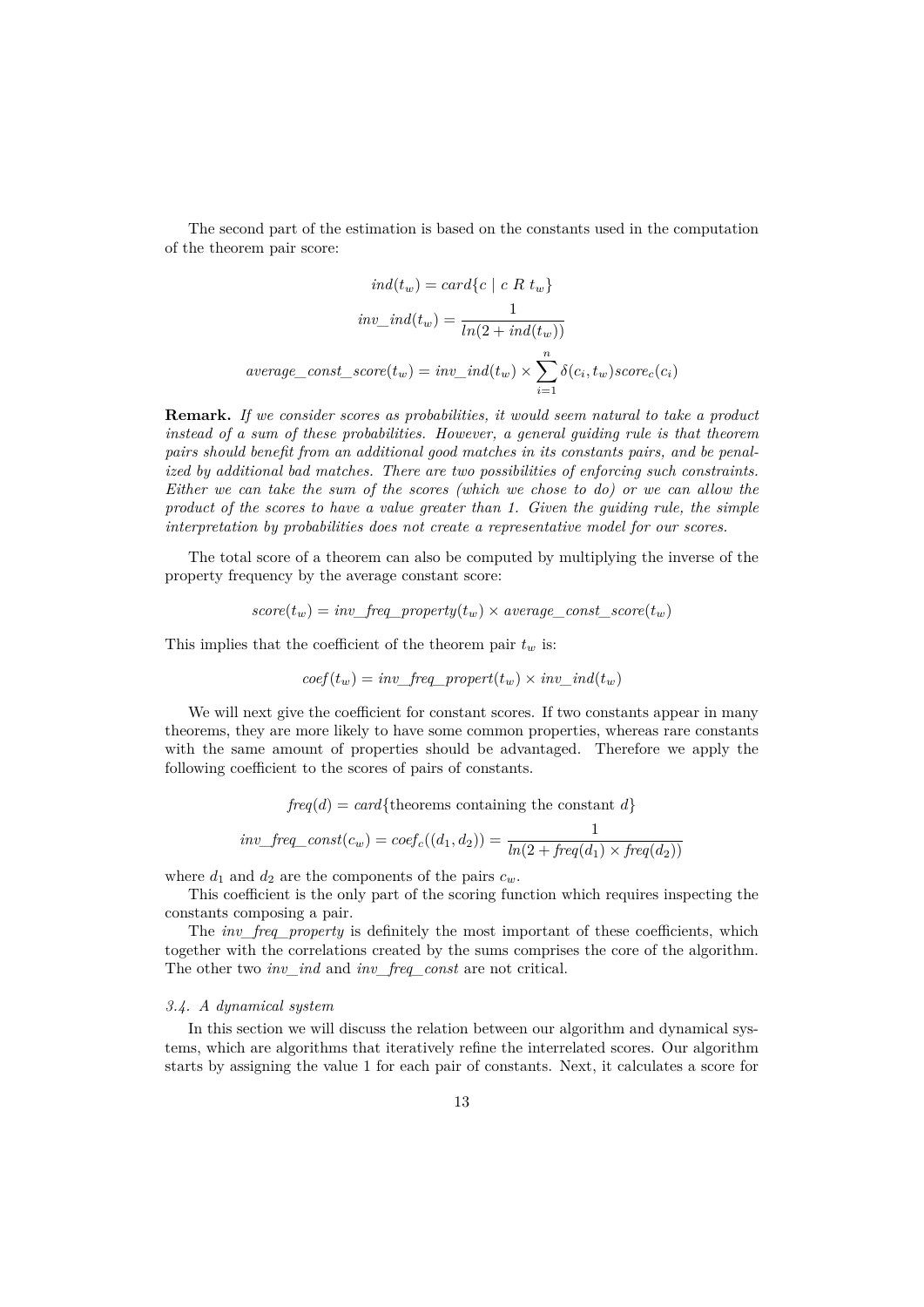The second part of the estimation is based on the constants used in the computation of the theorem pair score:

$$ind(t_w) = card\{c \mid c \; R \; t_w\}$$

$$inv\_ind(t_w) = \frac{1}{ln(2 + ind(t_w))}$$

$$average\_const\_score(t_w) = inv\_ind(t_w) \times \sum_{i=1}^{n} \delta(c_i, t_w) score_c(c_i)$$

**Remark.** *If we consider scores as probabilities, it would seem natural to take a product instead of a sum of these probabilities. However, a general guiding rule is that theorem pairs should benefit from an additional good matches in its constants pairs, and be penalized by additional bad matches. There are two possibilities of enforcing such constraints. Either we can take the sum of the scores (which we chose to do) or we can allow the product of the scores to have a value greater than 1. Given the guiding rule, the simple interpretation by probabilities does not create a representative model for our scores.*

The total score of a theorem can also be computed by multiplying the inverse of the property frequency by the average constant score:

$$score(t_w) = inv\_freq\_property(t_w) \times average\_const\_score(t_w)$$

This implies that the coefficient of the theorem pair $t_w$ is:

$$coef(t_w) = inv\_freq\_propert(t_w) \times inv\_ind(t_w)$$

We will next give the coefficient for constant scores. If two constants appear in many theorems, they are more likely to have some common properties, whereas rare constants with the same amount of properties should be advantaged. Therefore we apply the following coefficient to the scores of pairs of constants.

$$freq(d) = card\{\text{theorems containing the constant } d\}$$

$$inv\_freq\_const(c_w) = coef_c((d_1, d_2)) = \frac{1}{ln(2 + freq(d_1) \times freq(d_2))}$$

where $d_1$ and $d_2$ are the components of the pairs $c_w$.

This coefficient is the only part of the scoring function which requires inspecting the constants composing a pair.

The *inv_freq_property* is definitely the most important of these coefficients, which together with the correlations created by the sums comprises the core of the algorithm. The other two *inv_ind* and *inv_freq_const* are not critical.

### *3.4. A dynamical system*

In this section we will discuss the relation between our algorithm and dynamical systems, which are algorithms that iteratively refine the interrelated scores. Our algorithm starts by assigning the value 1 for each pair of constants. Next, it calculates a score for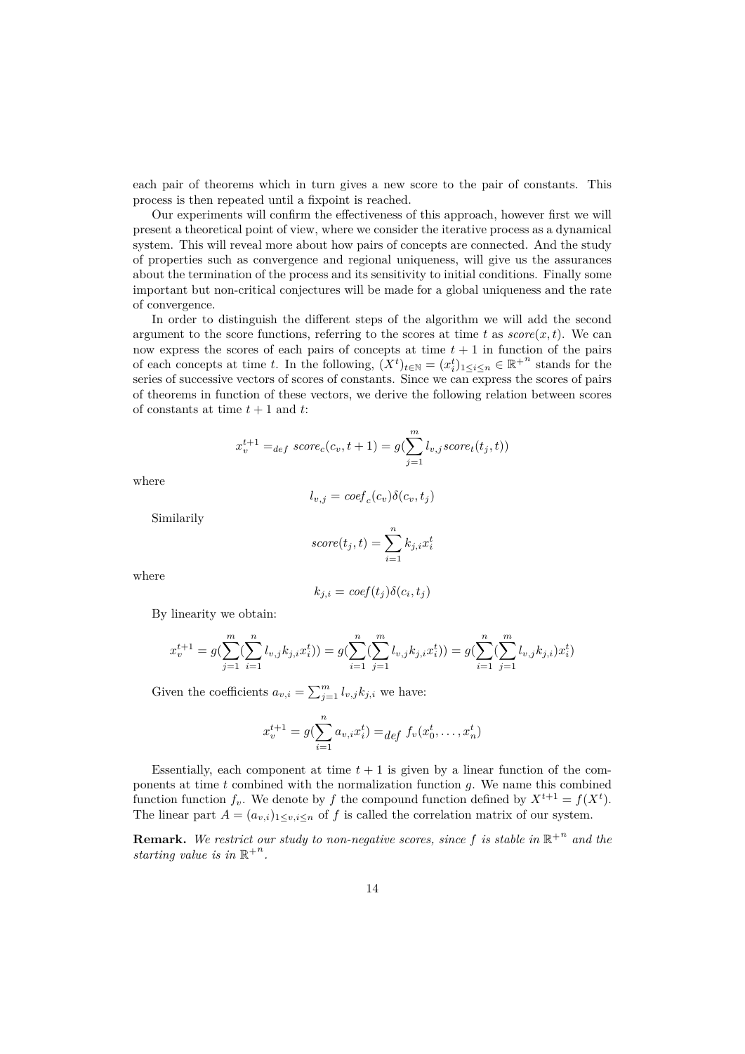each pair of theorems which in turn gives a new score to the pair of constants. This process is then repeated until a fixpoint is reached.

Our experiments will confirm the effectiveness of this approach, however first we will present a theoretical point of view, where we consider the iterative process as a dynamical system. This will reveal more about how pairs of concepts are connected. And the study of properties such as convergence and regional uniqueness, will give us the assurances about the termination of the process and its sensitivity to initial conditions. Finally some important but non-critical conjectures will be made for a global uniqueness and the rate of convergence.

In order to distinguish the different steps of the algorithm we will add the second argument to the score functions, referring to the scores at time $t$ as $score(x,t)$. We can now express the scores of each pairs of concepts at time $t+1$ in function of the pairs of each concepts at time $t$. In the following, $(X^t)_{t\in\mathbb{N}} = (x_i^t)_{1\le i\le n} \in {\mathbb{R}^+}^n$ stands for the series of successive vectors of scores of constants. Since we can express the scores of pairs of theorems in function of these vectors, we derive the following relation between scores of constants at time $t+1$ and $t$:

$$x_v^{t+1} =_{def} score_c(c_v, t+1) = g(\sum_{j=1}^{m} l_{v,j}\, score_t(t_j, t))$$

where

$$l_{v,j} = coef_c(c_v)\delta(c_v, t_j)$$

Similarily

$$score(t_j, t) = \sum_{i=1}^{n} k_{j,i} x_i^t$$

where

$$k_{j,i} = coef(t_j)\delta(c_i, t_j)$$

By linearity we obtain:

$$x_v^{t+1} = g(\sum_{j=1}^{m}(\sum_{i=1}^{n} l_{v,j} k_{j,i} x_i^t)) = g(\sum_{i=1}^{n}(\sum_{j=1}^{m} l_{v,j} k_{j,i} x_i^t)) = g(\sum_{i=1}^{n}(\sum_{j=1}^{m} l_{v,j} k_{j,i}) x_i^t)$$

Given the coefficients $a_{v,i} = \sum_{j=1}^{m} l_{v,j} k_{j,i}$ we have:

$$x_v^{t+1} = g(\sum_{i=1}^{n} a_{v,i} x_i^t) =_{def} f_v(x_0^t, \dots, x_n^t)$$

Essentially, each component at time $t+1$ is given by a linear function of the components at time $t$ combined with the normalization function $g$. We name this combined function function $f_v$. We denote by $f$ the compound function defined by $X^{t+1} = f(X^t)$. The linear part $A = (a_{v,i})_{1\le v,i\le n}$ of $f$ is called the correlation matrix of our system.

**Remark.** *We restrict our study to non-negative scores, since $f$ is stable in ${\mathbb{R}^+}^n$ and the starting value is in ${\mathbb{R}^+}^n$.*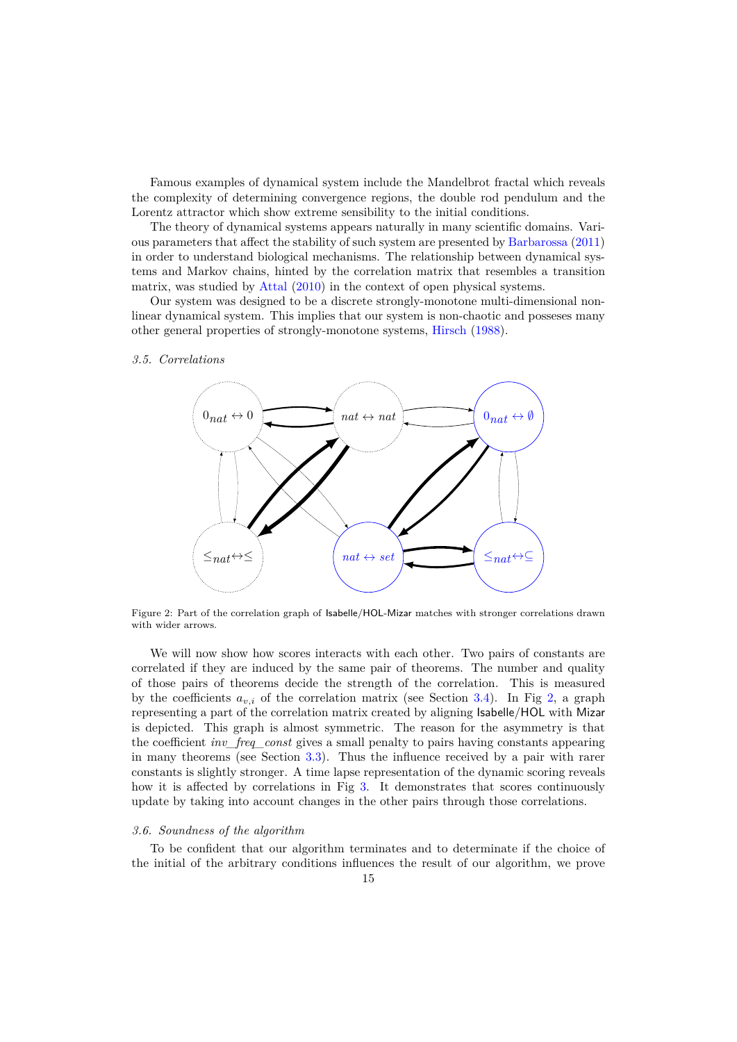Famous examples of dynamical system include the Mandelbrot fractal which reveals the complexity of determining convergence regions, the double rod pendulum and the Lorentz attractor which show extreme sensibility to the initial conditions.

The theory of dynamical systems appears naturally in many scientific domains. Various parameters that affect the stability of such system are presented by Barbarossa (2011) in order to understand biological mechanisms. The relationship between dynamical systems and Markov chains, hinted by the correlation matrix that resembles a transition matrix, was studied by Attal (2010) in the context of open physical systems.

Our system was designed to be a discrete strongly-monotone multi-dimensional nonlinear dynamical system. This implies that our system is non-chaotic and posseses many other general properties of strongly-monotone systems, Hirsch (1988).

### 3.5. Correlations

Figure 2: Part of the correlation graph of Isabelle/HOL-Mizar matches with stronger correlations drawn with wider arrows.

We will now show how scores interacts with each other. Two pairs of constants are correlated if they are induced by the same pair of theorems. The number and quality of those pairs of theorems decide the strength of the correlation. This is measured by the coefficients $a_{v,i}$ of the correlation matrix (see Section 3.4). In Fig 2, a graph representing a part of the correlation matrix created by aligning Isabelle/HOL with Mizar is depicted. This graph is almost symmetric. The reason for the asymmetry is that the coefficient *inv_freq_const* gives a small penalty to pairs having constants appearing in many theorems (see Section 3.3). Thus the influence received by a pair with rarer constants is slightly stronger. A time lapse representation of the dynamic scoring reveals how it is affected by correlations in Fig 3. It demonstrates that scores continuously update by taking into account changes in the other pairs through those correlations.

### 3.6. Soundness of the algorithm

To be confident that our algorithm terminates and to determinate if the choice of the initial of the arbitrary conditions influences the result of our algorithm, we prove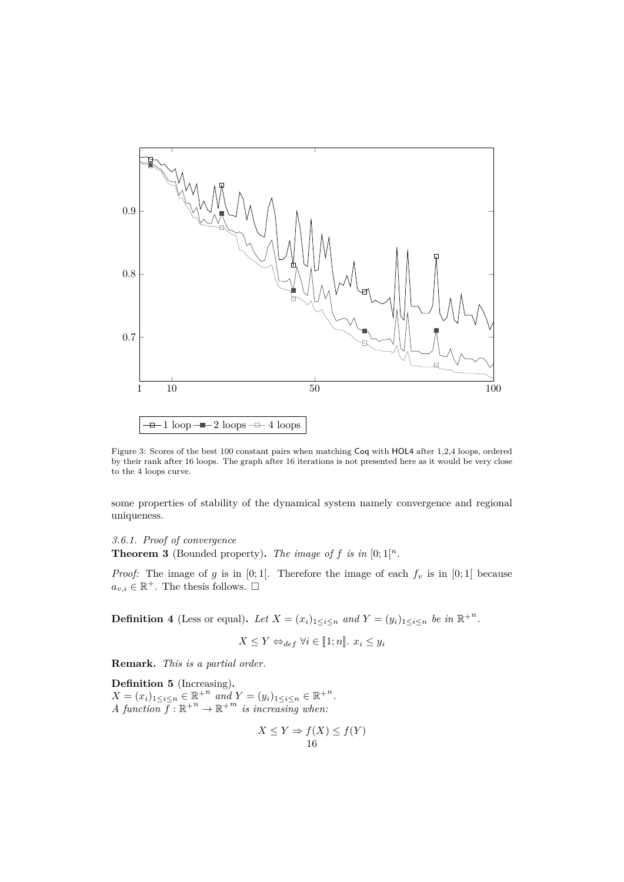Figure 3: Scores of the best 100 constant pairs when matching Coq with HOL4 after 1,2,4 loops, ordered by their rank after 16 loops. The graph after 16 iterations is not presented here as it would be very close to the 4 loops curve.

some properties of stability of the dynamical system namely convergence and regional uniqueness.

*3.6.1. Proof of convergence*

**Theorem 3** (Bounded property)**.** *The image of $f$ is in $[0;1[^n$.*

*Proof:* The image of $g$ is in $[0;1[$. Therefore the image of each $f_v$ is in $[0;1[$ because $a_{v,i} \in \mathbb{R}^+$. The thesis follows. $\square$

**Definition 4** (Less or equal)**.** *Let $X = (x_i)_{1 \leq i \leq n}$ and $Y = (y_i)_{1 \leq i \leq n}$ be in ${\mathbb{R}^+}^n$.*

$$X \leq Y \Leftrightarrow_{def} \forall i \in [\![1;n]\!].\ x_i \leq y_i$$

**Remark.** *This is a partial order.*

**Definition 5** (Increasing)**.**
*$X = (x_i)_{1 \leq i \leq n} \in {\mathbb{R}^+}^n$ and $Y = (y_i)_{1 \leq i \leq n} \in {\mathbb{R}^+}^n$.*
*A function $f : {\mathbb{R}^+}^n \rightarrow {\mathbb{R}^+}^m$ is increasing when:*

$$X \leq Y \Rightarrow f(X) \leq f(Y)$$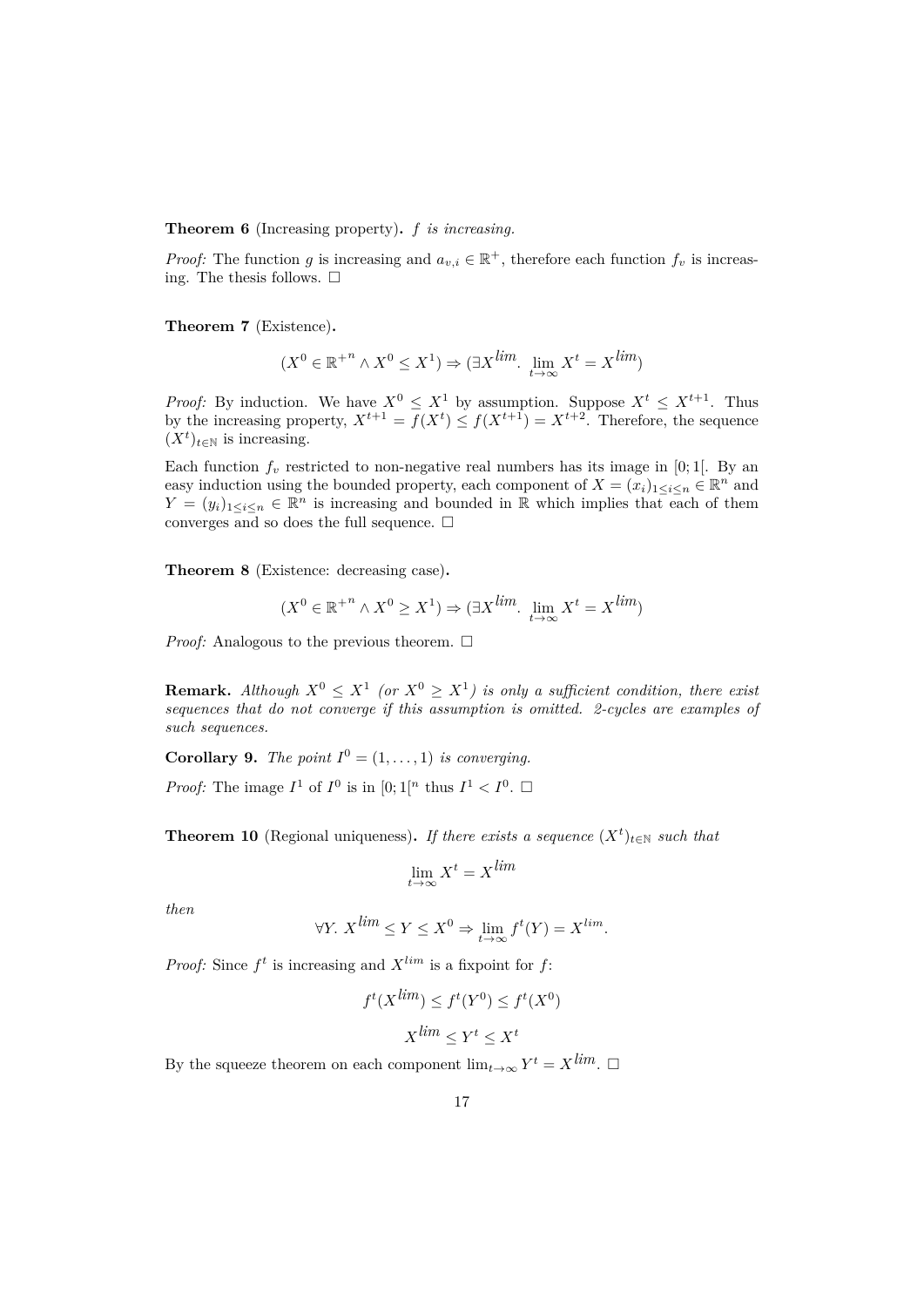**Theorem 6** (Increasing property)**.** *$f$ is increasing.*

*Proof:* The function $g$ is increasing and $a_{v,i} \in \mathbb{R}^+$, therefore each function $f_v$ is increasing. The thesis follows. $\square$

**Theorem 7** (Existence)**.**

$$(X^0 \in {\mathbb{R}^+}^n \wedge X^0 \leq X^1) \Rightarrow (\exists X^{lim}.\ \lim_{t\to\infty} X^t = X^{lim})$$

*Proof:* By induction. We have $X^0 \leq X^1$ by assumption. Suppose $X^t \leq X^{t+1}$. Thus by the increasing property, $X^{t+1} = f(X^t) \leq f(X^{t+1}) = X^{t+2}$. Therefore, the sequence $(X^t)_{t\in\mathbb{N}}$ is increasing.

Each function $f_v$ restricted to non-negative real numbers has its image in $[0;1[$. By an easy induction using the bounded property, each component of $X = (x_i)_{1\leq i\leq n} \in \mathbb{R}^n$ and $Y = (y_i)_{1\leq i\leq n} \in \mathbb{R}^n$ is increasing and bounded in $\mathbb{R}$ which implies that each of them converges and so does the full sequence. $\square$

**Theorem 8** (Existence: decreasing case)**.**

$$(X^0 \in {\mathbb{R}^+}^n \wedge X^0 \geq X^1) \Rightarrow (\exists X^{lim}.\ \lim_{t\to\infty} X^t = X^{lim})$$

*Proof:* Analogous to the previous theorem. $\square$

**Remark.** *Although $X^0 \leq X^1$ (or $X^0 \geq X^1$) is only a sufficient condition, there exist sequences that do not converge if this assumption is omitted. 2-cycles are examples of such sequences.*

**Corollary 9.** *The point $I^0 = (1, \ldots, 1)$ is converging.*

*Proof:* The image $I^1$ of $I^0$ is in $[0;1[^n$ thus $I^1 < I^0$. $\square$

**Theorem 10** (Regional uniqueness)**.** *If there exists a sequence $(X^t)_{t\in\mathbb{N}}$ such that*

$$\lim_{t\to\infty} X^t = X^{lim}$$

*then*

$$\forall Y.\ X^{lim} \leq Y \leq X^0 \Rightarrow \lim_{t\to\infty} f^t(Y) = X^{lim}.$$

*Proof:* Since $f^t$ is increasing and $X^{lim}$ is a fixpoint for $f$:

$$f^t(X^{lim}) \leq f^t(Y^0) \leq f^t(X^0)$$

$$X^{lim} \leq Y^t \leq X^t$$

By the squeeze theorem on each component $\lim_{t\to\infty} Y^t = X^{lim}$. $\square$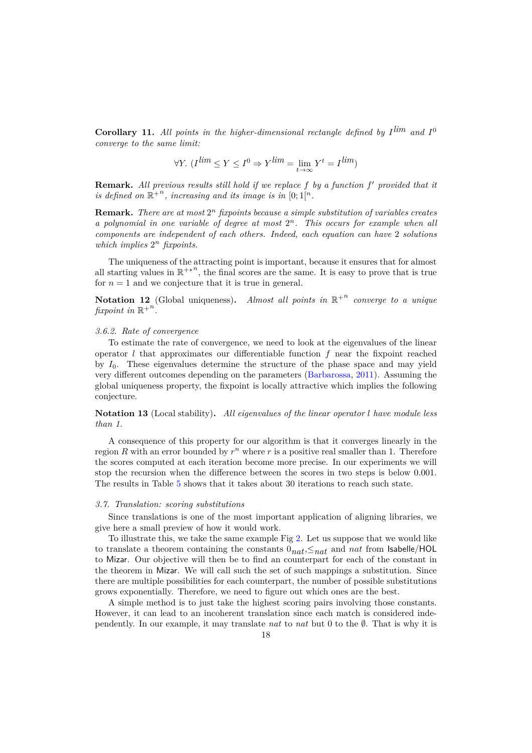**Corollary 11.** *All points in the higher-dimensional rectangle defined by $I^{lim}$ and $I^0$ converge to the same limit:*

$$\forall Y.\ (I^{lim} \leq Y \leq I^0 \Rightarrow Y^{lim} = \lim_{t\to\infty} Y^t = I^{lim})$$

**Remark.** *All previous results still hold if we replace $f$ by a function $f'$ provided that it is defined on $\mathbb{R}^{+n}$, increasing and its image is in $[0;1[^n$.*

**Remark.** *There are at most $2^n$ fixpoints because a simple substitution of variables creates a polynomial in one variable of degree at most $2^n$. This occurs for example when all components are independent of each others. Indeed, each equation can have 2 solutions which implies $2^n$ fixpoints.*

The uniqueness of the attracting point is important, because it ensures that for almost all starting values in $\mathbb{R}^{+*n}$, the final scores are the same. It is easy to prove that is true for $n = 1$ and we conjecture that it is true in general.

**Notation 12** (Global uniqueness)**.** *Almost all points in $\mathbb{R}^{+n}$ converge to a unique fixpoint in $\mathbb{R}^{+n}$.*

#### *3.6.2. Rate of convergence*

To estimate the rate of convergence, we need to look at the eigenvalues of the linear operator $l$ that approximates our differentiable function $f$ near the fixpoint reached by $I_0$. These eigenvalues determine the structure of the phase space and may yield very different outcomes depending on the parameters (Barbarossa, 2011). Assuming the global uniqueness property, the fixpoint is locally attractive which implies the following conjecture.

**Notation 13** (Local stability)**.** *All eigenvalues of the linear operator $l$ have module less than 1.*

A consequence of this property for our algorithm is that it converges linearly in the region $R$ with an error bounded by $r^n$ where $r$ is a positive real smaller than 1. Therefore the scores computed at each iteration become more precise. In our experiments we will stop the recursion when the difference between the scores in two steps is below 0.001. The results in Table 5 shows that it takes about 30 iterations to reach such state.

### *3.7. Translation: scoring substitutions*

Since translations is one of the most important application of aligning libraries, we give here a small preview of how it would work.

To illustrate this, we take the same example Fig 2. Let us suppose that we would like to translate a theorem containing the constants $0_{nat}$,$\leq_{nat}$ and *nat* from Isabelle/HOL to Mizar. Our objective will then be to find an counterpart for each of the constant in the theorem in Mizar. We will call such the set of such mappings a substitution. Since there are multiple possibilities for each counterpart, the number of possible substitutions grows exponentially. Therefore, we need to figure out which ones are the best.

A simple method is to just take the highest scoring pairs involving those constants. However, it can lead to an incoherent translation since each match is considered independently. In our example, it may translate *nat* to *nat* but 0 to the $\emptyset$. That is why it is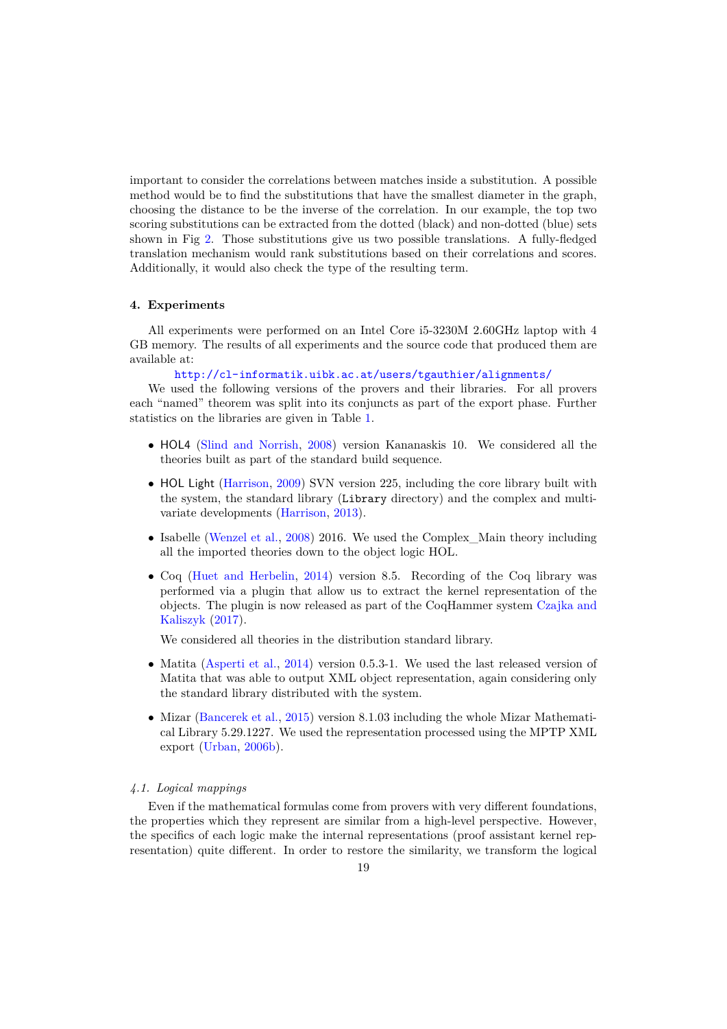important to consider the correlations between matches inside a substitution. A possible method would be to find the substitutions that have the smallest diameter in the graph, choosing the distance to be the inverse of the correlation. In our example, the top two scoring substitutions can be extracted from the dotted (black) and non-dotted (blue) sets shown in Fig 2. Those substitutions give us two possible translations. A fully-fledged translation mechanism would rank substitutions based on their correlations and scores. Additionally, it would also check the type of the resulting term.

### 4. Experiments

All experiments were performed on an Intel Core i5-3230M 2.60GHz laptop with 4 GB memory. The results of all experiments and the source code that produced them are available at:

http://cl-informatik.uibk.ac.at/users/tgauthier/alignments/

We used the following versions of the provers and their libraries. For all provers each "named" theorem was split into its conjuncts as part of the export phase. Further statistics on the libraries are given in Table 1.

- HOL4 (Slind and Norrish, 2008) version Kananaskis 10. We considered all the theories built as part of the standard build sequence.
- HOL Light (Harrison, 2009) SVN version 225, including the core library built with the system, the standard library (`Library` directory) and the complex and multivariate developments (Harrison, 2013).
- Isabelle (Wenzel et al., 2008) 2016. We used the Complex_Main theory including all the imported theories down to the object logic HOL.
- Coq (Huet and Herbelin, 2014) version 8.5. Recording of the Coq library was performed via a plugin that allow us to extract the kernel representation of the objects. The plugin is now released as part of the CoqHammer system Czajka and Kaliszyk (2017).

  We considered all theories in the distribution standard library.
- Matita (Asperti et al., 2014) version 0.5.3-1. We used the last released version of Matita that was able to output XML object representation, again considering only the standard library distributed with the system.
- Mizar (Bancerek et al., 2015) version 8.1.03 including the whole Mizar Mathematical Library 5.29.1227. We used the representation processed using the MPTP XML export (Urban, 2006b).

#### *4.1. Logical mappings*

Even if the mathematical formulas come from provers with very different foundations, the properties which they represent are similar from a high-level perspective. However, the specifics of each logic make the internal representations (proof assistant kernel representation) quite different. In order to restore the similarity, we transform the logical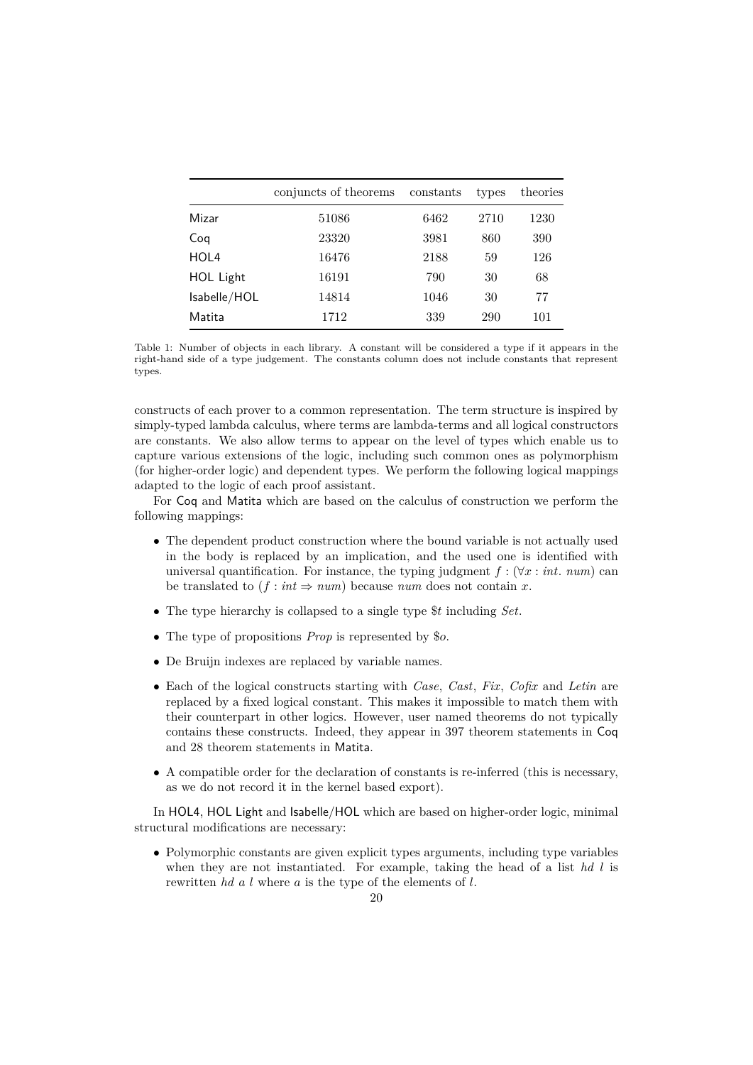| | conjuncts of theorems | constants | types | theories |
|---|---|---|---|---|
| Mizar | 51086 | 6462 | 2710 | 1230 |
| Coq | 23320 | 3981 | 860 | 390 |
| HOL4 | 16476 | 2188 | 59 | 126 |
| HOL Light | 16191 | 790 | 30 | 68 |
| Isabelle/HOL | 14814 | 1046 | 30 | 77 |
| Matita | 1712 | 339 | 290 | 101 |

Table 1: Number of objects in each library. A constant will be considered a type if it appears in the right-hand side of a type judgement. The constants column does not include constants that represent types.

constructs of each prover to a common representation. The term structure is inspired by simply-typed lambda calculus, where terms are lambda-terms and all logical constructors are constants. We also allow terms to appear on the level of types which enable us to capture various extensions of the logic, including such common ones as polymorphism (for higher-order logic) and dependent types. We perform the following logical mappings adapted to the logic of each proof assistant.

For Coq and Matita which are based on the calculus of construction we perform the following mappings:

- The dependent product construction where the bound variable is not actually used in the body is replaced by an implication, and the used one is identified with universal quantification. For instance, the typing judgment $f : (\forall x : int.\ num)$ can be translated to $(f : int \Rightarrow num)$ because $num$ does not contain $x$.
- The type hierarchy is collapsed to a single type $\$t$ including *Set*.
- The type of propositions *Prop* is represented by $\$o$.
- De Bruijn indexes are replaced by variable names.
- Each of the logical constructs starting with *Case*, *Cast*, *Fix*, *Cofix* and *Letin* are replaced by a fixed logical constant. This makes it impossible to match them with their counterpart in other logics. However, user named theorems do not typically contains these constructs. Indeed, they appear in 397 theorem statements in Coq and 28 theorem statements in Matita.
- A compatible order for the declaration of constants is re-inferred (this is necessary, as we do not record it in the kernel based export).

In HOL4, HOL Light and Isabelle/HOL which are based on higher-order logic, minimal structural modifications are necessary:

- Polymorphic constants are given explicit types arguments, including type variables when they are not instantiated. For example, taking the head of a list $hd\ l$ is rewritten $hd\ a\ l$ where $a$ is the type of the elements of $l$.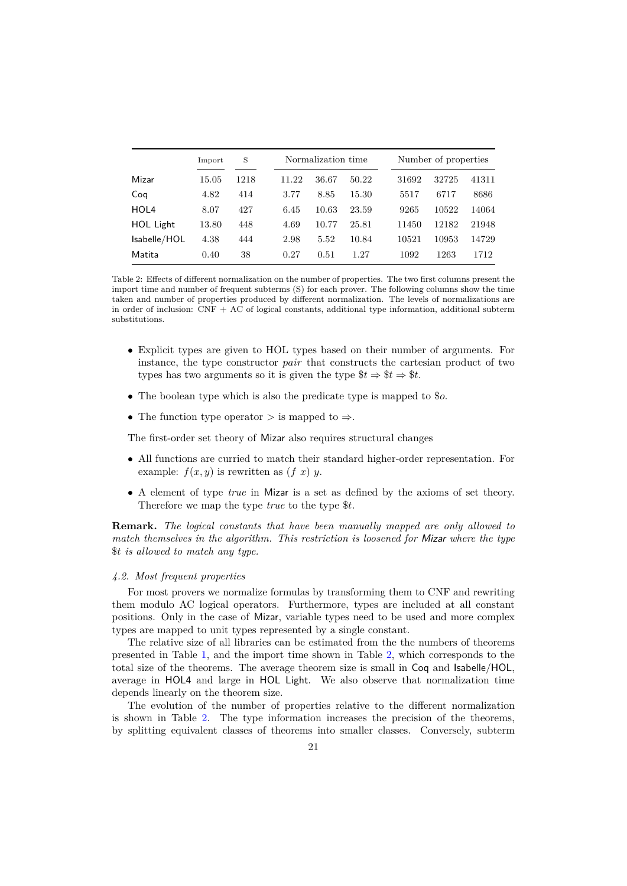| | Import | S | Normalization time | | | Number of properties | | |
|---|---|---|---|---|---|---|---|---|
| Mizar | 15.05 | 1218 | 11.22 | 36.67 | 50.22 | 31692 | 32725 | 41311 |
| Coq | 4.82 | 414 | 3.77 | 8.85 | 15.30 | 5517 | 6717 | 8686 |
| HOL4 | 8.07 | 427 | 6.45 | 10.63 | 23.59 | 9265 | 10522 | 14064 |
| HOL Light | 13.80 | 448 | 4.69 | 10.77 | 25.81 | 11450 | 12182 | 21948 |
| Isabelle/HOL | 4.38 | 444 | 2.98 | 5.52 | 10.84 | 10521 | 10953 | 14729 |
| Matita | 0.40 | 38 | 0.27 | 0.51 | 1.27 | 1092 | 1263 | 1712 |

Table 2: Effects of different normalization on the number of properties. The two first columns present the import time and number of frequent subterms (S) for each prover. The following columns show the time taken and number of properties produced by different normalization. The levels of normalizations are in order of inclusion: CNF + AC of logical constants, additional type information, additional subterm substitutions.

- Explicit types are given to HOL types based on their number of arguments. For instance, the type constructor *pair* that constructs the cartesian product of two types has two arguments so it is given the type $\$t \Rightarrow \$t \Rightarrow \$t$.
- The boolean type which is also the predicate type is mapped to $\$o$.
- The function type operator $>$ is mapped to $\Rightarrow$.

The first-order set theory of Mizar also requires structural changes

- All functions are curried to match their standard higher-order representation. For example: $f(x, y)$ is rewritten as $(f\ x)\ y$.
- A element of type *true* in Mizar is a set as defined by the axioms of set theory. Therefore we map the type *true* to the type $\$t$.

**Remark.** *The logical constants that have been manually mapped are only allowed to match themselves in the algorithm. This restriction is loosened for Mizar where the type $\$t$ is allowed to match any type.*

#### *4.2. Most frequent properties*

For most provers we normalize formulas by transforming them to CNF and rewriting them modulo AC logical operators. Furthermore, types are included at all constant positions. Only in the case of Mizar, variable types need to be used and more complex types are mapped to unit types represented by a single constant.

The relative size of all libraries can be estimated from the the numbers of theorems presented in Table 1, and the import time shown in Table 2, which corresponds to the total size of the theorems. The average theorem size is small in Coq and Isabelle/HOL, average in HOL4 and large in HOL Light. We also observe that normalization time depends linearly on the theorem size.

The evolution of the number of properties relative to the different normalization is shown in Table 2. The type information increases the precision of the theorems, by splitting equivalent classes of theorems into smaller classes. Conversely, subterm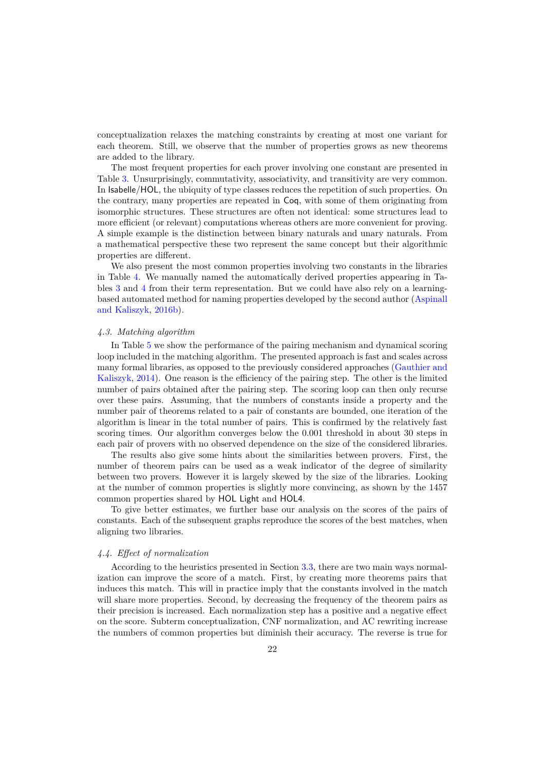conceptualization relaxes the matching constraints by creating at most one variant for each theorem. Still, we observe that the number of properties grows as new theorems are added to the library.

The most frequent properties for each prover involving one constant are presented in Table 3. Unsurprisingly, commutativity, associativity, and transitivity are very common. In Isabelle/HOL, the ubiquity of type classes reduces the repetition of such properties. On the contrary, many properties are repeated in Coq, with some of them originating from isomorphic structures. These structures are often not identical: some structures lead to more efficient (or relevant) computations whereas others are more convenient for proving. A simple example is the distinction between binary naturals and unary naturals. From a mathematical perspective these two represent the same concept but their algorithmic properties are different.

We also present the most common properties involving two constants in the libraries in Table 4. We manually named the automatically derived properties appearing in Tables 3 and 4 from their term representation. But we could have also rely on a learning-based automated method for naming properties developed by the second author (Aspinall and Kaliszyk, 2016b).

### *4.3. Matching algorithm*

In Table 5 we show the performance of the pairing mechanism and dynamical scoring loop included in the matching algorithm. The presented approach is fast and scales across many formal libraries, as opposed to the previously considered approaches (Gauthier and Kaliszyk, 2014). One reason is the efficiency of the pairing step. The other is the limited number of pairs obtained after the pairing step. The scoring loop can then only recurse over these pairs. Assuming, that the numbers of constants inside a property and the number pair of theorems related to a pair of constants are bounded, one iteration of the algorithm is linear in the total number of pairs. This is confirmed by the relatively fast scoring times. Our algorithm converges below the 0.001 threshold in about 30 steps in each pair of provers with no observed dependence on the size of the considered libraries.

The results also give some hints about the similarities between provers. First, the number of theorem pairs can be used as a weak indicator of the degree of similarity between two provers. However it is largely skewed by the size of the libraries. Looking at the number of common properties is slightly more convincing, as shown by the 1457 common properties shared by HOL Light and HOL4.

To give better estimates, we further base our analysis on the scores of the pairs of constants. Each of the subsequent graphs reproduce the scores of the best matches, when aligning two libraries.

### *4.4. Effect of normalization*

According to the heuristics presented in Section 3.3, there are two main ways normalization can improve the score of a match. First, by creating more theorems pairs that induces this match. This will in practice imply that the constants involved in the match will share more properties. Second, by decreasing the frequency of the theorem pairs as their precision is increased. Each normalization step has a positive and a negative effect on the score. Subterm conceptualization, CNF normalization, and AC rewriting increase the numbers of common properties but diminish their accuracy. The reverse is true for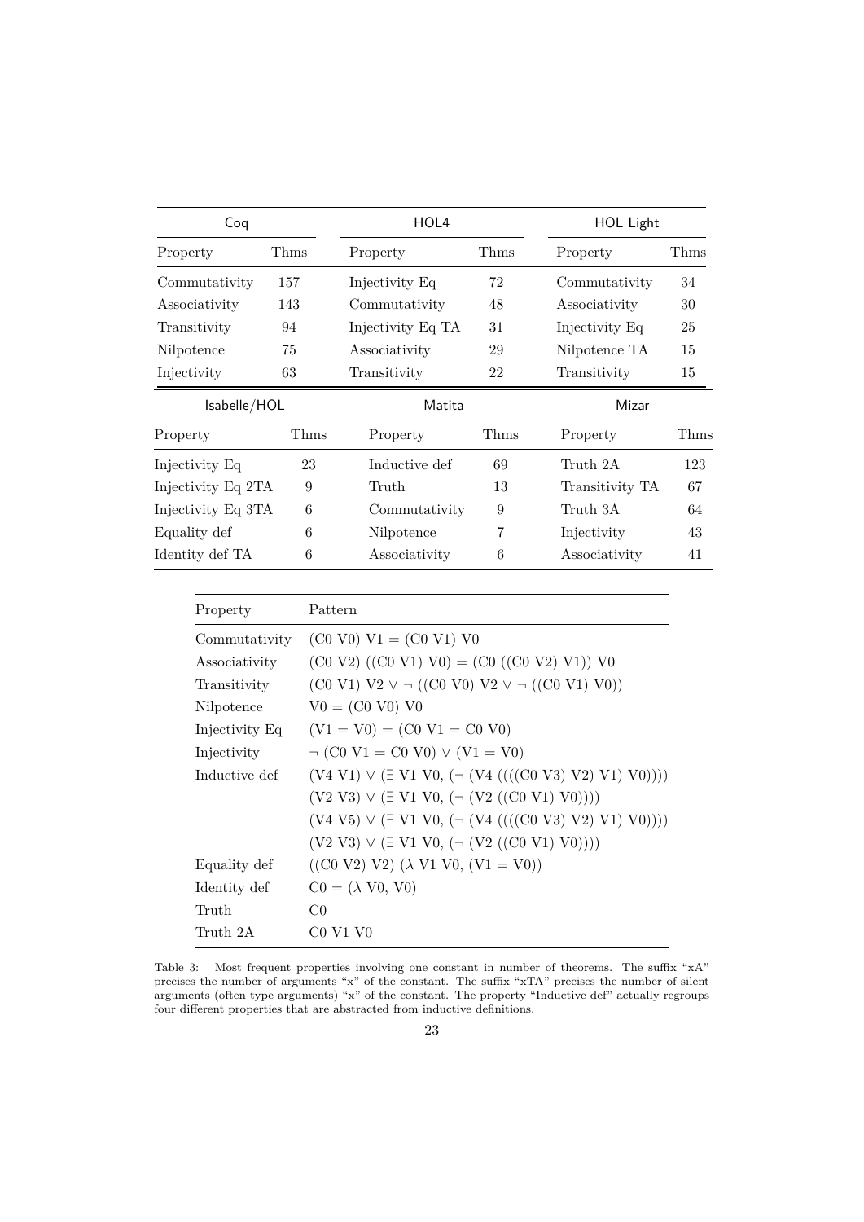| Coq | | HOL4 | | HOL Light | |
|---|---|---|---|---|---|
| Property | Thms | Property | Thms | Property | Thms |
| Commutativity | 157 | Injectivity Eq | 72 | Commutativity | 34 |
| Associativity | 143 | Commutativity | 48 | Associativity | 30 |
| Transitivity | 94 | Injectivity Eq TA | 31 | Injectivity Eq | 25 |
| Nilpotence | 75 | Associativity | 29 | Nilpotence TA | 15 |
| Injectivity | 63 | Transitivity | 22 | Transitivity | 15 |

| Isabelle/HOL | | Matita | | Mizar | |
|---|---|---|---|---|---|
| Property | Thms | Property | Thms | Property | Thms |
| Injectivity Eq | 23 | Inductive def | 69 | Truth 2A | 123 |
| Injectivity Eq 2TA | 9 | Truth | 13 | Transitivity TA | 67 |
| Injectivity Eq 3TA | 6 | Commutativity | 9 | Truth 3A | 64 |
| Equality def | 6 | Nilpotence | 7 | Injectivity | 43 |
| Identity def TA | 6 | Associativity | 6 | Associativity | 41 |

| Property | Pattern |
|---|---|
| Commutativity | (C0 V0) V1 = (C0 V1) V0 |
| Associativity | (C0 V2) ((C0 V1) V0) = (C0 ((C0 V2) V1)) V0 |
| Transitivity | (C0 V1) V2 ∨ ¬ ((C0 V0) V2 ∨ ¬ ((C0 V1) V0)) |
| Nilpotence | V0 = (C0 V0) V0 |
| Injectivity Eq | (V1 = V0) = (C0 V1 = C0 V0) |
| Injectivity | ¬ (C0 V1 = C0 V0) ∨ (V1 = V0) |
| Inductive def | (V4 V1) ∨ (∃ V1 V0, (¬ (V4 ((((C0 V3) V2) V1) V0)))) |
| | (V2 V3) ∨ (∃ V1 V0, (¬ (V2 ((C0 V1) V0)))) |
| | (V4 V5) ∨ (∃ V1 V0, (¬ (V4 ((((C0 V3) V2) V1) V0)))) |
| | (V2 V3) ∨ (∃ V1 V0, (¬ (V2 ((C0 V1) V0)))) |
| Equality def | ((C0 V2) V2) (λ V1 V0, (V1 = V0)) |
| Identity def | C0 = (λ V0, V0) |
| Truth | C0 |
| Truth 2A | C0 V1 V0 |

Table 3: Most frequent properties involving one constant in number of theorems. The suffix "xA" precises the number of arguments "x" of the constant. The suffix "xTA" precises the number of silent arguments (often type arguments) "x" of the constant. The property "Inductive def" actually regroups four different properties that are abstracted from inductive definitions.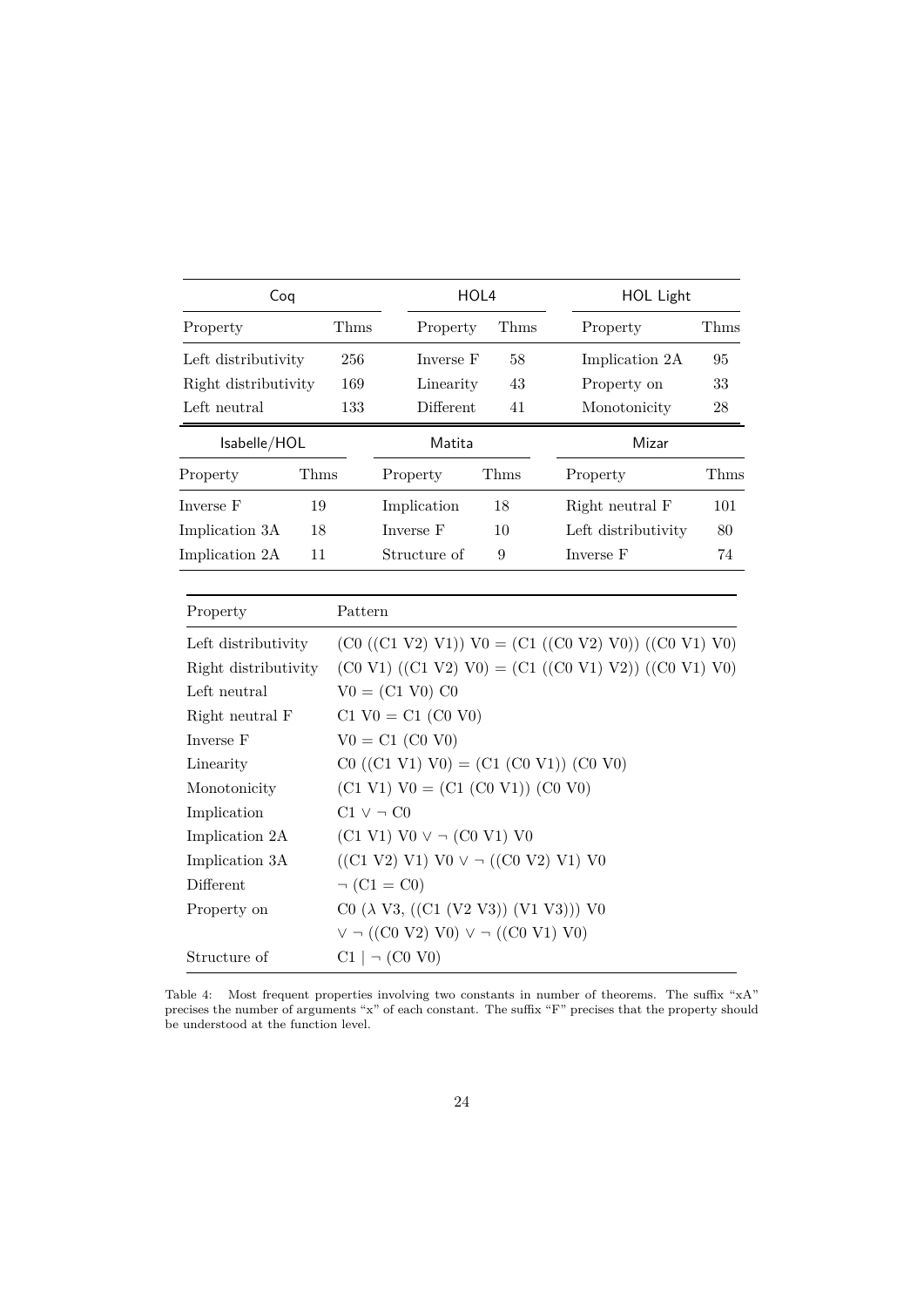| Coq | | HOL4 | | HOL Light | |
|---|---|---|---|---|---|
| Property | Thms | Property | Thms | Property | Thms |
| Left distributivity | 256 | Inverse F | 58 | Implication 2A | 95 |
| Right distributivity | 169 | Linearity | 43 | Property on | 33 |
| Left neutral | 133 | Different | 41 | Monotonicity | 28 |

| Isabelle/HOL | | Matita | | Mizar | |
|---|---|---|---|---|---|
| Property | Thms | Property | Thms | Property | Thms |
| Inverse F | 19 | Implication | 18 | Right neutral F | 101 |
| Implication 3A | 18 | Inverse F | 10 | Left distributivity | 80 |
| Implication 2A | 11 | Structure of | 9 | Inverse F | 74 |

| Property | Pattern |
|---|---|
| Left distributivity | (C0 ((C1 V2) V1)) V0 = (C1 ((C0 V2) V0)) ((C0 V1) V0) |
| Right distributivity | (C0 V1) ((C1 V2) V0) = (C1 ((C0 V1) V2)) ((C0 V1) V0) |
| Left neutral | V0 = (C1 V0) C0 |
| Right neutral F | C1 V0 = C1 (C0 V0) |
| Inverse F | V0 = C1 (C0 V0) |
| Linearity | C0 ((C1 V1) V0) = (C1 (C0 V1)) (C0 V0) |
| Monotonicity | (C1 V1) V0 = (C1 (C0 V1)) (C0 V0) |
| Implication | C1 ∨ ¬ C0 |
| Implication 2A | (C1 V1) V0 ∨ ¬ (C0 V1) V0 |
| Implication 3A | ((C1 V2) V1) V0 ∨ ¬ ((C0 V2) V1) V0 |
| Different | ¬ (C1 = C0) |
| Property on | C0 (λ V3, ((C1 (V2 V3)) (V1 V3))) V0 |
| | ∨ ¬ ((C0 V2) V0) ∨ ¬ ((C0 V1) V0) |
| Structure of | C1 \| ¬ (C0 V0) |

Table 4: Most frequent properties involving two constants in number of theorems. The suffix "xA" precises the number of arguments "x" of each constant. The suffix "F" precises that the property should be understood at the function level.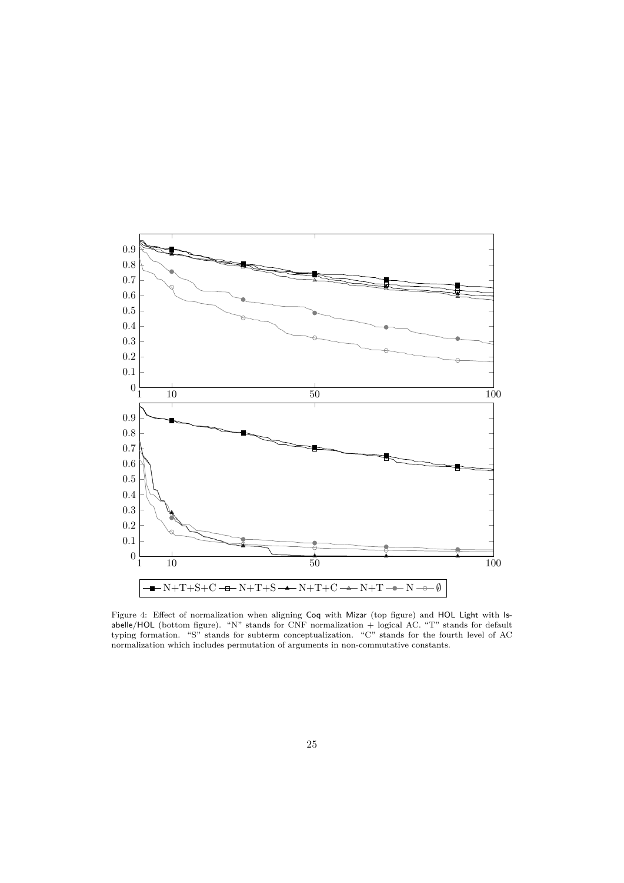Figure 4: Effect of normalization when aligning Coq with Mizar (top figure) and HOL Light with Isabelle/HOL (bottom figure). "N" stands for CNF normalization + logical AC. "T" stands for default typing formation. "S" stands for subterm conceptualization. "C" stands for the fourth level of AC normalization which includes permutation of arguments in non-commutative constants.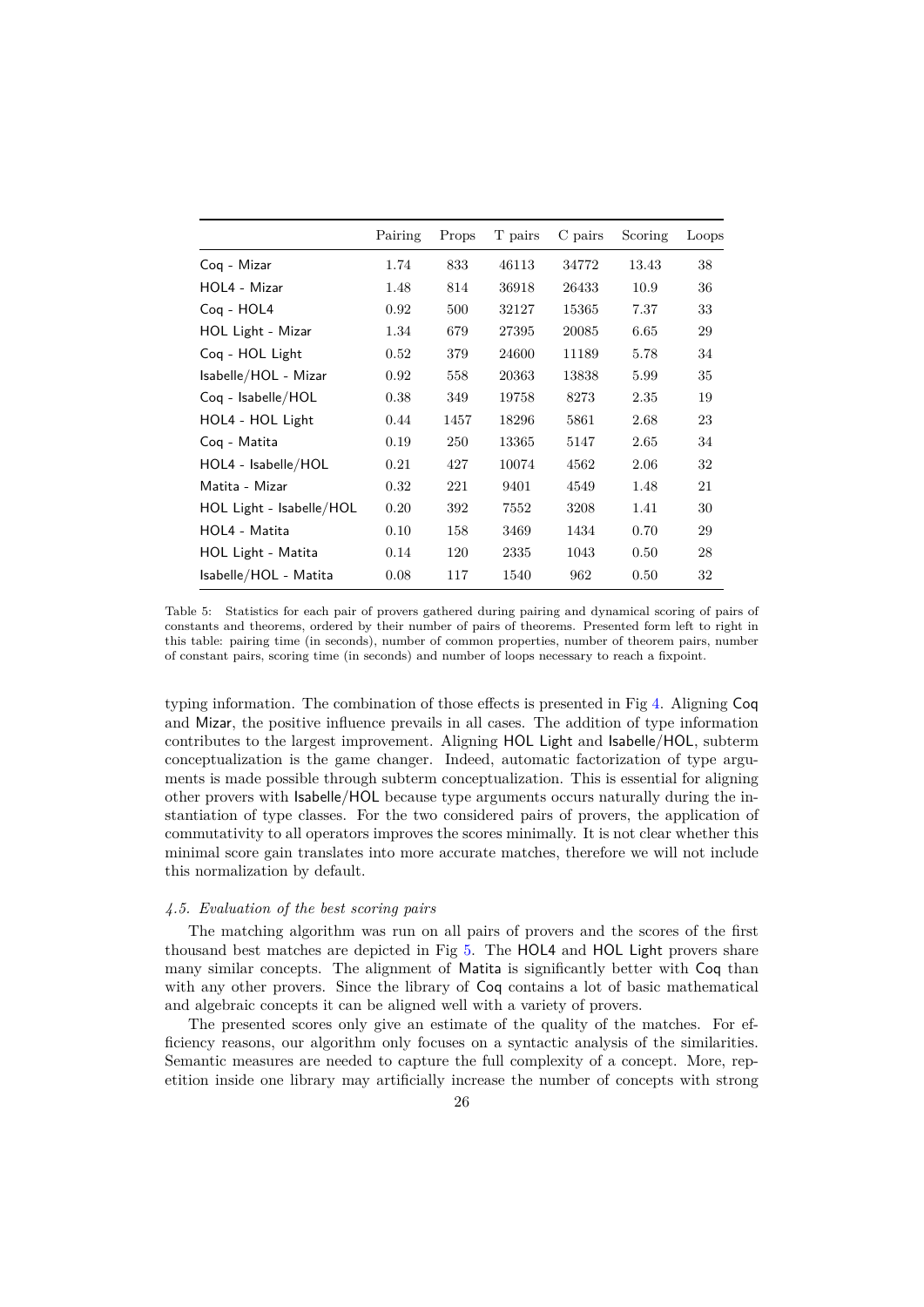| | Pairing | Props | T pairs | C pairs | Scoring | Loops |
|---|---|---|---|---|---|---|
| Coq - Mizar | 1.74 | 833 | 46113 | 34772 | 13.43 | 38 |
| HOL4 - Mizar | 1.48 | 814 | 36918 | 26433 | 10.9 | 36 |
| Coq - HOL4 | 0.92 | 500 | 32127 | 15365 | 7.37 | 33 |
| HOL Light - Mizar | 1.34 | 679 | 27395 | 20085 | 6.65 | 29 |
| Coq - HOL Light | 0.52 | 379 | 24600 | 11189 | 5.78 | 34 |
| Isabelle/HOL - Mizar | 0.92 | 558 | 20363 | 13838 | 5.99 | 35 |
| Coq - Isabelle/HOL | 0.38 | 349 | 19758 | 8273 | 2.35 | 19 |
| HOL4 - HOL Light | 0.44 | 1457 | 18296 | 5861 | 2.68 | 23 |
| Coq - Matita | 0.19 | 250 | 13365 | 5147 | 2.65 | 34 |
| HOL4 - Isabelle/HOL | 0.21 | 427 | 10074 | 4562 | 2.06 | 32 |
| Matita - Mizar | 0.32 | 221 | 9401 | 4549 | 1.48 | 21 |
| HOL Light - Isabelle/HOL | 0.20 | 392 | 7552 | 3208 | 1.41 | 30 |
| HOL4 - Matita | 0.10 | 158 | 3469 | 1434 | 0.70 | 29 |
| HOL Light - Matita | 0.14 | 120 | 2335 | 1043 | 0.50 | 28 |
| Isabelle/HOL - Matita | 0.08 | 117 | 1540 | 962 | 0.50 | 32 |

Table 5: Statistics for each pair of provers gathered during pairing and dynamical scoring of pairs of constants and theorems, ordered by their number of pairs of theorems. Presented form left to right in this table: pairing time (in seconds), number of common properties, number of theorem pairs, number of constant pairs, scoring time (in seconds) and number of loops necessary to reach a fixpoint.

typing information. The combination of those effects is presented in Fig 4. Aligning Coq and Mizar, the positive influence prevails in all cases. The addition of type information contributes to the largest improvement. Aligning HOL Light and Isabelle/HOL, subterm conceptualization is the game changer. Indeed, automatic factorization of type arguments is made possible through subterm conceptualization. This is essential for aligning other provers with Isabelle/HOL because type arguments occurs naturally during the instantiation of type classes. For the two considered pairs of provers, the application of commutativity to all operators improves the scores minimally. It is not clear whether this minimal score gain translates into more accurate matches, therefore we will not include this normalization by default.

### *4.5. Evaluation of the best scoring pairs*

The matching algorithm was run on all pairs of provers and the scores of the first thousand best matches are depicted in Fig 5. The HOL4 and HOL Light provers share many similar concepts. The alignment of Matita is significantly better with Coq than with any other provers. Since the library of Coq contains a lot of basic mathematical and algebraic concepts it can be aligned well with a variety of provers.

The presented scores only give an estimate of the quality of the matches. For efficiency reasons, our algorithm only focuses on a syntactic analysis of the similarities. Semantic measures are needed to capture the full complexity of a concept. More, repetition inside one library may artificially increase the number of concepts with strong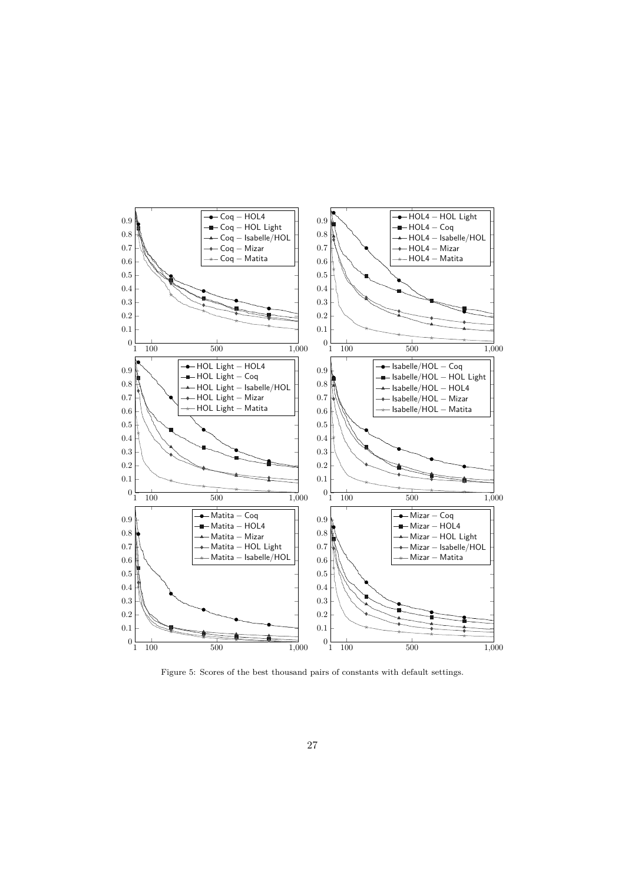Figure 5: Scores of the best thousand pairs of constants with default settings.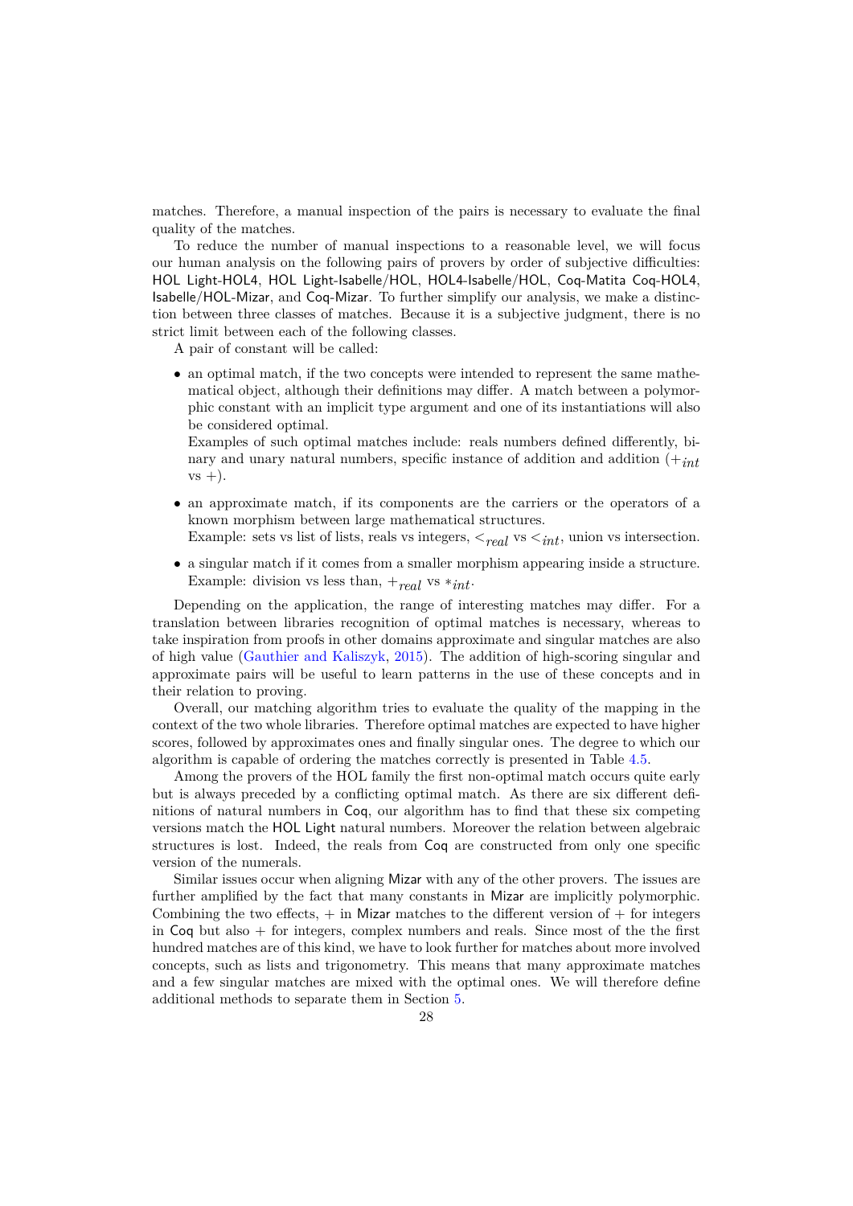matches. Therefore, a manual inspection of the pairs is necessary to evaluate the final quality of the matches.

To reduce the number of manual inspections to a reasonable level, we will focus our human analysis on the following pairs of provers by order of subjective difficulties: HOL Light-HOL4, HOL Light-Isabelle/HOL, HOL4-Isabelle/HOL, Coq-Matita Coq-HOL4, Isabelle/HOL-Mizar, and Coq-Mizar. To further simplify our analysis, we make a distinction between three classes of matches. Because it is a subjective judgment, there is no strict limit between each of the following classes.

A pair of constant will be called:

- an optimal match, if the two concepts were intended to represent the same mathematical object, although their definitions may differ. A match between a polymorphic constant with an implicit type argument and one of its instantiations will also be considered optimal.
  Examples of such optimal matches include: reals numbers defined differently, binary and unary natural numbers, specific instance of addition and addition ($+_{int}$ vs $+$).
- an approximate match, if its components are the carriers or the operators of a known morphism between large mathematical structures.
  Example: sets vs list of lists, reals vs integers, $<_{real}$ vs $<_{int}$, union vs intersection.
- a singular match if it comes from a smaller morphism appearing inside a structure. Example: division vs less than, $+_{real}$ vs $*_{int}$.

Depending on the application, the range of interesting matches may differ. For a translation between libraries recognition of optimal matches is necessary, whereas to take inspiration from proofs in other domains approximate and singular matches are also of high value (Gauthier and Kaliszyk, 2015). The addition of high-scoring singular and approximate pairs will be useful to learn patterns in the use of these concepts and in their relation to proving.

Overall, our matching algorithm tries to evaluate the quality of the mapping in the context of the two whole libraries. Therefore optimal matches are expected to have higher scores, followed by approximates ones and finally singular ones. The degree to which our algorithm is capable of ordering the matches correctly is presented in Table 4.5.

Among the provers of the HOL family the first non-optimal match occurs quite early but is always preceded by a conflicting optimal match. As there are six different definitions of natural numbers in Coq, our algorithm has to find that these six competing versions match the HOL Light natural numbers. Moreover the relation between algebraic structures is lost. Indeed, the reals from Coq are constructed from only one specific version of the numerals.

Similar issues occur when aligning Mizar with any of the other provers. The issues are further amplified by the fact that many constants in Mizar are implicitly polymorphic. Combining the two effects, + in Mizar matches to the different version of + for integers in Coq but also + for integers, complex numbers and reals. Since most of the the first hundred matches are of this kind, we have to look further for matches about more involved concepts, such as lists and trigonometry. This means that many approximate matches and a few singular matches are mixed with the optimal ones. We will therefore define additional methods to separate them in Section 5.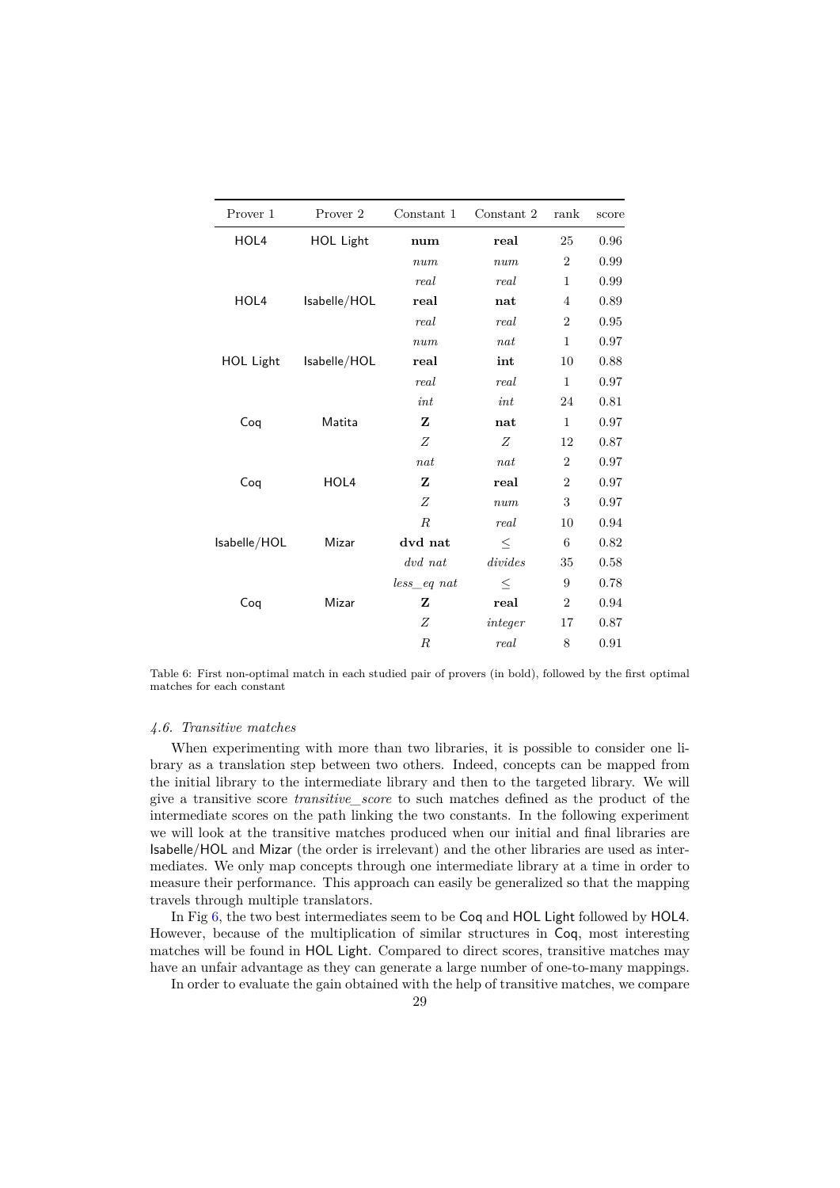| Prover 1 | Prover 2 | Constant 1 | Constant 2 | rank | score |
|---|---|---|---|---|---|
| HOL4 | HOL Light | **num** | **real** | 25 | 0.96 |
| | | *num* | *num* | 2 | 0.99 |
| | | *real* | *real* | 1 | 0.99 |
| HOL4 | Isabelle/HOL | **real** | **nat** | 4 | 0.89 |
| | | *real* | *real* | 2 | 0.95 |
| | | *num* | *nat* | 1 | 0.97 |
| HOL Light | Isabelle/HOL | **real** | **int** | 10 | 0.88 |
| | | *real* | *real* | 1 | 0.97 |
| | | *int* | *int* | 24 | 0.81 |
| Coq | Matita | **Z** | **nat** | 1 | 0.97 |
| | | *Z* | *Z* | 12 | 0.87 |
| | | *nat* | *nat* | 2 | 0.97 |
| Coq | HOL4 | **Z** | **real** | 2 | 0.97 |
| | | *Z* | *num* | 3 | 0.97 |
| | | *R* | *real* | 10 | 0.94 |
| Isabelle/HOL | Mizar | **dvd nat** | $\leq$ | 6 | 0.82 |
| | | *dvd nat* | *divides* | 35 | 0.58 |
| | | *less_eq nat* | $\leq$ | 9 | 0.78 |
| Coq | Mizar | **Z** | **real** | 2 | 0.94 |
| | | *Z* | *integer* | 17 | 0.87 |
| | | *R* | *real* | 8 | 0.91 |

Table 6: First non-optimal match in each studied pair of provers (in bold), followed by the first optimal matches for each constant

### *4.6. Transitive matches*

When experimenting with more than two libraries, it is possible to consider one library as a translation step between two others. Indeed, concepts can be mapped from the initial library to the intermediate library and then to the targeted library. We will give a transitive score *transitive_score* to such matches defined as the product of the intermediate scores on the path linking the two constants. In the following experiment we will look at the transitive matches produced when our initial and final libraries are Isabelle/HOL and Mizar (the order is irrelevant) and the other libraries are used as intermediates. We only map concepts through one intermediate library at a time in order to measure their performance. This approach can easily be generalized so that the mapping travels through multiple translators.

In Fig 6, the two best intermediates seem to be Coq and HOL Light followed by HOL4. However, because of the multiplication of similar structures in Coq, most interesting matches will be found in HOL Light. Compared to direct scores, transitive matches may have an unfair advantage as they can generate a large number of one-to-many mappings.

In order to evaluate the gain obtained with the help of transitive matches, we compare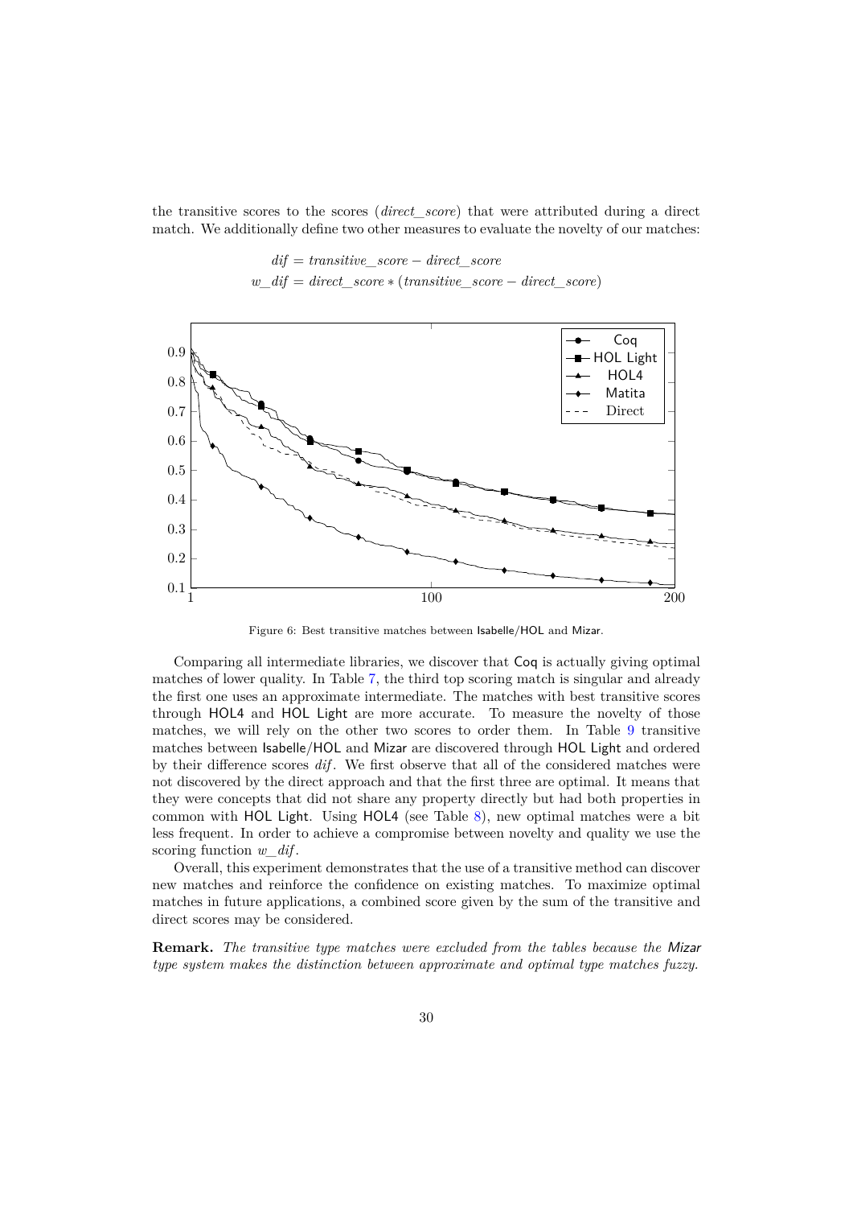the transitive scores to the scores (*direct_score*) that were attributed during a direct match. We additionally define two other measures to evaluate the novelty of our matches:

$$dif = transitive\_score - direct\_score$$
$$w\_dif = direct\_score * (transitive\_score - direct\_score)$$

Figure 6: Best transitive matches between Isabelle/HOL and Mizar.

Comparing all intermediate libraries, we discover that Coq is actually giving optimal matches of lower quality. In Table 7, the third top scoring match is singular and already the first one uses an approximate intermediate. The matches with best transitive scores through HOL4 and HOL Light are more accurate. To measure the novelty of those matches, we will rely on the other two scores to order them. In Table 9 transitive matches between Isabelle/HOL and Mizar are discovered through HOL Light and ordered by their difference scores *dif*. We first observe that all of the considered matches were not discovered by the direct approach and that the first three are optimal. It means that they were concepts that did not share any property directly but had both properties in common with HOL Light. Using HOL4 (see Table 8), new optimal matches were a bit less frequent. In order to achieve a compromise between novelty and quality we use the scoring function *w_dif*.

Overall, this experiment demonstrates that the use of a transitive method can discover new matches and reinforce the confidence on existing matches. To maximize optimal matches in future applications, a combined score given by the sum of the transitive and direct scores may be considered.

**Remark.** *The transitive type matches were excluded from the tables because the Mizar type system makes the distinction between approximate and optimal type matches fuzzy.*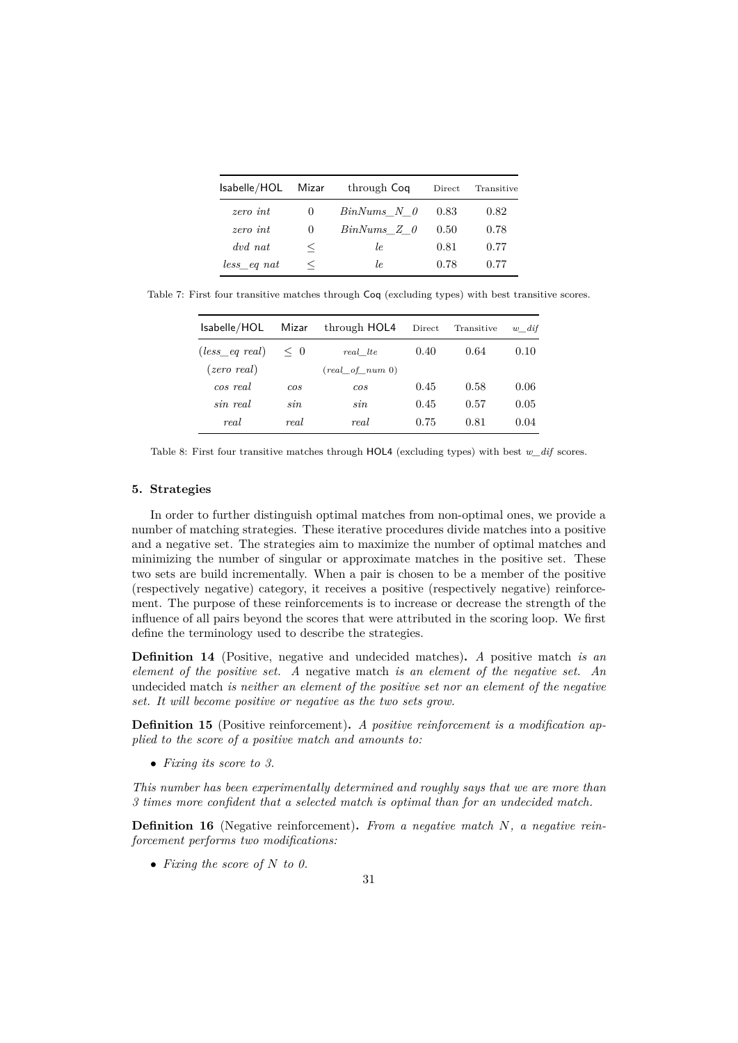| Isabelle/HOL | Mizar | through Coq | Direct | Transitive |
|---|---|---|---|---|
| *zero int* | 0 | *BinNums_N_0* | 0.83 | 0.82 |
| *zero int* | 0 | *BinNums_Z_0* | 0.50 | 0.78 |
| *dvd nat* | $\leq$ | *le* | 0.81 | 0.77 |
| *less_eq nat* | $\leq$ | *le* | 0.78 | 0.77 |

Table 7: First four transitive matches through Coq (excluding types) with best transitive scores.

| Isabelle/HOL | Mizar | through HOL4 | Direct | Transitive | *w_dif* |
|---|---|---|---|---|---|
| (*less_eq real*) | $\leq$ 0 | *real_lte* | 0.40 | 0.64 | 0.10 |
| (*zero real*) | | (*real_of_num* 0) | | | |
| *cos real* | *cos* | *cos* | 0.45 | 0.58 | 0.06 |
| *sin real* | *sin* | *sin* | 0.45 | 0.57 | 0.05 |
| *real* | *real* | *real* | 0.75 | 0.81 | 0.04 |

Table 8: First four transitive matches through HOL4 (excluding types) with best *w_dif* scores.

## 5. Strategies

In order to further distinguish optimal matches from non-optimal ones, we provide a number of matching strategies. These iterative procedures divide matches into a positive and a negative set. The strategies aim to maximize the number of optimal matches and minimizing the number of singular or approximate matches in the positive set. These two sets are build incrementally. When a pair is chosen to be a member of the positive (respectively negative) category, it receives a positive (respectively negative) reinforcement. The purpose of these reinforcements is to increase or decrease the strength of the influence of all pairs beyond the scores that were attributed in the scoring loop. We first define the terminology used to describe the strategies.

**Definition 14** (Positive, negative and undecided matches)**.** *A* positive match *is an element of the positive set. A* negative match *is an element of the negative set. An* undecided match *is neither an element of the positive set nor an element of the negative set. It will become positive or negative as the two sets grow.*

**Definition 15** (Positive reinforcement)**.** *A positive reinforcement is a modification applied to the score of a positive match and amounts to:*

- *Fixing its score to 3.*

*This number has been experimentally determined and roughly says that we are more than 3 times more confident that a selected match is optimal than for an undecided match.*

**Definition 16** (Negative reinforcement)**.** *From a negative match $N$, a negative reinforcement performs two modifications:*

- *Fixing the score of $N$ to 0.*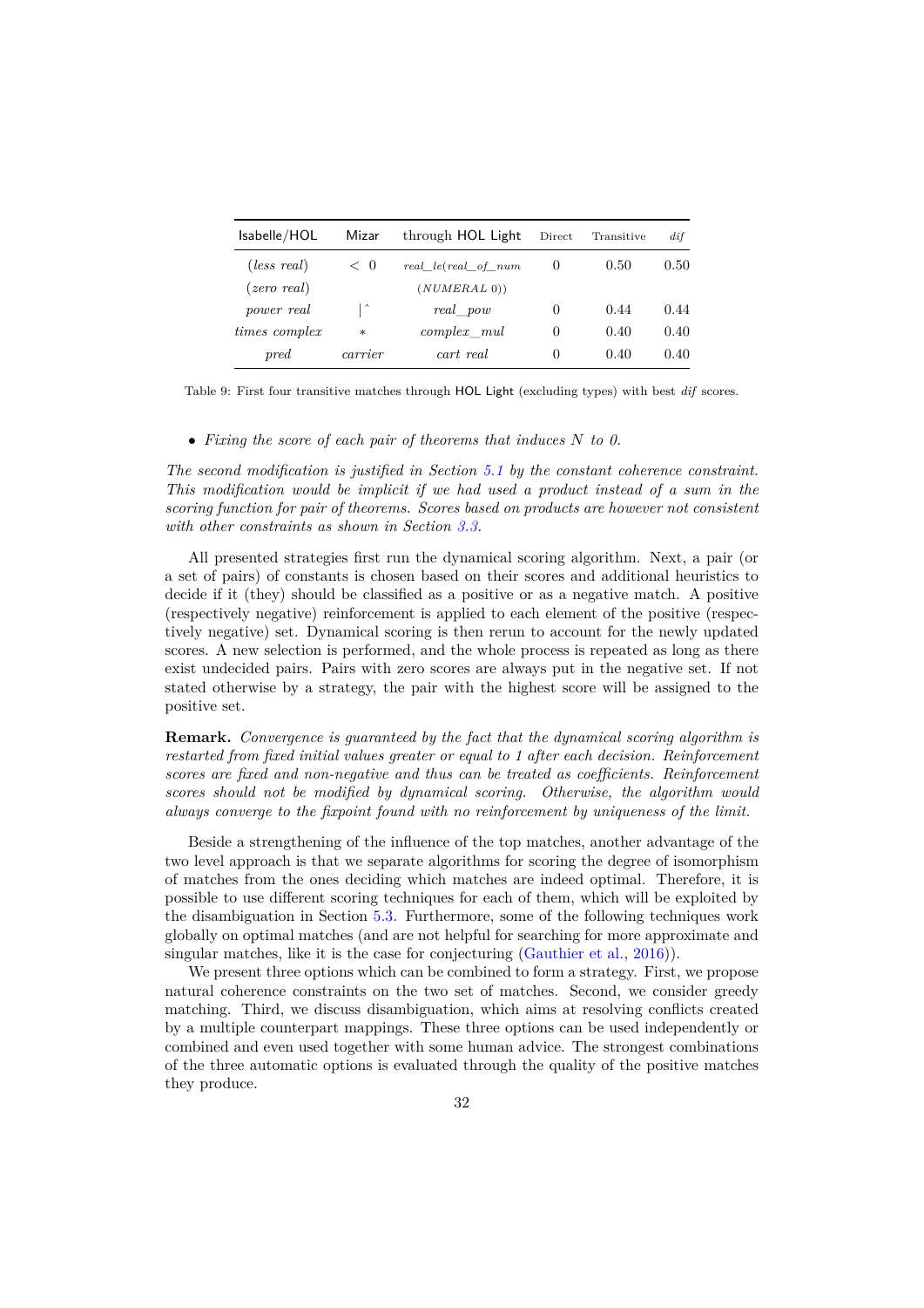| Isabelle/HOL | Mizar | through HOL Light | Direct | Transitive | *dif* |
|---|---|---|---|---|---|
| (*less real*) (*zero real*) | $<$ 0 | *real_le*(*real_of_num* (*NUMERAL* 0)) | 0 | 0.50 | 0.50 |
| *power real* | \|^ | *real_pow* | 0 | 0.44 | 0.44 |
| *times complex* | $*$ | *complex_mul* | 0 | 0.40 | 0.40 |
| *pred* | *carrier* | *cart real* | 0 | 0.40 | 0.40 |

Table 9: First four transitive matches through HOL Light (excluding types) with best *dif* scores.

- *Fixing the score of each pair of theorems that induces N to 0.*

*The second modification is justified in Section 5.1 by the constant coherence constraint. This modification would be implicit if we had used a product instead of a sum in the scoring function for pair of theorems. Scores based on products are however not consistent with other constraints as shown in Section 3.3.*

All presented strategies first run the dynamical scoring algorithm. Next, a pair (or a set of pairs) of constants is chosen based on their scores and additional heuristics to decide if it (they) should be classified as a positive or as a negative match. A positive (respectively negative) reinforcement is applied to each element of the positive (respectively negative) set. Dynamical scoring is then rerun to account for the newly updated scores. A new selection is performed, and the whole process is repeated as long as there exist undecided pairs. Pairs with zero scores are always put in the negative set. If not stated otherwise by a strategy, the pair with the highest score will be assigned to the positive set.

**Remark.** *Convergence is guaranteed by the fact that the dynamical scoring algorithm is restarted from fixed initial values greater or equal to 1 after each decision. Reinforcement scores are fixed and non-negative and thus can be treated as coefficients. Reinforcement scores should not be modified by dynamical scoring. Otherwise, the algorithm would always converge to the fixpoint found with no reinforcement by uniqueness of the limit.*

Beside a strengthening of the influence of the top matches, another advantage of the two level approach is that we separate algorithms for scoring the degree of isomorphism of matches from the ones deciding which matches are indeed optimal. Therefore, it is possible to use different scoring techniques for each of them, which will be exploited by the disambiguation in Section 5.3. Furthermore, some of the following techniques work globally on optimal matches (and are not helpful for searching for more approximate and singular matches, like it is the case for conjecturing (Gauthier et al., 2016)).

We present three options which can be combined to form a strategy. First, we propose natural coherence constraints on the two set of matches. Second, we consider greedy matching. Third, we discuss disambiguation, which aims at resolving conflicts created by a multiple counterpart mappings. These three options can be used independently or combined and even used together with some human advice. The strongest combinations of the three automatic options is evaluated through the quality of the positive matches they produce.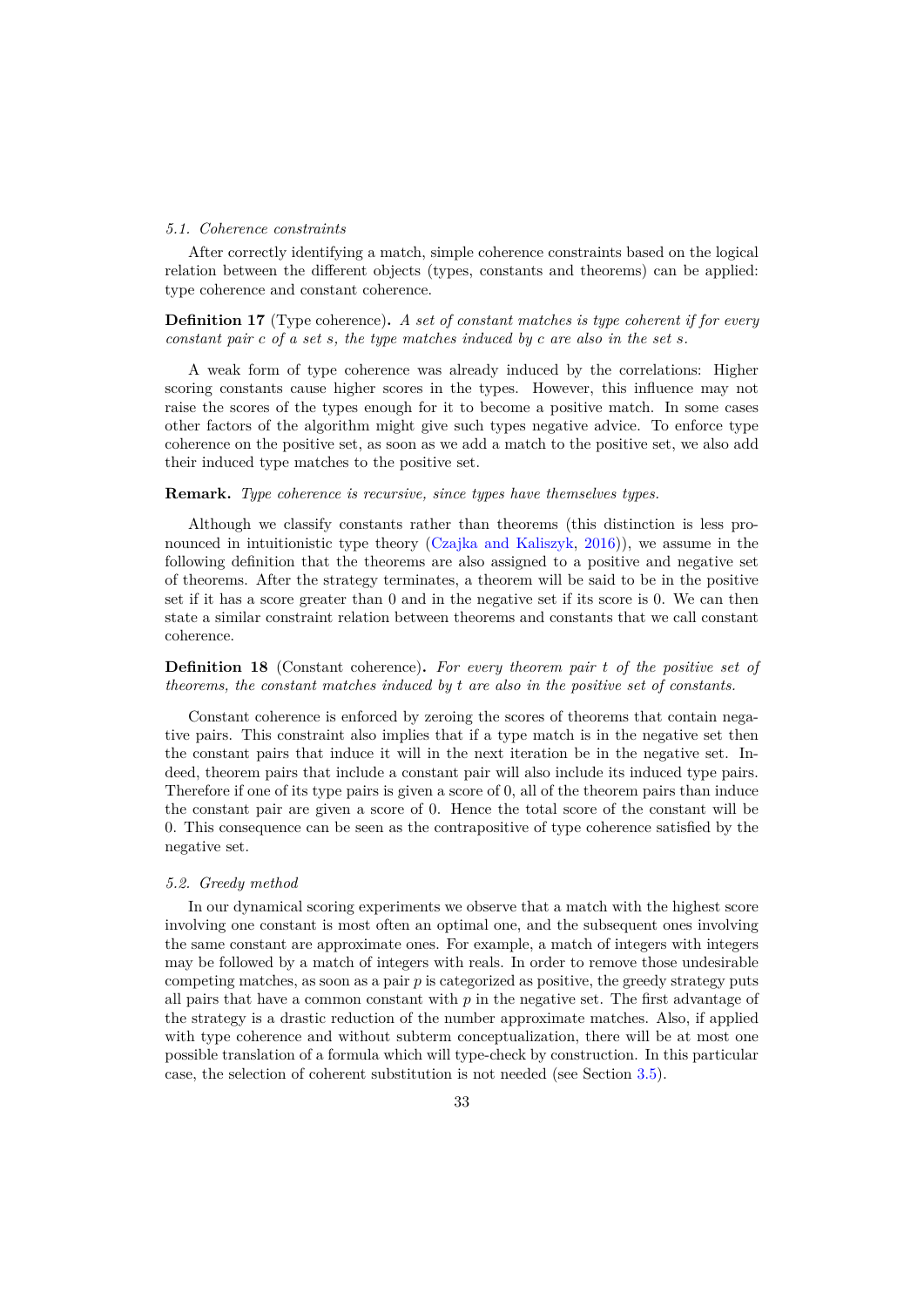### 5.1. Coherence constraints

After correctly identifying a match, simple coherence constraints based on the logical relation between the different objects (types, constants and theorems) can be applied: type coherence and constant coherence.

**Definition 17** (Type coherence)**.** *A set of constant matches is type coherent if for every constant pair $c$ of a set $s$, the type matches induced by $c$ are also in the set $s$.*

A weak form of type coherence was already induced by the correlations: Higher scoring constants cause higher scores in the types. However, this influence may not raise the scores of the types enough for it to become a positive match. In some cases other factors of the algorithm might give such types negative advice. To enforce type coherence on the positive set, as soon as we add a match to the positive set, we also add their induced type matches to the positive set.

**Remark.** *Type coherence is recursive, since types have themselves types.*

Although we classify constants rather than theorems (this distinction is less pronounced in intuitionistic type theory (Czajka and Kaliszyk, 2016)), we assume in the following definition that the theorems are also assigned to a positive and negative set of theorems. After the strategy terminates, a theorem will be said to be in the positive set if it has a score greater than 0 and in the negative set if its score is 0. We can then state a similar constraint relation between theorems and constants that we call constant coherence.

**Definition 18** (Constant coherence)**.** *For every theorem pair $t$ of the positive set of theorems, the constant matches induced by $t$ are also in the positive set of constants.*

Constant coherence is enforced by zeroing the scores of theorems that contain negative pairs. This constraint also implies that if a type match is in the negative set then the constant pairs that induce it will in the next iteration be in the negative set. Indeed, theorem pairs that include a constant pair will also include its induced type pairs. Therefore if one of its type pairs is given a score of 0, all of the theorem pairs than induce the constant pair are given a score of 0. Hence the total score of the constant will be 0. This consequence can be seen as the contrapositive of type coherence satisfied by the negative set.

### 5.2. Greedy method

In our dynamical scoring experiments we observe that a match with the highest score involving one constant is most often an optimal one, and the subsequent ones involving the same constant are approximate ones. For example, a match of integers with integers may be followed by a match of integers with reals. In order to remove those undesirable competing matches, as soon as a pair $p$ is categorized as positive, the greedy strategy puts all pairs that have a common constant with $p$ in the negative set. The first advantage of the strategy is a drastic reduction of the number approximate matches. Also, if applied with type coherence and without subterm conceptualization, there will be at most one possible translation of a formula which will type-check by construction. In this particular case, the selection of coherent substitution is not needed (see Section 3.5).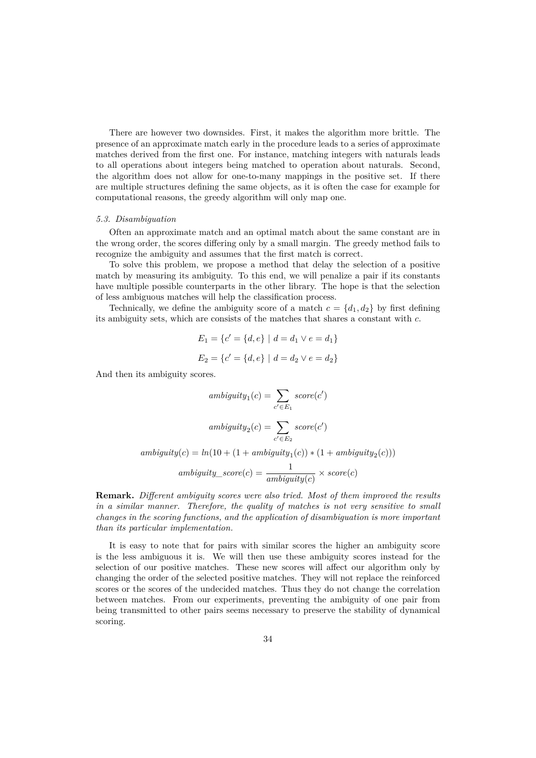There are however two downsides. First, it makes the algorithm more brittle. The presence of an approximate match early in the procedure leads to a series of approximate matches derived from the first one. For instance, matching integers with naturals leads to all operations about integers being matched to operation about naturals. Second, the algorithm does not allow for one-to-many mappings in the positive set. If there are multiple structures defining the same objects, as it is often the case for example for computational reasons, the greedy algorithm will only map one.

### *5.3. Disambiguation*

Often an approximate match and an optimal match about the same constant are in the wrong order, the scores differing only by a small margin. The greedy method fails to recognize the ambiguity and assumes that the first match is correct.

To solve this problem, we propose a method that delay the selection of a positive match by measuring its ambiguity. To this end, we will penalize a pair if its constants have multiple possible counterparts in the other library. The hope is that the selection of less ambiguous matches will help the classification process.

Technically, we define the ambiguity score of a match $c = \{d_1, d_2\}$ by first defining its ambiguity sets, which are consists of the matches that shares a constant with $c$.

$$E_1 = \{c' = \{d, e\} \mid d = d_1 \lor e = d_1\}$$

$$E_2 = \{c' = \{d, e\} \mid d = d_2 \lor e = d_2\}$$

And then its ambiguity scores.

$$ambiguity_1(c) = \sum_{c' \in E_1} score(c')$$

$$ambiguity_2(c) = \sum_{c' \in E_2} score(c')$$

$$ambiguity(c) = ln(10 + (1 + ambiguity_1(c)) * (1 + ambiguity_2(c)))$$

$$ambiguity\_score(c) = \frac{1}{ambiguity(c)} \times score(c)$$

**Remark.** *Different ambiguity scores were also tried. Most of them improved the results in a similar manner. Therefore, the quality of matches is not very sensitive to small changes in the scoring functions, and the application of disambiguation is more important than its particular implementation.*

It is easy to note that for pairs with similar scores the higher an ambiguity score is the less ambiguous it is. We will then use these ambiguity scores instead for the selection of our positive matches. These new scores will affect our algorithm only by changing the order of the selected positive matches. They will not replace the reinforced scores or the scores of the undecided matches. Thus they do not change the correlation between matches. From our experiments, preventing the ambiguity of one pair from being transmitted to other pairs seems necessary to preserve the stability of dynamical scoring.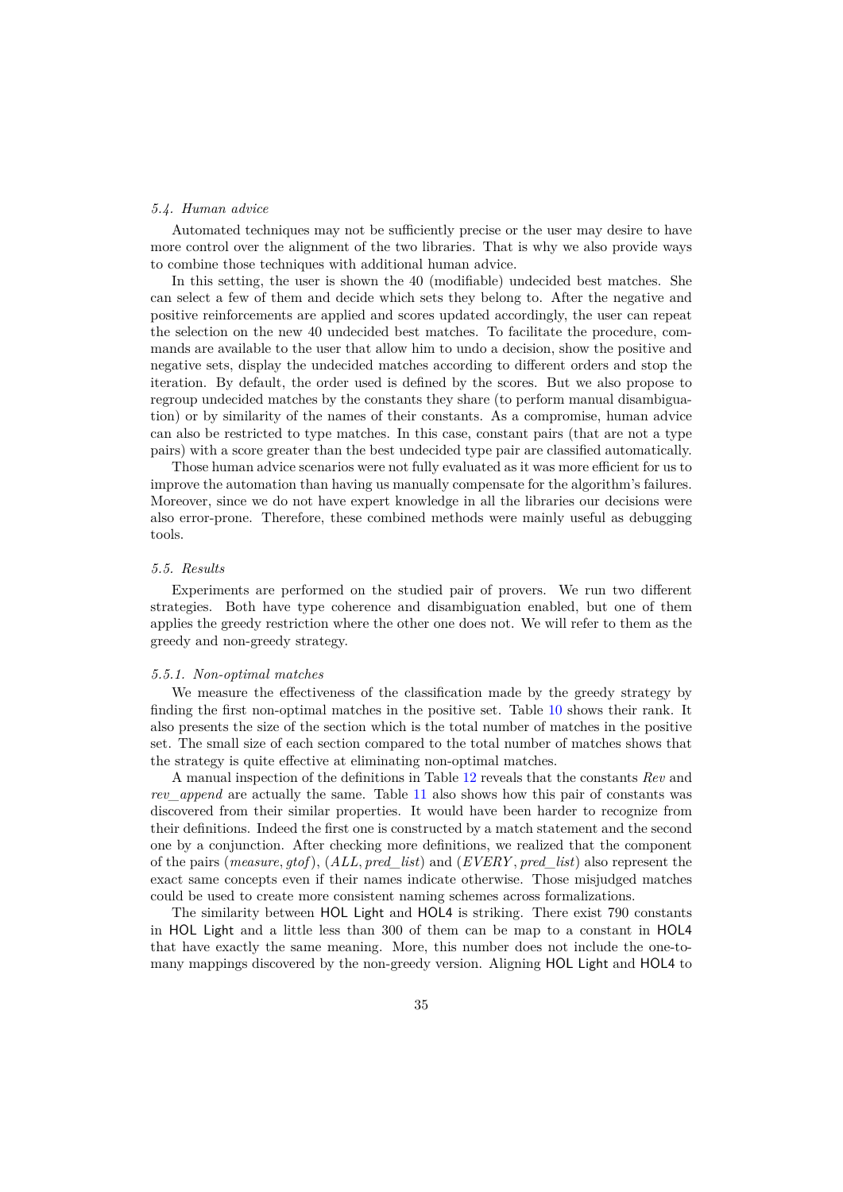### 5.4. Human advice

Automated techniques may not be sufficiently precise or the user may desire to have more control over the alignment of the two libraries. That is why we also provide ways to combine those techniques with additional human advice.

In this setting, the user is shown the 40 (modifiable) undecided best matches. She can select a few of them and decide which sets they belong to. After the negative and positive reinforcements are applied and scores updated accordingly, the user can repeat the selection on the new 40 undecided best matches. To facilitate the procedure, commands are available to the user that allow him to undo a decision, show the positive and negative sets, display the undecided matches according to different orders and stop the iteration. By default, the order used is defined by the scores. But we also propose to regroup undecided matches by the constants they share (to perform manual disambiguation) or by similarity of the names of their constants. As a compromise, human advice can also be restricted to type matches. In this case, constant pairs (that are not a type pairs) with a score greater than the best undecided type pair are classified automatically.

Those human advice scenarios were not fully evaluated as it was more efficient for us to improve the automation than having us manually compensate for the algorithm's failures. Moreover, since we do not have expert knowledge in all the libraries our decisions were also error-prone. Therefore, these combined methods were mainly useful as debugging tools.

### 5.5. Results

Experiments are performed on the studied pair of provers. We run two different strategies. Both have type coherence and disambiguation enabled, but one of them applies the greedy restriction where the other one does not. We will refer to them as the greedy and non-greedy strategy.

#### 5.5.1. Non-optimal matches

We measure the effectiveness of the classification made by the greedy strategy by finding the first non-optimal matches in the positive set. Table 10 shows their rank. It also presents the size of the section which is the total number of matches in the positive set. The small size of each section compared to the total number of matches shows that the strategy is quite effective at eliminating naming non-optimal matches.

A manual inspection of the definitions in Table 12 reveals that the constants *Rev* and *rev_append* are actually the same. Table 11 also shows how this pair of constants was discovered from their similar properties. It would have been harder to recognize from their definitions. Indeed the first one is constructed by a match statement and the second one by a conjunction. After checking more definitions, we realized that the component of the pairs (*measure*, *gtof*), (*ALL*, *pred_list*) and (*EVERY*, *pred_list*) also represent the exact same concepts even if their names indicate otherwise. Those misjudged matches could be used to create more consistent naming schemes across formalizations.

The similarity between HOL Light and HOL4 is striking. There exist 790 constants in HOL Light and a little less than 300 of them can be map to a constant in HOL4 that have exactly the same meaning. More, this number does not include the one-to-many mappings discovered by the non-greedy version. Aligning HOL Light and HOL4 to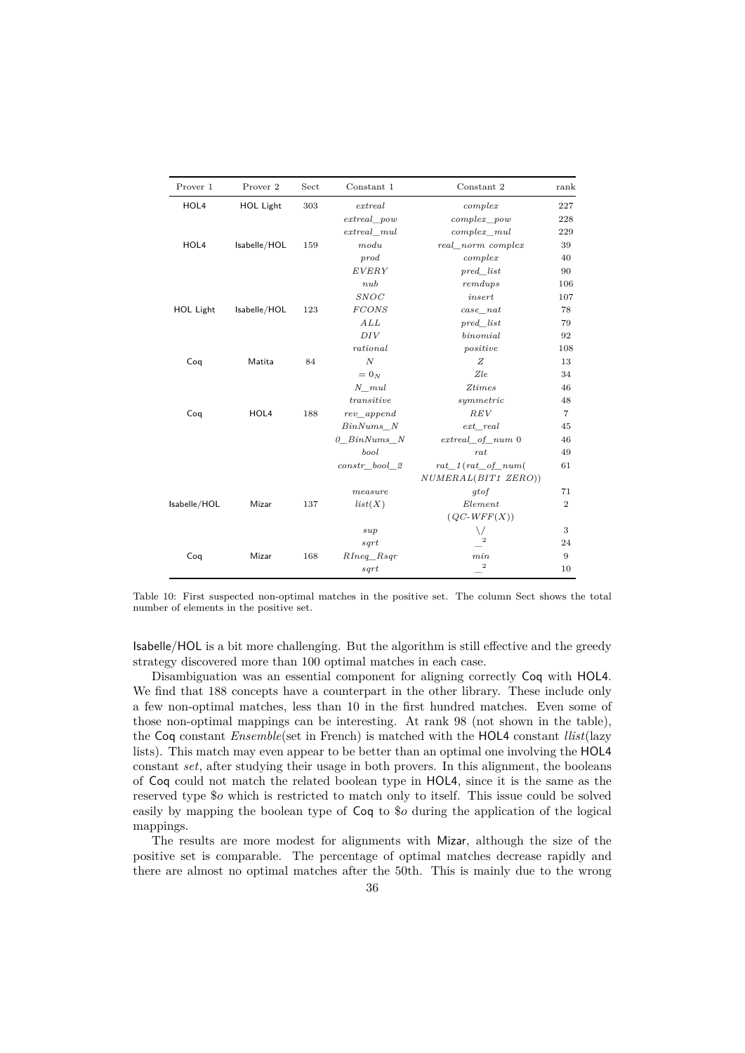| Prover 1 | Prover 2 | Sect | Constant 1 | Constant 2 | rank |
|---|---|---|---|---|---|
| HOL4 | HOL Light | 303 | *extreal* | *complex* | 227 |
| | | | *extreal_pow* | *complex_pow* | 228 |
| | | | *extreal_mul* | *complex_mul* | 229 |
| HOL4 | Isabelle/HOL | 159 | *modu* | *real_norm complex* | 39 |
| | | | *prod* | *complex* | 40 |
| | | | *EVERY* | *pred_list* | 90 |
| | | | *nub* | *remdups* | 106 |
| | | | *SNOC* | *insert* | 107 |
| HOL Light | Isabelle/HOL | 123 | *FCONS* | *case_nat* | 78 |
| | | | *ALL* | *pred_list* | 79 |
| | | | *DIV* | *binomial* | 92 |
| | | | *rational* | *positive* | 108 |
| Coq | Matita | 84 | *N* | *Z* | 13 |
| | | | $= 0_N$ | *Zle* | 34 |
| | | | *N_mul* | *Ztimes* | 46 |
| | | | *transitive* | *symmetric* | 48 |
| Coq | HOL4 | 188 | *rev_append* | *REV* | 7 |
| | | | *BinNums_N* | *ext_real* | 45 |
| | | | *0_BinNums_N* | *extreal_of_num* 0 | 46 |
| | | | *bool* | *rat* | 49 |
| | | | *constr_bool_2* | *rat_1*(*rat_of_num*( *NUMERAL*(*BIT1 ZERO*)) | 61 |
| | | | *measure* | *gtof* | 71 |
| Isabelle/HOL | Mizar | 137 | *list*(*X*) | *Element* (*QC-WFF*(*X*)) | 2 |
| | | | *sup* | $\bigvee$ | 3 |
| | | | *sqrt* | $\_^2$ | 24 |
| Coq | Mizar | 168 | *RIneq_Rsqr* | *min* | 9 |
| | | | *sqrt* | $\_^2$ | 10 |

Table 10: First suspected non-optimal matches in the positive set. The column Sect shows the total number of elements in the positive set.

Isabelle/HOL is a bit more challenging. But the algorithm is still effective and the greedy strategy discovered more than 100 optimal matches in each case.

Disambiguation was an essential component for aligning correctly Coq with HOL4. We find that 188 concepts have a counterpart in the other library. These include only a few non-optimal matches, less than 10 in the first hundred matches. Even some of those non-optimal mappings can be interesting. At rank 98 (not shown in the table), the Coq constant *Ensemble*(set in French) is matched with the HOL4 constant *llist*(lazy lists). This match may even appear to be better than an optimal one involving the HOL4 constant *set*, after studying their usage in both provers. In this alignment, the booleans of Coq could not match the related boolean type in HOL4, since it is the same as the reserved type $*o* which is restricted to match only to itself. This issue could be solved easily by mapping the boolean type of Coq to $*o* during the application of the logical mappings.

The results are more modest for alignments with Mizar, although the size of the positive set is comparable. The percentage of optimal matches decrease rapidly and there are almost no optimal matches after the 50th. This is mainly due to the wrong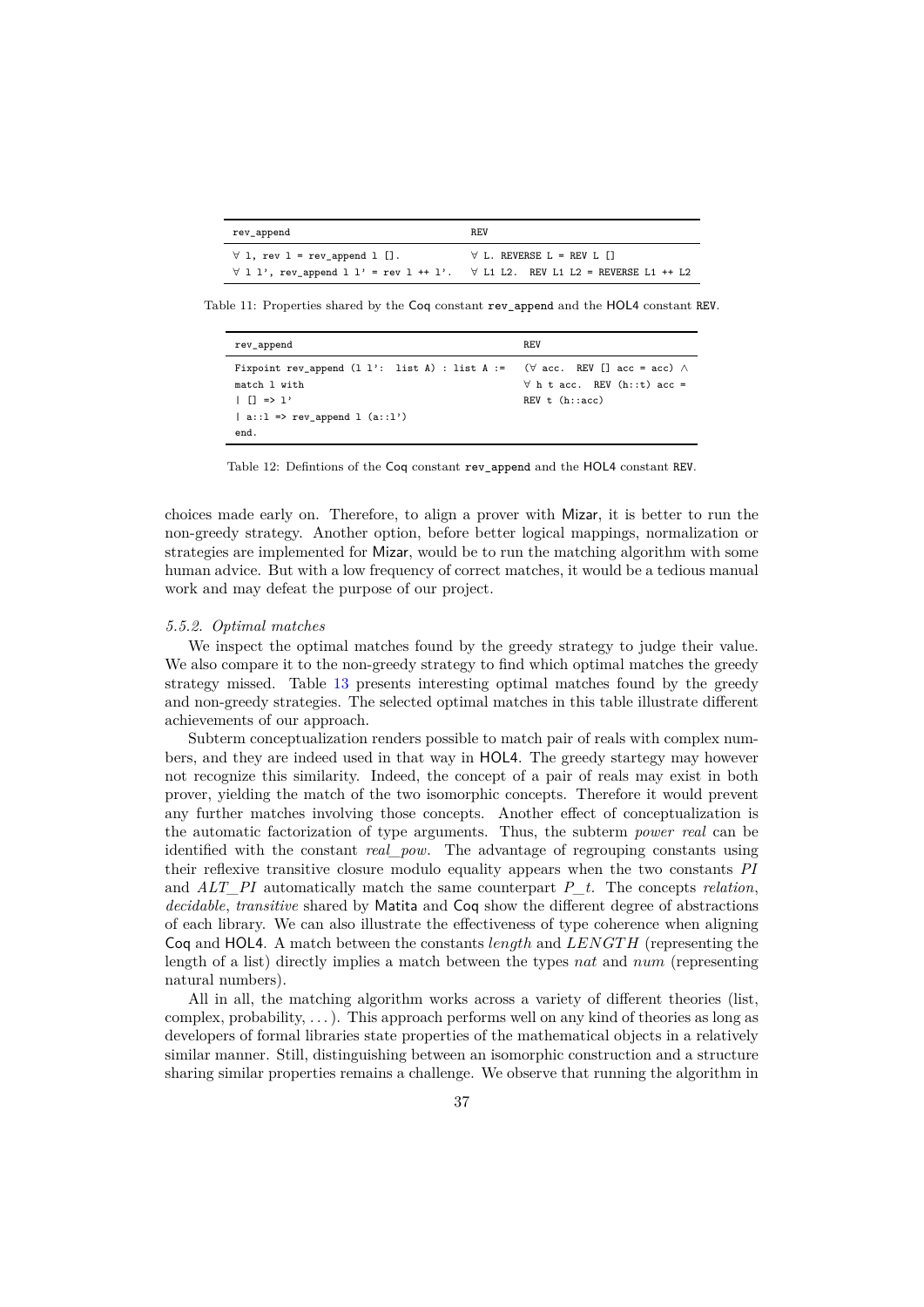| rev_append | REV |
| --- | --- |
| ∀ l, rev l = rev_append l []. | ∀ L. REVERSE L = REV L [] |
| ∀ l l', rev_append l l' = rev l ++ l'. | ∀ L1 L2. REV L1 L2 = REVERSE L1 ++ L2 |

Table 11: Properties shared by the Coq constant rev_append and the HOL4 constant REV.

| rev_append | REV |
| --- | --- |
| Fixpoint rev_append (l l': list A) : list A := match l with \| [] => l' \| a::l => rev_append l (a::l') end. | (∀ acc. REV [] acc = acc) ∧ ∀ h t acc. REV (h::t) acc = REV t (h::acc) |

Table 12: Defintions of the Coq constant rev_append and the HOL4 constant REV.

choices made early on. Therefore, to align a prover with Mizar, it is better to run the non-greedy strategy. Another option, before better logical mappings, normalization or strategies are implemented for Mizar, would be to run the matching algorithm with some human advice. But with a low frequency of correct matches, it would be a tedious manual work and may defeat the purpose of our project.

#### *5.5.2. Optimal matches*

We inspect the optimal matches found by the greedy strategy to judge their value. We also compare it to the non-greedy strategy to find which optimal matches the greedy strategy missed. Table 13 presents interesting optimal matches found by the greedy and non-greedy strategies. The selected optimal matches in this table illustrate different achievements of our approach.

Subterm conceptualization renders possible to match pair of reals with complex numbers, and they are indeed used in that way in HOL4. The greedy startegy may however not recognize this similarity. Indeed, the concept of a pair of reals may exist in both prover, yielding the match of the two isomorphic concepts. Therefore it would prevent any further matches involving those concepts. Another effect of conceptualization is the automatic factorization of type arguments. Thus, the subterm *power real* can be identified with the constant *real_pow*. The advantage of regrouping constants using their reflexive transitive closure modulo equality appears when the two constants *PI* and *ALT_PI* automatically match the same counterpart *P_t*. The concepts *relation*, *decidable*, *transitive* shared by Matita and Coq show the different degree of abstractions of each library. We can also illustrate the effectiveness of type coherence when aligning Coq and HOL4. A match between the constants *length* and *LENGTH* (representing the length of a list) directly implies a match between the types *nat* and *num* (representing natural numbers).

All in all, the matching algorithm works across a variety of different theories (list, complex, probability, . . . ). This approach performs well on any kind of theories as long as developers of formal libraries state properties of the mathematical objects in a relatively similar manner. Still, distinguishing between an isomorphic construction and a structure sharing similar properties remains a challenge. We observe that running the algorithm in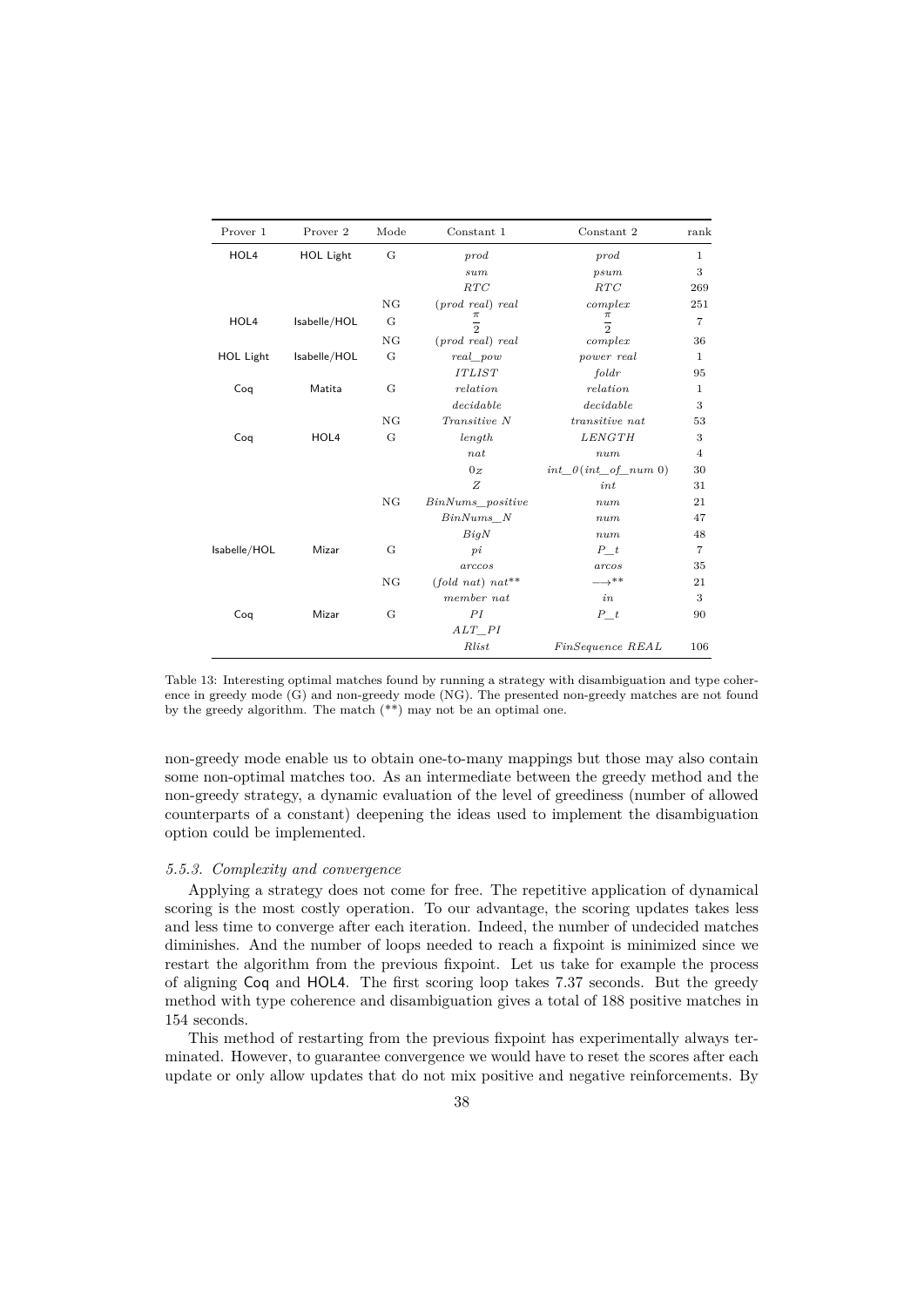| Prover 1 | Prover 2 | Mode | Constant 1 | Constant 2 | rank |
|---|---|---|---|---|---|
| HOL4 | HOL Light | G | *prod* | *prod* | 1 |
| | | | *sum* | *psum* | 3 |
| | | | *RTC* | *RTC* | 269 |
| | | NG | *(prod real) real* | *complex* | 251 |
| HOL4 | Isabelle/HOL | G | $\frac{\pi}{2}$ | $\frac{\pi}{2}$ | 7 |
| | | NG | *(prod real) real* | *complex* | 36 |
| HOL Light | Isabelle/HOL | G | *real_pow* | *power real* | 1 |
| | | | *ITLIST* | *foldr* | 95 |
| Coq | Matita | G | *relation* | *relation* | 1 |
| | | | *decidable* | *decidable* | 3 |
| | | NG | *Transitive N* | *transitive nat* | 53 |
| Coq | HOL4 | G | *length* | *LENGTH* | 3 |
| | | | *nat* | *num* | 4 |
| | | | $0_Z$ | *int_0(int_of_num 0)* | 30 |
| | | | *Z* | *int* | 31 |
| | | NG | *BinNums_positive* | *num* | 21 |
| | | | *BinNums_N* | *num* | 47 |
| | | | *BigN* | *num* | 48 |
| Isabelle/HOL | Mizar | G | *pi* | *P_t* | 7 |
| | | | *arccos* | *arcos* | 35 |
| | | NG | *(fold nat) nat*** | $\longrightarrow$** | 21 |
| | | | *member nat* | *in* | 3 |
| Coq | Mizar | G | *PI* | *P_t* | 90 |
| | | | *ALT_PI* | | |
| | | | *Rlist* | *FinSequence REAL* | 106 |

Table 13: Interesting optimal matches found by running a strategy with disambiguation and type coherence in greedy mode (G) and non-greedy mode (NG). The presented non-greedy matches are not found by the greedy algorithm. The match (**) may not be an optimal one.

non-greedy mode enable us to obtain one-to-many mappings but those may also contain some non-optimal matches too. As an intermediate between the greedy method and the non-greedy strategy, a dynamic evaluation of the level of greediness (number of allowed counterparts of a constant) deepening the ideas used to implement the disambiguation option could be implemented.

### *5.5.3. Complexity and convergence*

Applying a strategy does not come for free. The repetitive application of dynamical scoring is the most costly operation. To our advantage, the scoring updates takes less and less time to converge after each iteration. Indeed, the number of undecided matches diminishes. And the number of loops needed to reach a fixpoint is minimized since we restart the algorithm from the previous fixpoint. Let us take for example the process of aligning Coq and HOL4. The first scoring loop takes 7.37 seconds. But the greedy method with type coherence and disambiguation gives a total of 188 positive matches in 154 seconds.

This method of restarting from the previous fixpoint has experimentally always terminated. However, to guarantee convergence we would have to reset the scores after each update or only allow updates that do not mix positive and negative reinforcements. By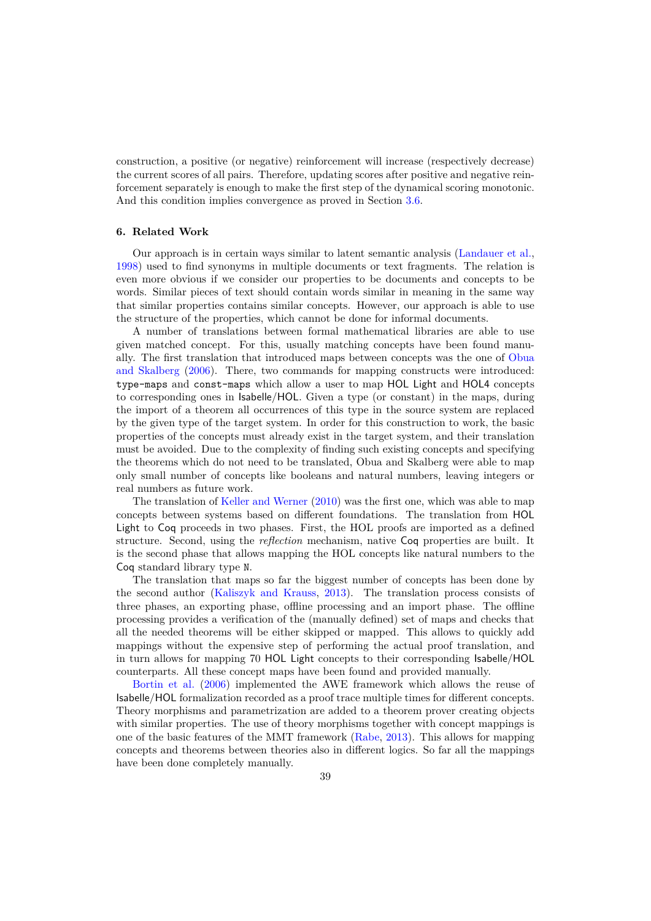construction, a positive (or negative) reinforcement will increase (respectively decrease) the current scores of all pairs. Therefore, updating scores after positive and negative reinforcement separately is enough to make the first step of the dynamical scoring monotonic. And this condition implies convergence as proved in Section 3.6.

## 6. Related Work

Our approach is in certain ways similar to latent semantic analysis (Landauer et al., 1998) used to find synonyms in multiple documents or text fragments. The relation is even more obvious if we consider our properties to be documents and concepts to be words. Similar pieces of text should contain words similar in meaning in the same way that similar properties contains similar concepts. However, our approach is able to use the structure of the properties, which cannot be done for informal documents.

A number of translations between formal mathematical libraries are able to use given matched concept. For this, usually matching concepts have been found manually. The first translation that introduced maps between concepts was the one of Obua and Skalberg (2006). There, two commands for mapping constructs were introduced: `type-maps` and `const-maps` which allow a user to map HOL Light and HOL4 concepts to corresponding ones in Isabelle/HOL. Given a type (or constant) in the maps, during the import of a theorem all occurrences of this type in the source system are replaced by the given type of the target system. In order for this construction to work, the basic properties of the concepts must already exist in the target system, and their translation must be avoided. Due to the complexity of finding such existing concepts and specifying the theorems which do not need to be translated, Obua and Skalberg were able to map only small number of concepts like booleans and natural numbers, leaving integers or real numbers as future work.

The translation of Keller and Werner (2010) was the first one, which was able to map concepts between systems based on different foundations. The translation from HOL Light to Coq proceeds in two phases. First, the HOL proofs are imported as a defined structure. Second, using the *reflection* mechanism, native Coq properties are built. It is the second phase that allows mapping the HOL concepts like natural numbers to the Coq standard library type `N`.

The translation that maps so far the biggest number of concepts has been done by the second author (Kaliszyk and Krauss, 2013). The translation process consists of three phases, an exporting phase, offline processing and an import phase. The offline processing provides a verification of the (manually defined) set of maps and checks that all the needed theorems will be either skipped or mapped. This allows to quickly add mappings without the expensive step of performing the actual proof translation, and in turn allows for mapping 70 HOL Light concepts to their corresponding Isabelle/HOL counterparts. All these concept maps have been found and provided manually.

Bortin et al. (2006) implemented the AWE framework which allows the reuse of Isabelle/HOL formalization recorded as a proof trace multiple times for different concepts. Theory morphisms and parametrization are added to a theorem prover creating objects with similar properties. The use of theory morphisms together with concept mappings is one of the basic features of the MMT framework (Rabe, 2013). This allows for mapping concepts and theorems between theories also in different logics. So far all the mappings have been done completely manually.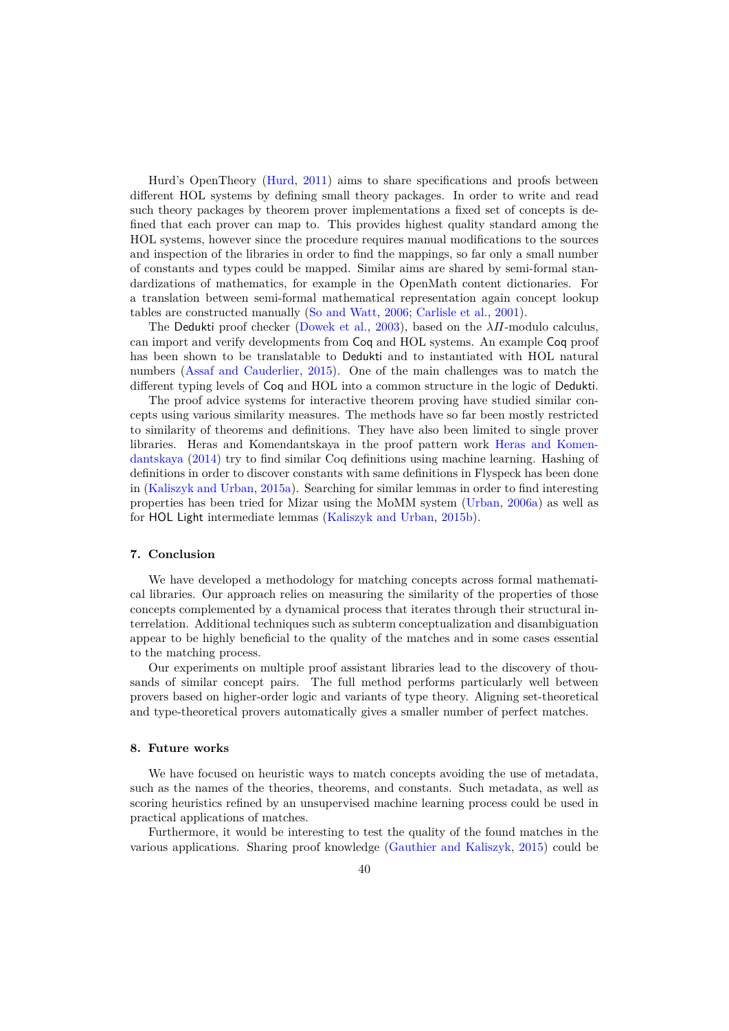Hurd's OpenTheory (Hurd, 2011) aims to share specifications and proofs between different HOL systems by defining small theory packages. In order to write and read such theory packages by theorem prover implementations a fixed set of concepts is defined that each prover can map to. This provides highest quality standard among the HOL systems, however since the procedure requires manual modifications to the sources and inspection of the libraries in order to find the mappings, so far only a small number of constants and types could be mapped. Similar aims are shared by semi-formal standardizations of mathematics, for example in the OpenMath content dictionaries. For a translation between semi-formal mathematical representation again concept lookup tables are constructed manually (So and Watt, 2006; Carlisle et al., 2001).

The Dedukti proof checker (Dowek et al., 2003), based on the $\lambda\Pi$-modulo calculus, can import and verify developments from Coq and HOL systems. An example Coq proof has been shown to be translatable to Dedukti and to instantiated with HOL natural numbers (Assaf and Cauderlier, 2015). One of the main challenges was to match the different typing levels of Coq and HOL into a common structure in the logic of Dedukti.

The proof advice systems for interactive theorem proving have studied similar concepts using various similarity measures. The methods have so far been mostly restricted to similarity of theorems and definitions. They have also been limited to single prover libraries. Heras and Komendantskaya in the proof pattern work Heras and Komendantskaya (2014) try to find similar Coq definitions using machine learning. Hashing of definitions in order to discover constants with same definitions in Flyspeck has been done in (Kaliszyk and Urban, 2015a). Searching for similar lemmas in order to find interesting properties has been tried for Mizar using the MoMM system (Urban, 2006a) as well as for HOL Light intermediate lemmas (Kaliszyk and Urban, 2015b).

## 7. Conclusion

We have developed a methodology for matching concepts across formal mathematical libraries. Our approach relies on measuring the similarity of the properties of those concepts complemented by a dynamical process that iterates through their structural interrelation. Additional techniques such as subterm conceptualization and disambiguation appear to be highly beneficial to the quality of the matches and in some cases essential to the matching process.

Our experiments on multiple proof assistant libraries lead to the discovery of thousands of similar concept pairs. The full method performs particularly well between provers based on higher-order logic and variants of type theory. Aligning set-theoretical and type-theoretical provers automatically gives a smaller number of perfect matches.

## 8. Future works

We have focused on heuristic ways to match concepts avoiding the use of metadata, such as the names of the theories, theorems, and constants. Such metadata, as well as scoring heuristics refined by an unsupervised machine learning process could be used in practical applications of matches.

Furthermore, it would be interesting to test the quality of the found matches in the various applications. Sharing proof knowledge (Gauthier and Kaliszyk, 2015) could be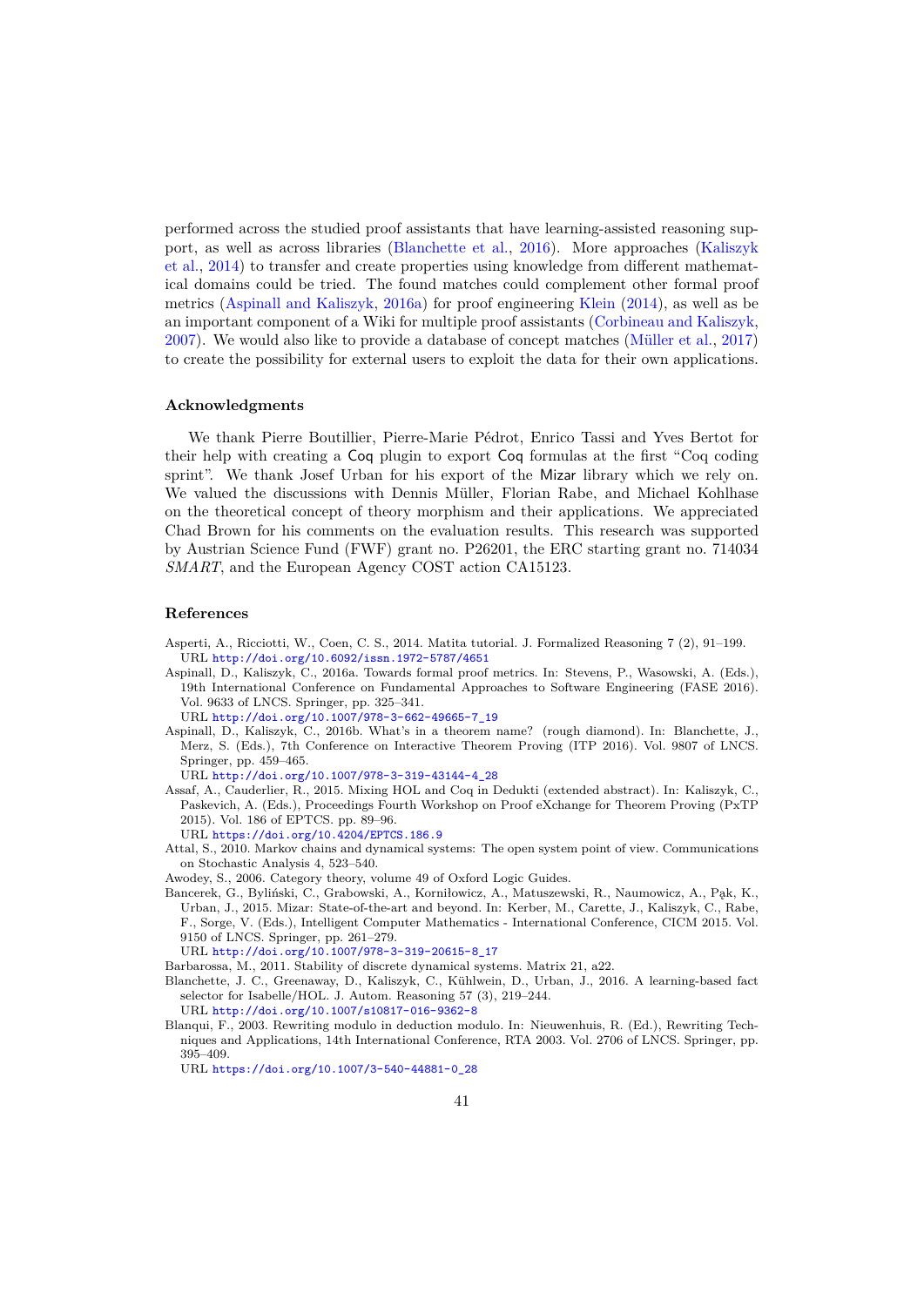performed across the studied proof assistants that have learning-assisted reasoning support, as well as across libraries (Blanchette et al., 2016). More approaches (Kaliszyk et al., 2014) to transfer and create properties using knowledge from different mathematical domains could be tried. The found matches could complement other formal proof metrics (Aspinall and Kaliszyk, 2016a) for proof engineering Klein (2014), as well as be an important component of a Wiki for multiple proof assistants (Corbineau and Kaliszyk, 2007). We would also like to provide a database of concept matches (Müller et al., 2017) to create the possibility for external users to exploit the data for their own applications.

### Acknowledgments

We thank Pierre Boutillier, Pierre-Marie Pédrot, Enrico Tassi and Yves Bertot for their help with creating a Coq plugin to export Coq formulas at the first "Coq coding sprint". We thank Josef Urban for his export of the Mizar library which we rely on. We valued the discussions with Dennis Müller, Florian Rabe, and Michael Kohlhase on the theoretical concept of theory morphism and their applications. We appreciated Chad Brown for his comments on the evaluation results. This research was supported by Austrian Science Fund (FWF) grant no. P26201, the ERC starting grant no. 714034 *SMART*, and the European Agency COST action CA15123.

### References

Asperti, A., Ricciotti, W., Coen, C. S., 2014. Matita tutorial. J. Formalized Reasoning 7 (2), 91–199. URL http://doi.org/10.6092/issn.1972-5787/4651

Aspinall, D., Kaliszyk, C., 2016a. Towards formal proof metrics. In: Stevens, P., Wasowski, A. (Eds.), 19th International Conference on Fundamental Approaches to Software Engineering (FASE 2016). Vol. 9633 of LNCS. Springer, pp. 325–341. URL http://doi.org/10.1007/978-3-662-49665-7_19

Aspinall, D., Kaliszyk, C., 2016b. What's in a theorem name? (rough diamond). In: Blanchette, J., Merz, S. (Eds.), 7th Conference on Interactive Theorem Proving (ITP 2016). Vol. 9807 of LNCS. Springer, pp. 459–465. URL http://doi.org/10.1007/978-3-319-43144-4_28

Assaf, A., Cauderlier, R., 2015. Mixing HOL and Coq in Dedukti (extended abstract). In: Kaliszyk, C., Paskevich, A. (Eds.), Proceedings Fourth Workshop on Proof eXchange for Theorem Proving (PxTP 2015). Vol. 186 of EPTCS. pp. 89–96. URL https://doi.org/10.4204/EPTCS.186.9

Attal, S., 2010. Markov chains and dynamical systems: The open system point of view. Communications on Stochastic Analysis 4, 523–540.

Awodey, S., 2006. Category theory, volume 49 of Oxford Logic Guides.

Bancerek, G., Byliński, C., Grabowski, A., Korniłowicz, A., Matuszewski, R., Naumowicz, A., Pąk, K., Urban, J., 2015. Mizar: State-of-the-art and beyond. In: Kerber, M., Carette, J., Kaliszyk, C., Rabe, F., Sorge, V. (Eds.), Intelligent Computer Mathematics - International Conference, CICM 2015. Vol. 9150 of LNCS. Springer, pp. 261–279. URL http://doi.org/10.1007/978-3-319-20615-8_17

Barbarossa, M., 2011. Stability of discrete dynamical systems. Matrix 21, a22.

Blanchette, J. C., Greenaway, D., Kaliszyk, C., Kühlwein, D., Urban, J., 2016. A learning-based fact selector for Isabelle/HOL. J. Autom. Reasoning 57 (3), 219–244. URL http://doi.org/10.1007/s10817-016-9362-8

Blanqui, F., 2003. Rewriting modulo in deduction modulo. In: Nieuwenhuis, R. (Ed.), Rewriting Techniques and Applications, 14th International Conference, RTA 2003. Vol. 2706 of LNCS. Springer, pp. 395–409. URL https://doi.org/10.1007/3-540-44881-0_28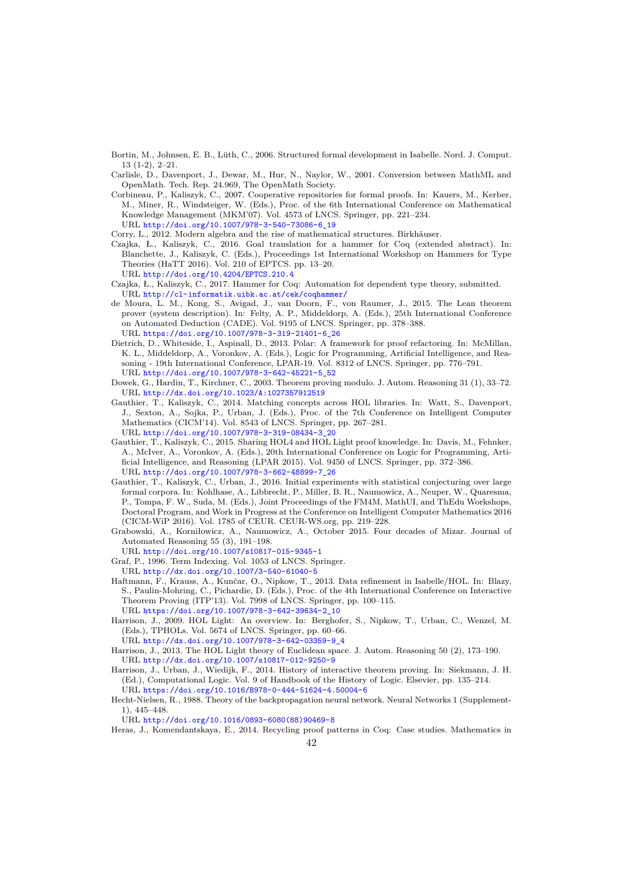Bortin, M., Johnsen, E. B., Lüth, C., 2006. Structured formal development in Isabelle. Nord. J. Comput. 13 (1-2), 2–21.

Carlisle, D., Davenport, J., Dewar, M., Hur, N., Naylor, W., 2001. Conversion between MathML and OpenMath. Tech. Rep. 24.969, The OpenMath Society.

Corbineau, P., Kaliszyk, C., 2007. Cooperative repositories for formal proofs. In: Kauers, M., Kerber, M., Miner, R., Windsteiger, W. (Eds.), Proc. of the 6th International Conference on Mathematical Knowledge Management (MKM'07). Vol. 4573 of LNCS. Springer, pp. 221–234.
URL http://doi.org/10.1007/978-3-540-73086-6_19

Corry, L., 2012. Modern algebra and the rise of mathematical structures. Birkhäuser.

Czajka, Ł., Kaliszyk, C., 2016. Goal translation for a hammer for Coq (extended abstract). In: Blanchette, J., Kaliszyk, C. (Eds.), Proceedings 1st International Workshop on Hammers for Type Theories (HaTT 2016). Vol. 210 of EPTCS. pp. 13–20.
URL http://doi.org/10.4204/EPTCS.210.4

Czajka, Ł., Kaliszyk, C., 2017. Hammer for Coq: Automation for dependent type theory, submitted.
URL http://cl-informatik.uibk.ac.at/cek/coqhammer/

de Moura, L. M., Kong, S., Avigad, J., van Doorn, F., von Raumer, J., 2015. The Lean theorem prover (system description). In: Felty, A. P., Middeldorp, A. (Eds.), 25th International Conference on Automated Deduction (CADE). Vol. 9195 of LNCS. Springer, pp. 378–388.
URL https://doi.org/10.1007/978-3-319-21401-6_26

Dietrich, D., Whiteside, I., Aspinall, D., 2013. Polar: A framework for proof refactoring. In: McMillan, K. L., Middeldorp, A., Voronkov, A. (Eds.), Logic for Programming, Artificial Intelligence, and Reasoning - 19th International Conference, LPAR-19. Vol. 8312 of LNCS. Springer, pp. 776–791.
URL http://doi.org/10.1007/978-3-642-45221-5_52

Dowek, G., Hardin, T., Kirchner, C., 2003. Theorem proving modulo. J. Autom. Reasoning 31 (1), 33–72.
URL http://dx.doi.org/10.1023/A:1027357912519

Gauthier, T., Kaliszyk, C., 2014. Matching concepts across HOL libraries. In: Watt, S., Davenport, J., Sexton, A., Sojka, P., Urban, J. (Eds.), Proc. of the 7th Conference on Intelligent Computer Mathematics (CICM'14). Vol. 8543 of LNCS. Springer, pp. 267–281.
URL http://doi.org/10.1007/978-3-319-08434-3_20

Gauthier, T., Kaliszyk, C., 2015. Sharing HOL4 and HOL Light proof knowledge. In: Davis, M., Fehnker, A., McIver, A., Voronkov, A. (Eds.), 20th International Conference on Logic for Programming, Artificial Intelligence, and Reasoning (LPAR 2015). Vol. 9450 of LNCS. Springer, pp. 372–386.
URL http://doi.org/10.1007/978-3-662-48899-7_26

Gauthier, T., Kaliszyk, C., Urban, J., 2016. Initial experiments with statistical conjecturing over large formal corpora. In: Kohlhase, A., Libbrecht, P., Miller, B. R., Naumowicz, A., Neuper, W., Quaresma, P., Tompa, F. W., Suda, M. (Eds.), Joint Proceedings of the FM4M, MathUI, and ThEdu Workshops, Doctoral Program, and Work in Progress at the Conference on Intelligent Computer Mathematics 2016 (CICM-WiP 2016). Vol. 1785 of CEUR. CEUR-WS.org, pp. 219–228.

Grabowski, A., Korniłowicz, A., Naumowicz, A., October 2015. Four decades of Mizar. Journal of Automated Reasoning 55 (3), 191–198.
URL http://doi.org/10.1007/s10817-015-9345-1

Graf, P., 1996. Term Indexing. Vol. 1053 of LNCS. Springer.
URL http://dx.doi.org/10.1007/3-540-61040-5

Haftmann, F., Krauss, A., Kunčar, O., Nipkow, T., 2013. Data refinement in Isabelle/HOL. In: Blazy, S., Paulin-Mohring, C., Pichardie, D. (Eds.), Proc. of the 4th International Conference on Interactive Theorem Proving (ITP'13). Vol. 7998 of LNCS. Springer, pp. 100–115.
URL https://doi.org/10.1007/978-3-642-39634-2_10

Harrison, J., 2009. HOL Light: An overview. In: Berghofer, S., Nipkow, T., Urban, C., Wenzel, M. (Eds.), TPHOLs. Vol. 5674 of LNCS. Springer, pp. 60–66.
URL http://dx.doi.org/10.1007/978-3-642-03359-9_4

Harrison, J., 2013. The HOL Light theory of Euclidean space. J. Autom. Reasoning 50 (2), 173–190.
URL http://dx.doi.org/10.1007/s10817-012-9250-9

Harrison, J., Urban, J., Wiedijk, F., 2014. History of interactive theorem proving. In: Siekmann, J. H. (Ed.), Computational Logic. Vol. 9 of Handbook of the History of Logic. Elsevier, pp. 135–214.
URL https://doi.org/10.1016/B978-0-444-51624-4.50004-6

Hecht-Nielsen, R., 1988. Theory of the backpropagation neural network. Neural Networks 1 (Supplement-1), 445–448.
URL http://doi.org/10.1016/0893-6080(88)90469-8

Heras, J., Komendantskaya, E., 2014. Recycling proof patterns in Coq: Case studies. Mathematics in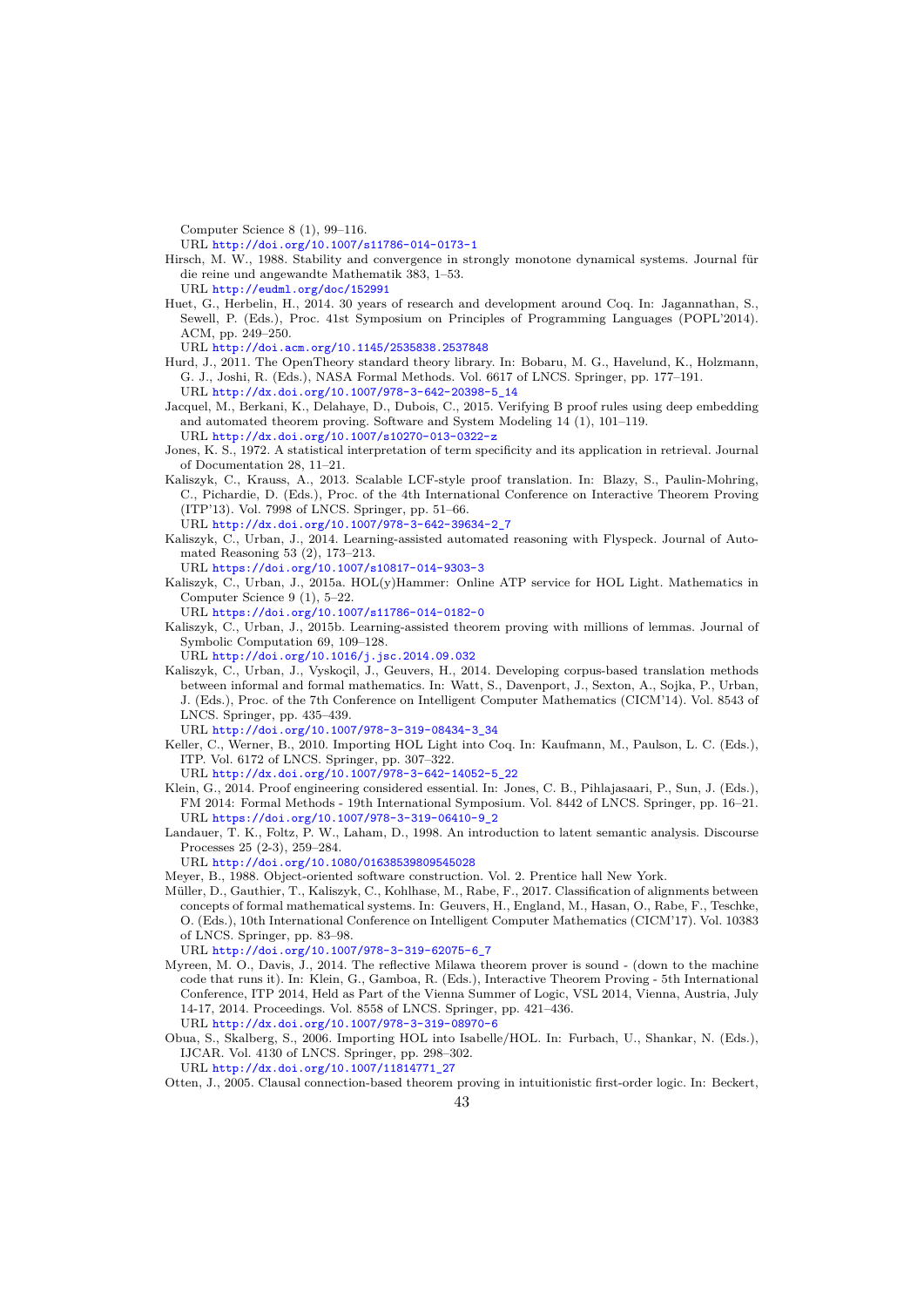Computer Science 8 (1), 99–116.
URL http://doi.org/10.1007/s11786-014-0173-1

Hirsch, M. W., 1988. Stability and convergence in strongly monotone dynamical systems. Journal für die reine und angewandte Mathematik 383, 1–53.
URL http://eudml.org/doc/152991

Huet, G., Herbelin, H., 2014. 30 years of research and development around Coq. In: Jagannathan, S., Sewell, P. (Eds.), Proc. 41st Symposium on Principles of Programming Languages (POPL'2014). ACM, pp. 249–250.
URL http://doi.acm.org/10.1145/2535838.2537848

Hurd, J., 2011. The OpenTheory standard theory library. In: Bobaru, M. G., Havelund, K., Holzmann, G. J., Joshi, R. (Eds.), NASA Formal Methods. Vol. 6617 of LNCS. Springer, pp. 177–191.
URL http://dx.doi.org/10.1007/978-3-642-20398-5_14

Jacquel, M., Berkani, K., Delahaye, D., Dubois, C., 2015. Verifying B proof rules using deep embedding and automated theorem proving. Software and System Modeling 14 (1), 101–119.
URL http://dx.doi.org/10.1007/s10270-013-0322-z

Jones, K. S., 1972. A statistical interpretation of term specificity and its application in retrieval. Journal of Documentation 28, 11–21.

Kaliszyk, C., Krauss, A., 2013. Scalable LCF-style proof translation. In: Blazy, S., Paulin-Mohring, C., Pichardie, D. (Eds.), Proc. of the 4th International Conference on Interactive Theorem Proving (ITP'13). Vol. 7998 of LNCS. Springer, pp. 51–66.
URL http://dx.doi.org/10.1007/978-3-642-39634-2_7

Kaliszyk, C., Urban, J., 2014. Learning-assisted automated reasoning with Flyspeck. Journal of Automated Reasoning 53 (2), 173–213.
URL https://doi.org/10.1007/s10817-014-9303-3

Kaliszyk, C., Urban, J., 2015a. HOL(y)Hammer: Online ATP service for HOL Light. Mathematics in Computer Science 9 (1), 5–22.
URL https://doi.org/10.1007/s11786-014-0182-0

Kaliszyk, C., Urban, J., 2015b. Learning-assisted theorem proving with millions of lemmas. Journal of Symbolic Computation 69, 109–128.
URL http://doi.org/10.1016/j.jsc.2014.09.032

Kaliszyk, C., Urban, J., Vyskoçil, J., Geuvers, H., 2014. Developing corpus-based translation methods between informal and formal mathematics. In: Watt, S., Davenport, J., Sexton, A., Sojka, P., Urban, J. (Eds.), Proc. of the 7th Conference on Intelligent Computer Mathematics (CICM'14). Vol. 8543 of LNCS. Springer, pp. 435–439.
URL http://doi.org/10.1007/978-3-319-08434-3_34

Keller, C., Werner, B., 2010. Importing HOL Light into Coq. In: Kaufmann, M., Paulson, L. C. (Eds.), ITP. Vol. 6172 of LNCS. Springer, pp. 307–322.
URL http://dx.doi.org/10.1007/978-3-642-14052-5_22

Klein, G., 2014. Proof engineering considered essential. In: Jones, C. B., Pihlajasaari, P., Sun, J. (Eds.), FM 2014: Formal Methods - 19th International Symposium. Vol. 8442 of LNCS. Springer, pp. 16–21.
URL https://doi.org/10.1007/978-3-319-06410-9_2

Landauer, T. K., Foltz, P. W., Laham, D., 1998. An introduction to latent semantic analysis. Discourse Processes 25 (2-3), 259–284.
URL http://doi.org/10.1080/01638539809545028

Meyer, B., 1988. Object-oriented software construction. Vol. 2. Prentice hall New York.

Müller, D., Gauthier, T., Kaliszyk, C., Kohlhase, M., Rabe, F., 2017. Classification of alignments between concepts of formal mathematical systems. In: Geuvers, H., England, M., Hasan, O., Rabe, F., Teschke, O. (Eds.), 10th International Conference on Intelligent Computer Mathematics (CICM'17). Vol. 10383 of LNCS. Springer, pp. 83–98.
URL http://doi.org/10.1007/978-3-319-62075-6_7

Myreen, M. O., Davis, J., 2014. The reflective Milawa theorem prover is sound - (down to the machine code that runs it). In: Klein, G., Gamboa, R. (Eds.), Interactive Theorem Proving - 5th International Conference, ITP 2014, Held as Part of the Vienna Summer of Logic, VSL 2014, Vienna, Austria, July 14-17, 2014. Proceedings. Vol. 8558 of LNCS. Springer, pp. 421–436.
URL http://dx.doi.org/10.1007/978-3-319-08970-6

Obua, S., Skalberg, S., 2006. Importing HOL into Isabelle/HOL. In: Furbach, U., Shankar, N. (Eds.), IJCAR. Vol. 4130 of LNCS. Springer, pp. 298–302.
URL http://dx.doi.org/10.1007/11814771_27

Otten, J., 2005. Clausal connection-based theorem proving in intuitionistic first-order logic. In: Beckert,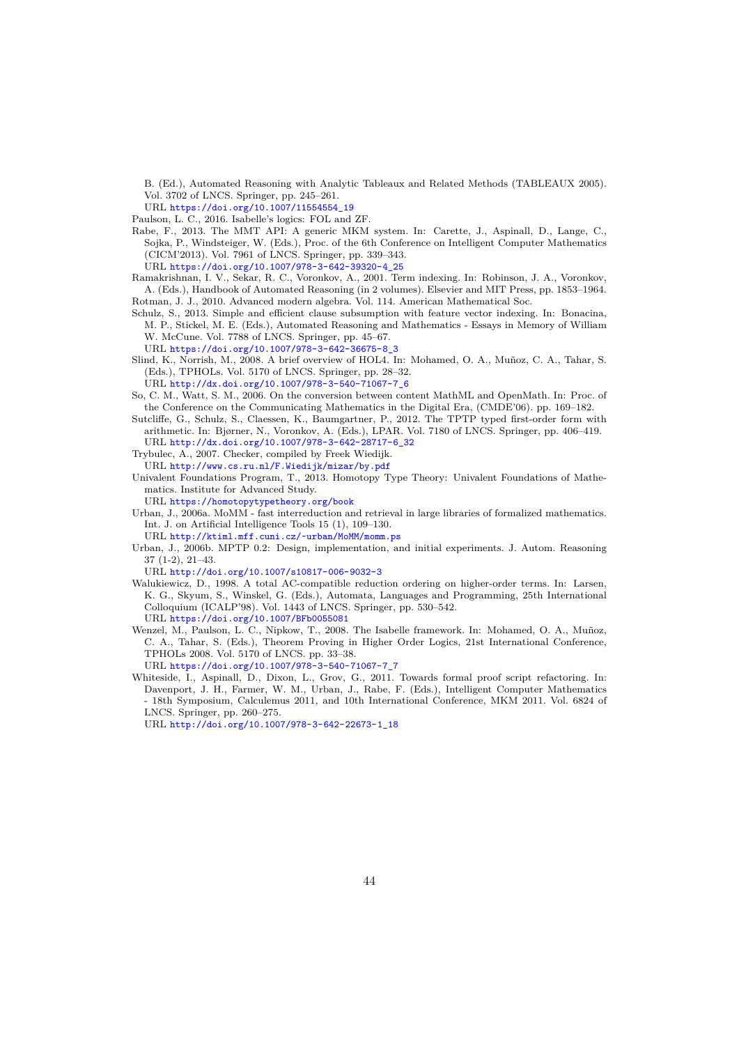B. (Ed.), Automated Reasoning with Analytic Tableaux and Related Methods (TABLEAUX 2005). Vol. 3702 of LNCS. Springer, pp. 245–261.
URL https://doi.org/10.1007/11554554_19

Paulson, L. C., 2016. Isabelle's logics: FOL and ZF.

Rabe, F., 2013. The MMT API: A generic MKM system. In: Carette, J., Aspinall, D., Lange, C., Sojka, P., Windsteiger, W. (Eds.), Proc. of the 6th Conference on Intelligent Computer Mathematics (CICM'2013). Vol. 7961 of LNCS. Springer, pp. 339–343.
URL https://doi.org/10.1007/978-3-642-39320-4_25

Ramakrishnan, I. V., Sekar, R. C., Voronkov, A., 2001. Term indexing. In: Robinson, J. A., Voronkov, A. (Eds.), Handbook of Automated Reasoning (in 2 volumes). Elsevier and MIT Press, pp. 1853–1964.

Rotman, J. J., 2010. Advanced modern algebra. Vol. 114. American Mathematical Soc.

Schulz, S., 2013. Simple and efficient clause subsumption with feature vector indexing. In: Bonacina, M. P., Stickel, M. E. (Eds.), Automated Reasoning and Mathematics - Essays in Memory of William W. McCune. Vol. 7788 of LNCS. Springer, pp. 45–67.
URL https://doi.org/10.1007/978-3-642-36675-8_3

Slind, K., Norrish, M., 2008. A brief overview of HOL4. In: Mohamed, O. A., Muñoz, C. A., Tahar, S. (Eds.), TPHOLs. Vol. 5170 of LNCS. Springer, pp. 28–32.
URL http://dx.doi.org/10.1007/978-3-540-71067-7_6

So, C. M., Watt, S. M., 2006. On the conversion between content MathML and OpenMath. In: Proc. of the Conference on the Communicating Mathematics in the Digital Era, (CMDE'06). pp. 169–182.

Sutcliffe, G., Schulz, S., Claessen, K., Baumgartner, P., 2012. The TPTP typed first-order form with arithmetic. In: Bjørner, N., Voronkov, A. (Eds.), LPAR. Vol. 7180 of LNCS. Springer, pp. 406–419.
URL http://dx.doi.org/10.1007/978-3-642-28717-6_32

Trybulec, A., 2007. Checker, compiled by Freek Wiedijk.
URL http://www.cs.ru.nl/F.Wiedijk/mizar/by.pdf

Univalent Foundations Program, T., 2013. Homotopy Type Theory: Univalent Foundations of Mathematics. Institute for Advanced Study.
URL https://homotopytypetheory.org/book

Urban, J., 2006a. MoMM - fast interreduction and retrieval in large libraries of formalized mathematics. Int. J. on Artificial Intelligence Tools 15 (1), 109–130.
URL http://ktiml.mff.cuni.cz/~urban/MoMM/momm.ps

Urban, J., 2006b. MPTP 0.2: Design, implementation, and initial experiments. J. Autom. Reasoning 37 (1-2), 21–43.
URL http://doi.org/10.1007/s10817-006-9032-3

Walukiewicz, D., 1998. A total AC-compatible reduction ordering on higher-order terms. In: Larsen, K. G., Skyum, S., Winskel, G. (Eds.), Automata, Languages and Programming, 25th International Colloquium (ICALP'98). Vol. 1443 of LNCS. Springer, pp. 530–542.
URL https://doi.org/10.1007/BFb0055081

Wenzel, M., Paulson, L. C., Nipkow, T., 2008. The Isabelle framework. In: Mohamed, O. A., Muñoz, C. A., Tahar, S. (Eds.), Theorem Proving in Higher Order Logics, 21st International Conference, TPHOLs 2008. Vol. 5170 of LNCS. pp. 33–38.
URL https://doi.org/10.1007/978-3-540-71067-7_7

Whiteside, I., Aspinall, D., Dixon, L., Grov, G., 2011. Towards formal proof script refactoring. In: Davenport, J. H., Farmer, W. M., Urban, J., Rabe, F. (Eds.), Intelligent Computer Mathematics - 18th Symposium, Calculemus 2011, and 10th International Conference, MKM 2011. Vol. 6824 of LNCS. Springer, pp. 260–275.
URL http://doi.org/10.1007/978-3-642-22673-1_18